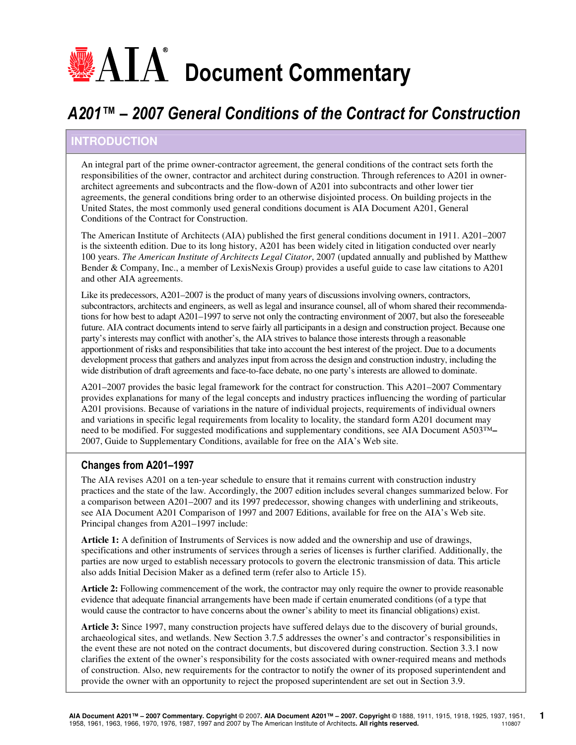# AIA® Document Commentary

## *A201™ – 2007 General Conditions of the Contract for Construction*

## INTRODUCTION

An integral part of the prime owner-contractor agreement, the general conditions of the contract sets forth the responsibilities of the owner, contractor and architect during construction. Through references to A201 in owner-architect agreements and subcontracts and the flow-down of A201 into subcontracts and other lower tier agreements, the general conditions bring order to an otherwise disjointed process. On building projects in the United States, the most commonly used general conditions document is AIA Document A201, General Conditions of the Contract for Construction.

The American Institute of Architects (AIA) published the first general conditions document in 1911. A201–2007 is the sixteenth edition. Due to its long history, A201 has been widely cited in litigation conducted over nearly 100 years. *The American Institute of Architects Legal Citator*, 2007 (updated annually and published by Matthew Bender & Company, Inc., a member of LexisNexis Group) provides a useful guide to case law citations to A201 and other AIA agreements.

Like its predecessors, A201–2007 is the product of many years of discussions involving owners, contractors, subcontractors, architects and engineers, as well as legal and insurance counsel, all of whom shared their recommendations for how best to adapt A201–1997 to serve not only the contracting environment of 2007, but also the foreseeable future. AIA contract documents intend to serve fairly all participants in a design and construction project. Because one party's interests may conflict with another's, the AIA strives to balance those interests through a reasonable apportionment of risks and responsibilities that take into account the best interest of the project. Due to a documents development process that gathers and analyzes input from across the design and construction industry, including the wide distribution of draft agreements and face-to-face debate, no one party's interests are allowed to dominate.

A201–2007 provides the basic legal framework for the contract for construction. This A201–2007 Commentary provides explanations for many of the legal concepts and industry practices influencing the wording of particular A201 provisions. Because of variations in the nature of individual projects, requirements of individual owners and variations in specific legal requirements from locality to locality, the standard form A201 document may need to be modified. For suggested modifications and supplementary conditions, see AIA Document A503™–2007, Guide to Supplementary Conditions, available for free on the AIA's Web site.

### Changes from A201–1997

The AIA revises A201 on a ten-year schedule to ensure that it remains current with construction industry practices and the state of the law. Accordingly, the 2007 edition includes several changes summarized below. For a comparison between A201–2007 and its 1997 predecessor, showing changes with underlining and strikeouts, see AIA Document A201 Comparison of 1997 and 2007 Editions, available for free on the AIA's Web site. Principal changes from A201–1997 include:

**Article 1:** A definition of Instruments of Services is now added and the ownership and use of drawings, specifications and other instruments of services through a series of licenses is further clarified. Additionally, the parties are now urged to establish necessary protocols to govern the electronic transmission of data. This article also adds Initial Decision Maker as a defined term (refer also to Article 15).

**Article 2:** Following commencement of the work, the contractor may only require the owner to provide reasonable evidence that adequate financial arrangements have been made if certain enumerated conditions (of a type that would cause the contractor to have concerns about the owner's ability to meet its financial obligations) exist.

**Article 3:** Since 1997, many construction projects have suffered delays due to the discovery of burial grounds, archaeological sites, and wetlands. New Section 3.7.5 addresses the owner's and contractor's responsibilities in the event these are not noted on the contract documents, but discovered during construction. Section 3.3.1 now clarifies the extent of the owner's responsibility for the costs associated with owner-required means and methods of construction. Also, new requirements for the contractor to notify the owner of its proposed superintendent and provide the owner with an opportunity to reject the proposed superintendent are set out in Section 3.9.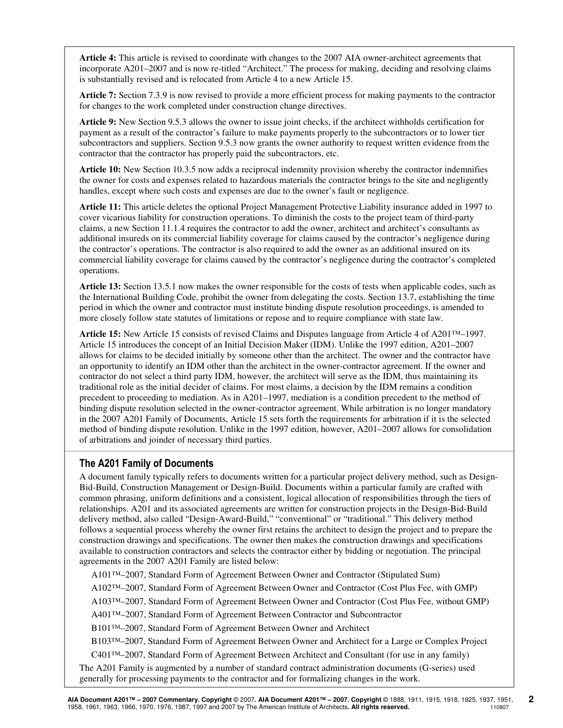**Article 4:** This article is revised to coordinate with changes to the 2007 AIA owner-architect agreements that incorporate A201–2007 and is now re-titled "Architect." The process for making, deciding and resolving claims is substantially revised and is relocated from Article 4 to a new Article 15.

**Article 7:** Section 7.3.9 is now revised to provide a more efficient process for making payments to the contractor for changes to the work completed under construction change directives.

**Article 9:** New Section 9.5.3 allows the owner to issue joint checks, if the architect withholds certification for payment as a result of the contractor's failure to make payments properly to the subcontractors or to lower tier subcontractors and suppliers. Section 9.5.3 now grants the owner authority to request written evidence from the contractor that the contractor has properly paid the subcontractors, etc.

**Article 10:** New Section 10.3.5 now adds a reciprocal indemnity provision whereby the contractor indemnifies the owner for costs and expenses related to hazardous materials the contractor brings to the site and negligently handles, except where such costs and expenses are due to the owner's fault or negligence.

**Article 11:** This article deletes the optional Project Management Protective Liability insurance added in 1997 to cover vicarious liability for construction operations. To diminish the costs to the project team of third-party claims, a new Section 11.1.4 requires the contractor to add the owner, architect and architect's consultants as additional insureds on its commercial liability coverage for claims caused by the contractor's negligence during the contractor's operations. The contractor is also required to add the owner as an additional insured on its commercial liability coverage for claims caused by the contractor's negligence during the contractor's completed operations.

**Article 13:** Section 13.5.1 now makes the owner responsible for the costs of tests when applicable codes, such as the International Building Code, prohibit the owner from delegating the costs. Section 13.7, establishing the time period in which the owner and contractor must institute binding dispute resolution proceedings, is amended to more closely follow state statutes of limitations or repose and to require compliance with state law.

**Article 15:** New Article 15 consists of revised Claims and Disputes language from Article 4 of A201™–1997. Article 15 introduces the concept of an Initial Decision Maker (IDM). Unlike the 1997 edition, A201–2007 allows for claims to be decided initially by someone other than the architect. The owner and the contractor have an opportunity to identify an IDM other than the architect in the owner-contractor agreement. If the owner and contractor do not select a third party IDM, however, the architect will serve as the IDM, thus maintaining its traditional role as the initial decider of claims. For most claims, a decision by the IDM remains a condition precedent to proceeding to mediation. As in A201–1997, mediation is a condition precedent to the method of binding dispute resolution selected in the owner-contractor agreement. While arbitration is no longer mandatory in the 2007 A201 Family of Documents, Article 15 sets forth the requirements for arbitration if it is the selected method of binding dispute resolution. Unlike in the 1997 edition, however, A201–2007 allows for consolidation of arbitrations and joinder of necessary third parties.

## The A201 Family of Documents

A document family typically refers to documents written for a particular project delivery method, such as Design-Bid-Build, Construction Management or Design-Build. Documents within a particular family are crafted with common phrasing, uniform definitions and a consistent, logical allocation of responsibilities through the tiers of relationships. A201 and its associated agreements are written for construction projects in the Design-Bid-Build delivery method, also called "Design-Award-Build," "conventional" or "traditional." This delivery method follows a sequential process whereby the owner first retains the architect to design the project and to prepare the construction drawings and specifications. The owner then makes the construction drawings and specifications available to construction contractors and selects the contractor either by bidding or negotiation. The principal agreements in the 2007 A201 Family are listed below:

A101™–2007, Standard Form of Agreement Between Owner and Contractor (Stipulated Sum)

A102™–2007, Standard Form of Agreement Between Owner and Contractor (Cost Plus Fee, with GMP)

A103™–2007, Standard Form of Agreement Between Owner and Contractor (Cost Plus Fee, without GMP)

A401™–2007, Standard Form of Agreement Between Contractor and Subcontractor

B101™–2007, Standard Form of Agreement Between Owner and Architect

B103™–2007, Standard Form of Agreement Between Owner and Architect for a Large or Complex Project

C401™–2007, Standard Form of Agreement Between Architect and Consultant (for use in any family)

The A201 Family is augmented by a number of standard contract administration documents (G-series) used generally for processing payments to the contractor and for formalizing changes in the work.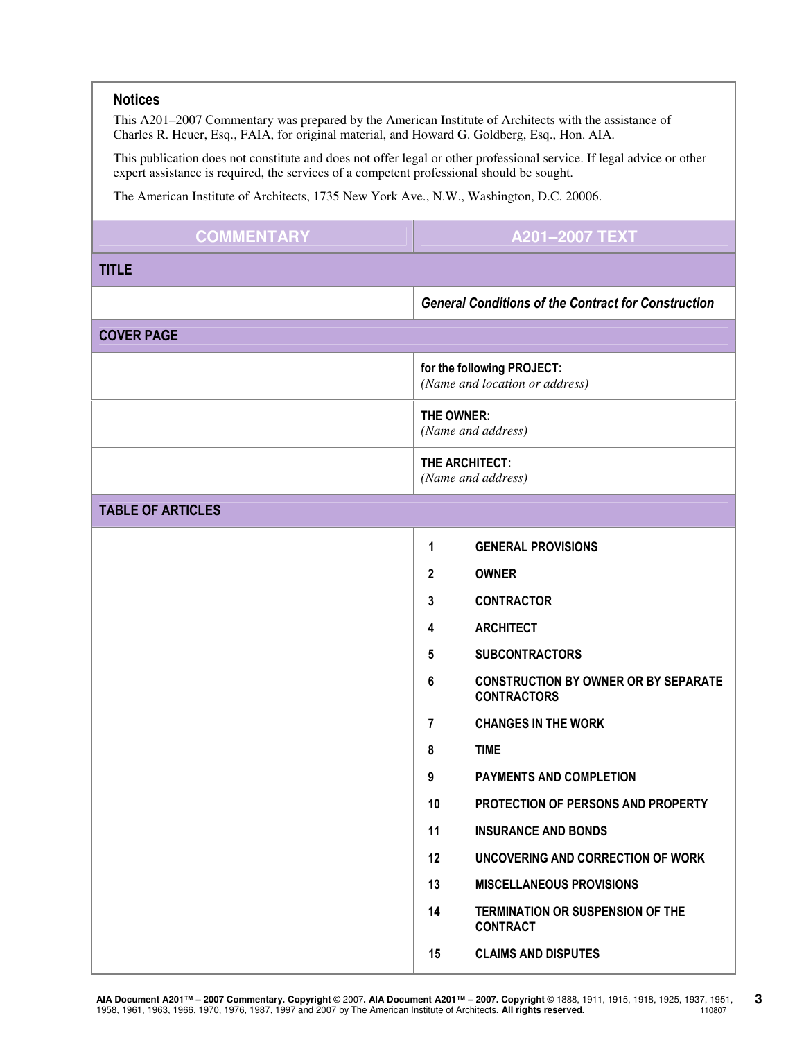## Notices

This A201–2007 Commentary was prepared by the American Institute of Architects with the assistance of Charles R. Heuer, Esq., FAIA, for original material, and Howard G. Goldberg, Esq., Hon. AIA.

This publication does not constitute and does not offer legal or other professional service. If legal advice or other expert assistance is required, the services of a competent professional should be sought.

The American Institute of Architects, 1735 New York Ave., N.W., Washington, D.C. 20006.

| COMMENTARY | A201–2007 TEXT |
|---|---|
| **TITLE** | |
| | ***General Conditions of the Contract for Construction*** |
| **COVER PAGE** | |
| | **for the following PROJECT:** *(Name and location or address)* |
| | **THE OWNER:** *(Name and address)* |
| | **THE ARCHITECT:** *(Name and address)* |
| **TABLE OF ARTICLES** | |
| | **1 GENERAL PROVISIONS**<br>**2 OWNER**<br>**3 CONTRACTOR**<br>**4 ARCHITECT**<br>**5 SUBCONTRACTORS**<br>**6 CONSTRUCTION BY OWNER OR BY SEPARATE CONTRACTORS**<br>**7 CHANGES IN THE WORK**<br>**8 TIME**<br>**9 PAYMENTS AND COMPLETION**<br>**10 PROTECTION OF PERSONS AND PROPERTY**<br>**11 INSURANCE AND BONDS**<br>**12 UNCOVERING AND CORRECTION OF WORK**<br>**13 MISCELLANEOUS PROVISIONS**<br>**14 TERMINATION OR SUSPENSION OF THE CONTRACT**<br>**15 CLAIMS AND DISPUTES** |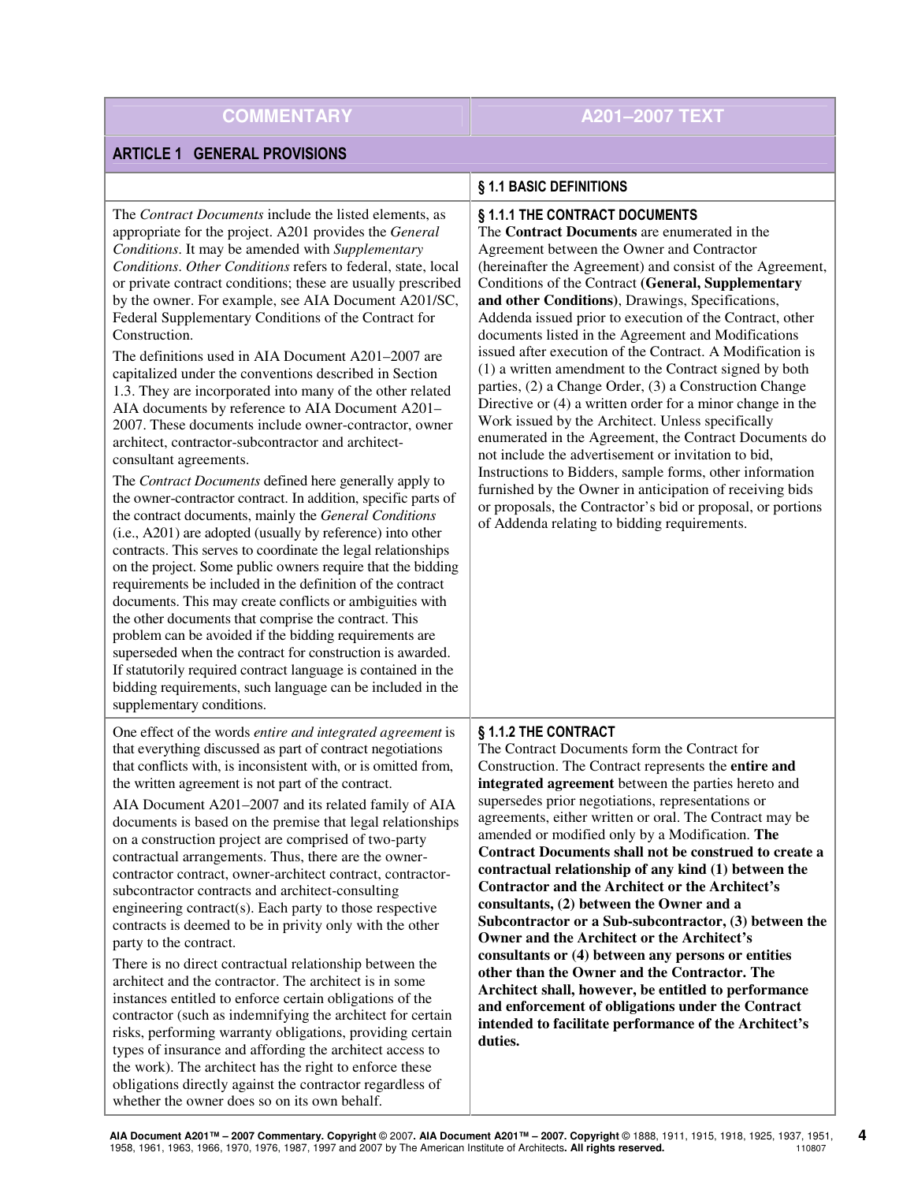| COMMENTARY | A201–2007 TEXT |
|---|---|
| **ARTICLE 1 GENERAL PROVISIONS** | |
| | **§ 1.1 BASIC DEFINITIONS** |
| The *Contract Documents* include the listed elements, as appropriate for the project. A201 provides the *General Conditions*. It may be amended with *Supplementary Conditions*. *Other Conditions* refers to federal, state, local or private contract conditions; these are usually prescribed by the owner. For example, see AIA Document A201/SC, Federal Supplementary Conditions of the Contract for Construction.<br><br>The definitions used in AIA Document A201–2007 are capitalized under the conventions described in Section 1.3. They are incorporated into many of the other related AIA documents by reference to AIA Document A201–2007. These documents include owner-contractor, owner architect, contractor-subcontractor and architect-consultant agreements.<br><br>The *Contract Documents* defined here generally apply to the owner-contractor contract. In addition, specific parts of the contract documents, mainly the *General Conditions* (i.e., A201) are adopted (usually by reference) into other contracts. This serves to coordinate the legal relationships on the project. Some public owners require that the bidding requirements be included in the definition of the contract documents. This may create conflicts or ambiguities with the other documents that comprise the contract. This problem can be avoided if the bidding requirements are superseded when the contract for construction is awarded. If statutorily required contract language is contained in the bidding requirements, such language can be included in the supplementary conditions. | **§ 1.1.1 THE CONTRACT DOCUMENTS**<br>The **Contract Documents** are enumerated in the Agreement between the Owner and Contractor (hereinafter the Agreement) and consist of the Agreement, Conditions of the Contract **(General, Supplementary and other Conditions)**, Drawings, Specifications, Addenda issued prior to execution of the Contract, other documents listed in the Agreement and Modifications issued after execution of the Contract. A Modification is (1) a written amendment to the Contract signed by both parties, (2) a Change Order, (3) a Construction Change Directive or (4) a written order for a minor change in the Work issued by the Architect. Unless specifically enumerated in the Agreement, the Contract Documents do not include the advertisement or invitation to bid, Instructions to Bidders, sample forms, other information furnished by the Owner in anticipation of receiving bids or proposals, the Contractor's bid or proposal, or portions of Addenda relating to bidding requirements. |
| One effect of the words *entire and integrated agreement* is that everything discussed as part of contract negotiations that conflicts with, is inconsistent with, or is omitted from, the written agreement is not part of the contract.<br><br>AIA Document A201–2007 and its related family of AIA documents is based on the premise that legal relationships on a construction project are comprised of two-party contractual arrangements. Thus, there are the owner-contractor contract, owner-architect contract, contractor-subcontractor contracts and architect-consulting engineering contract(s). Each party to those respective contracts is deemed to be in privity only with the other party to the contract.<br><br>There is no direct contractual relationship between the architect and the contractor. The architect is in some instances entitled to enforce certain obligations of the contractor (such as indemnifying the architect for certain risks, performing warranty obligations, providing certain types of insurance and affording the architect access to the work). The architect has the right to enforce these obligations directly against the contractor regardless of whether the owner does so on its own behalf. | **§ 1.1.2 THE CONTRACT**<br>The Contract Documents form the Contract for Construction. The Contract represents the **entire and integrated agreement** between the parties hereto and supersedes prior negotiations, representations or agreements, either written or oral. The Contract may be amended or modified only by a Modification. **The Contract Documents shall not be construed to create a contractual relationship of any kind (1) between the Contractor and the Architect or the Architect's consultants, (2) between the Owner and a Subcontractor or a Sub-subcontractor, (3) between the Owner and the Architect or the Architect's consultants or (4) between any persons or entities other than the Owner and the Contractor. The Architect shall, however, be entitled to performance and enforcement of obligations under the Contract intended to facilitate performance of the Architect's duties.** |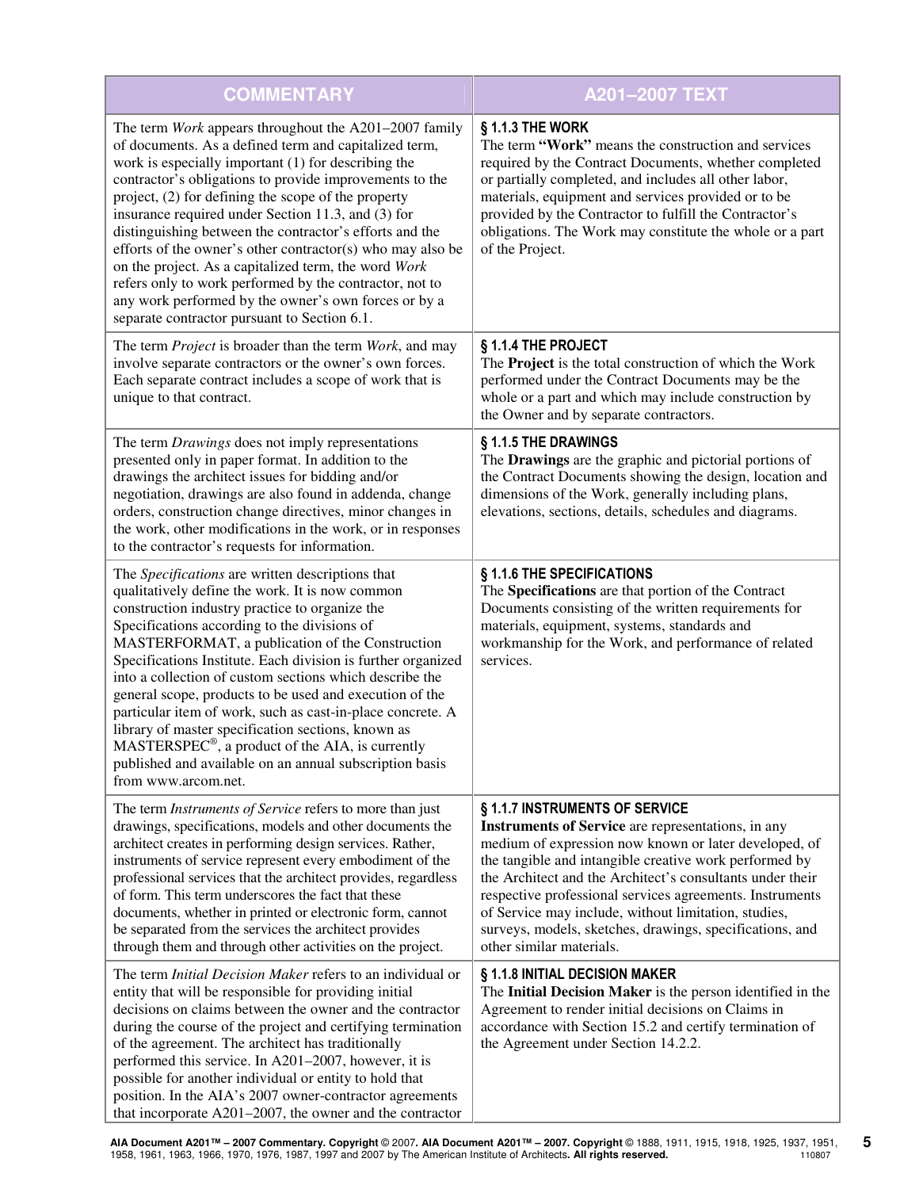| COMMENTARY | A201–2007 TEXT |
|---|---|
| The term *Work* appears throughout the A201–2007 family of documents. As a defined term and capitalized term, work is especially important (1) for describing the contractor's obligations to provide improvements to the project, (2) for defining the scope of the property insurance required under Section 11.3, and (3) for distinguishing between the contractor's efforts and the efforts of the owner's other contractor(s) who may also be on the project. As a capitalized term, the word *Work* refers only to work performed by the contractor, not to any work performed by the owner's own forces or by a separate contractor pursuant to Section 6.1. | **§ 1.1.3 THE WORK**<br>The term **"Work"** means the construction and services required by the Contract Documents, whether completed or partially completed, and includes all other labor, materials, equipment and services provided or to be provided by the Contractor to fulfill the Contractor's obligations. The Work may constitute the whole or a part of the Project. |
| The term *Project* is broader than the term *Work*, and may involve separate contractors or the owner's own forces. Each separate contract includes a scope of work that is unique to that contract. | **§ 1.1.4 THE PROJECT**<br>The **Project** is the total construction of which the Work performed under the Contract Documents may be the whole or a part and which may include construction by the Owner and by separate contractors. |
| The term *Drawings* does not imply representations presented only in paper format. In addition to the drawings the architect issues for bidding and/or negotiation, drawings are also found in addenda, change orders, construction change directives, minor changes in the work, other modifications in the work, or in responses to the contractor's requests for information. | **§ 1.1.5 THE DRAWINGS**<br>The **Drawings** are the graphic and pictorial portions of the Contract Documents showing the design, location and dimensions of the Work, generally including plans, elevations, sections, details, schedules and diagrams. |
| The *Specifications* are written descriptions that qualitatively define the work. It is now common construction industry practice to organize the Specifications according to the divisions of MASTERFORMAT, a publication of the Construction Specifications Institute. Each division is further organized into a collection of custom sections which describe the general scope, products to be used and execution of the particular item of work, such as cast-in-place concrete. A library of master specification sections, known as MASTERSPEC®, a product of the AIA, is currently published and available on an annual subscription basis from www.arcom.net. | **§ 1.1.6 THE SPECIFICATIONS**<br>The **Specifications** are that portion of the Contract Documents consisting of the written requirements for materials, equipment, systems, standards and workmanship for the Work, and performance of related services. |
| The term *Instruments of Service* refers to more than just drawings, specifications, models and other documents the architect creates in performing design services. Rather, instruments of service represent every embodiment of the professional services that the architect provides, regardless of form. This term underscores the fact that these documents, whether in printed or electronic form, cannot be separated from the services the architect provides through them and through other activities on the project. | **§ 1.1.7 INSTRUMENTS OF SERVICE**<br>**Instruments of Service** are representations, in any medium of expression now known or later developed, of the tangible and intangible creative work performed by the Architect and the Architect's consultants under their respective professional services agreements. Instruments of Service may include, without limitation, studies, surveys, models, sketches, drawings, specifications, and other similar materials. |
| The term *Initial Decision Maker* refers to an individual or entity that will be responsible for providing initial decisions on claims between the owner and the contractor during the course of the project and certifying termination of the agreement. The architect has traditionally performed this service. In A201–2007, however, it is possible for another individual or entity to hold that position. In the AIA's 2007 owner-contractor agreements that incorporate A201–2007, the owner and the contractor | **§ 1.1.8 INITIAL DECISION MAKER**<br>The **Initial Decision Maker** is the person identified in the Agreement to render initial decisions on Claims in accordance with Section 15.2 and certify termination of the Agreement under Section 14.2.2. |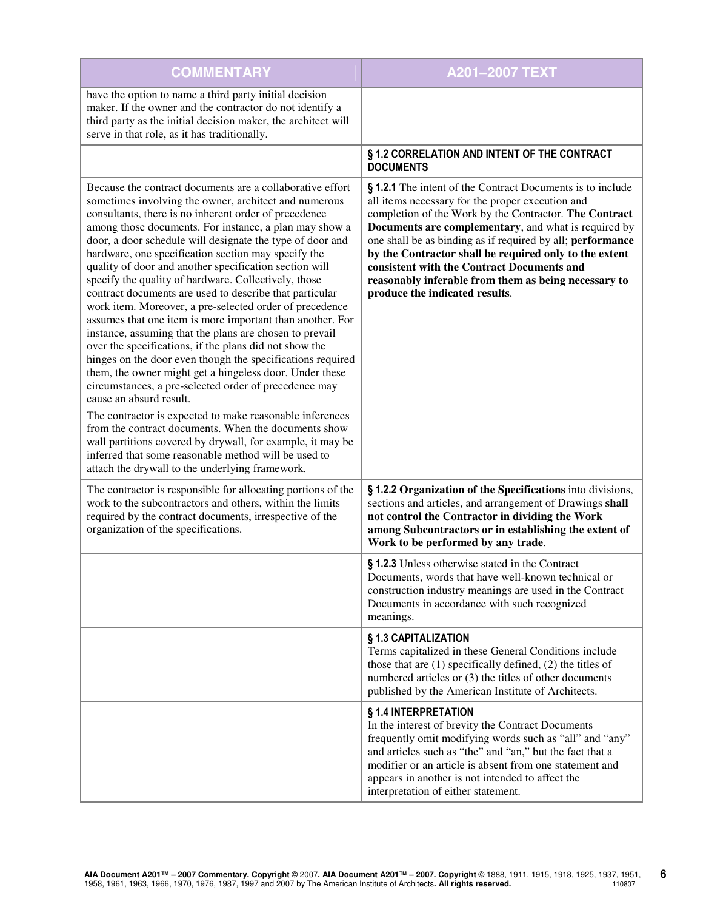| COMMENTARY | A201–2007 TEXT |
| --- | --- |
| have the option to name a third party initial decision maker. If the owner and the contractor do not identify a third party as the initial decision maker, the architect will serve in that role, as it has traditionally. | |
| | **§ 1.2 CORRELATION AND INTENT OF THE CONTRACT DOCUMENTS** |
| Because the contract documents are a collaborative effort sometimes involving the owner, architect and numerous consultants, there is no inherent order of precedence among those documents. For instance, a plan may show a door, a door schedule will designate the type of door and hardware, one specification section may specify the quality of door and another specification section will specify the quality of hardware. Collectively, those contract documents are used to describe that particular work item. Moreover, a pre-selected order of precedence assumes that one item is more important than another. For instance, assuming that the plans are chosen to prevail over the specifications, if the plans did not show the hinges on the door even though the specifications required them, the owner might get a hingeless door. Under these circumstances, a pre-selected order of precedence may cause an absurd result.<br><br>The contractor is expected to make reasonable inferences from the contract documents. When the documents show wall partitions covered by drywall, for example, it may be inferred that some reasonable method will be used to attach the drywall to the underlying framework. | **§ 1.2.1** The intent of the Contract Documents is to include all items necessary for the proper execution and completion of the Work by the Contractor. **The Contract Documents are complementary**, and what is required by one shall be as binding as if required by all; **performance by the Contractor shall be required only to the extent consistent with the Contract Documents and reasonably inferable from them as being necessary to produce the indicated results**. |
| The contractor is responsible for allocating portions of the work to the subcontractors and others, within the limits required by the contract documents, irrespective of the organization of the specifications. | **§ 1.2.2 Organization of the Specifications** into divisions, sections and articles, and arrangement of Drawings **shall not control the Contractor in dividing the Work among Subcontractors or in establishing the extent of Work to be performed by any trade**. |
| | **§ 1.2.3** Unless otherwise stated in the Contract Documents, words that have well-known technical or construction industry meanings are used in the Contract Documents in accordance with such recognized meanings. |
| | **§ 1.3 CAPITALIZATION**<br>Terms capitalized in these General Conditions include those that are (1) specifically defined, (2) the titles of numbered articles or (3) the titles of other documents published by the American Institute of Architects. |
| | **§ 1.4 INTERPRETATION**<br>In the interest of brevity the Contract Documents frequently omit modifying words such as "all" and "any" and articles such as "the" and "an," but the fact that a modifier or an article is absent from one statement and appears in another is not intended to affect the interpretation of either statement. |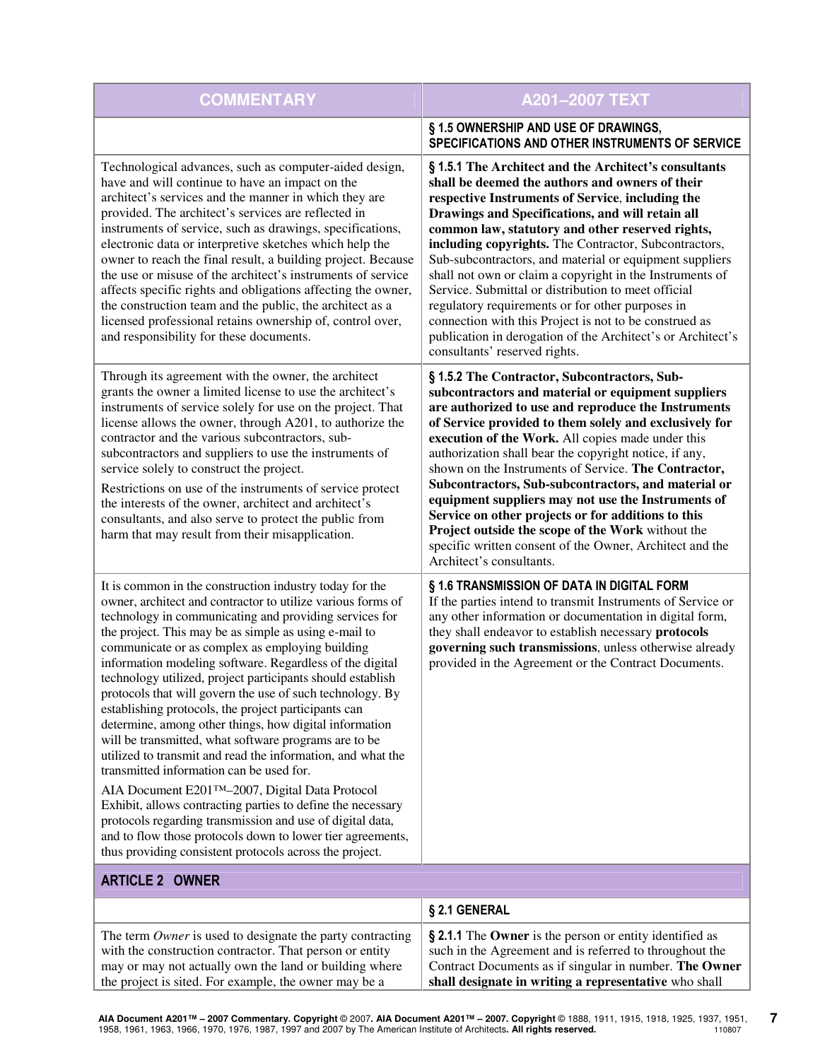| COMMENTARY | A201–2007 TEXT |
|---|---|
| | **§ 1.5 OWNERSHIP AND USE OF DRAWINGS, SPECIFICATIONS AND OTHER INSTRUMENTS OF SERVICE** |
| Technological advances, such as computer-aided design, have and will continue to have an impact on the architect's services and the manner in which they are provided. The architect's services are reflected in instruments of service, such as drawings, specifications, electronic data or interpretive sketches which help the owner to reach the final result, a building project. Because the use or misuse of the architect's instruments of service affects specific rights and obligations affecting the owner, the construction team and the public, the architect as a licensed professional retains ownership of, control over, and responsibility for these documents. | **§ 1.5.1 The Architect and the Architect's consultants shall be deemed the authors and owners of their respective Instruments of Service, including the Drawings and Specifications, and will retain all common law, statutory and other reserved rights, including copyrights.** The Contractor, Subcontractors, Sub-subcontractors, and material or equipment suppliers shall not own or claim a copyright in the Instruments of Service. Submittal or distribution to meet official regulatory requirements or for other purposes in connection with this Project is not to be construed as publication in derogation of the Architect's or Architect's consultants' reserved rights. |
| Through its agreement with the owner, the architect grants the owner a limited license to use the architect's instruments of service solely for use on the project. That license allows the owner, through A201, to authorize the contractor and the various subcontractors, sub-subcontractors and suppliers to use the instruments of service solely to construct the project.<br><br>Restrictions on use of the instruments of service protect the interests of the owner, architect and architect's consultants, and also serve to protect the public from harm that may result from their misapplication. | **§ 1.5.2 The Contractor, Subcontractors, Sub-subcontractors and material or equipment suppliers are authorized to use and reproduce the Instruments of Service provided to them solely and exclusively for execution of the Work.** All copies made under this authorization shall bear the copyright notice, if any, shown on the Instruments of Service. **The Contractor, Subcontractors, Sub-subcontractors, and material or equipment suppliers may not use the Instruments of Service on other projects or for additions to this Project outside the scope of the Work** without the specific written consent of the Owner, Architect and the Architect's consultants. |
| It is common in the construction industry today for the owner, architect and contractor to utilize various forms of technology in communicating and providing services for the project. This may be as simple as using e-mail to communicate or as complex as employing building information modeling software. Regardless of the digital technology utilized, project participants should establish protocols that will govern the use of such technology. By establishing protocols, the project participants can determine, among other things, how digital information will be transmitted, what software programs are to be utilized to transmit and read the information, and what the transmitted information can be used for.<br><br>AIA Document E201™–2007, Digital Data Protocol Exhibit, allows contracting parties to define the necessary protocols regarding transmission and use of digital data, and to flow those protocols down to lower tier agreements, thus providing consistent protocols across the project. | **§ 1.6 TRANSMISSION OF DATA IN DIGITAL FORM**<br>If the parties intend to transmit Instruments of Service or any other information or documentation in digital form, they shall endeavor to establish necessary **protocols governing such transmissions**, unless otherwise already provided in the Agreement or the Contract Documents. |
| **ARTICLE 2 OWNER** | |
| | **§ 2.1 GENERAL** |
| The term *Owner* is used to designate the party contracting with the construction contractor. That person or entity may or may not actually own the land or building where the project is sited. For example, the owner may be a | **§ 2.1.1** The **Owner** is the person or entity identified as such in the Agreement and is referred to throughout the Contract Documents as if singular in number. **The Owner shall designate in writing a representative** who shall |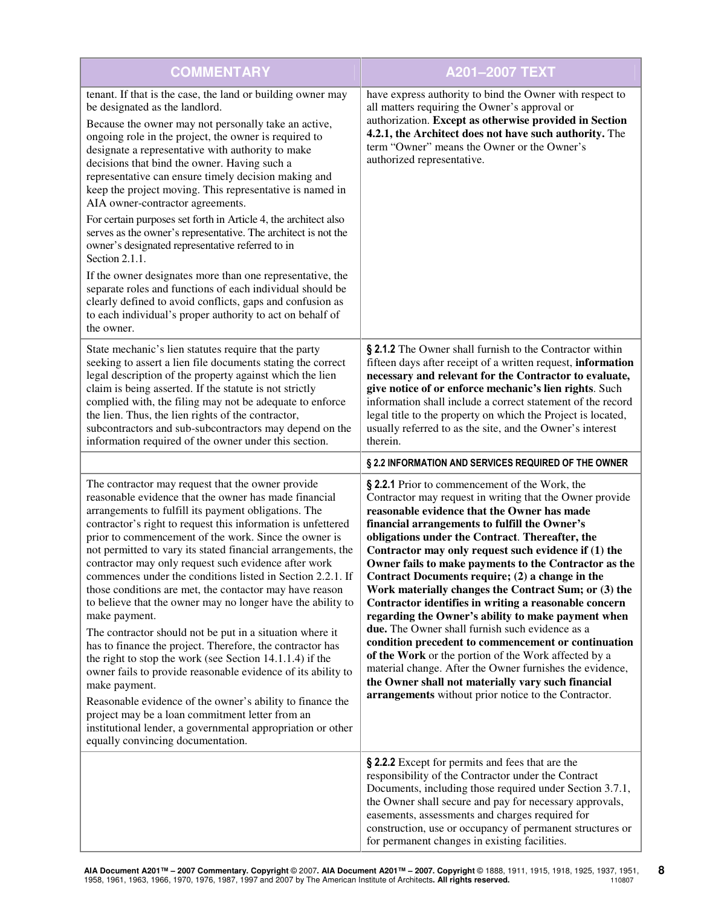| COMMENTARY | A201–2007 TEXT |
| --- | --- |
| tenant. If that is the case, the land or building owner may be designated as the landlord.<br><br>Because the owner may not personally take an active, ongoing role in the project, the owner is required to designate a representative with authority to make decisions that bind the owner. Having such a representative can ensure timely decision making and keep the project moving. This representative is named in AIA owner-contractor agreements.<br><br>For certain purposes set forth in Article 4, the architect also serves as the owner's representative. The architect is not the owner's designated representative referred to in Section 2.1.1.<br><br>If the owner designates more than one representative, the separate roles and functions of each individual should be clearly defined to avoid conflicts, gaps and confusion as to each individual's proper authority to act on behalf of the owner. | have express authority to bind the Owner with respect to all matters requiring the Owner's approval or authorization. **Except as otherwise provided in Section 4.2.1, the Architect does not have such authority.** The term "Owner" means the Owner or the Owner's authorized representative. |
| State mechanic's lien statutes require that the party seeking to assert a lien file documents stating the correct legal description of the property against which the lien claim is being asserted. If the statute is not strictly complied with, the filing may not be adequate to enforce the lien. Thus, the lien rights of the contractor, subcontractors and sub-subcontractors may depend on the information required of the owner under this section. | **§ 2.1.2** The Owner shall furnish to the Contractor within fifteen days after receipt of a written request, **information necessary and relevant for the Contractor to evaluate, give notice of or enforce mechanic's lien rights**. Such information shall include a correct statement of the record legal title to the property on which the Project is located, usually referred to as the site, and the Owner's interest therein. |
| | **§ 2.2 INFORMATION AND SERVICES REQUIRED OF THE OWNER** |
| The contractor may request that the owner provide reasonable evidence that the owner has made financial arrangements to fulfill its payment obligations. The contractor's right to request this information is unfettered prior to commencement of the work. Since the owner is not permitted to vary its stated financial arrangements, the contractor may only request such evidence after work commences under the conditions listed in Section 2.2.1. If those conditions are met, the contactor may have reason to believe that the owner may no longer have the ability to make payment.<br><br>The contractor should not be put in a situation where it has to finance the project. Therefore, the contractor has the right to stop the work (see Section 14.1.1.4) if the owner fails to provide reasonable evidence of its ability to make payment.<br><br>Reasonable evidence of the owner's ability to finance the project may be a loan commitment letter from an institutional lender, a governmental appropriation or other equally convincing documentation. | **§ 2.2.1** Prior to commencement of the Work, the Contractor may request in writing that the Owner provide **reasonable evidence that the Owner has made financial arrangements to fulfill the Owner's obligations under the Contract**. **Thereafter, the Contractor may only request such evidence if (1) the Owner fails to make payments to the Contractor as the Contract Documents require; (2) a change in the Work materially changes the Contract Sum; or (3) the Contractor identifies in writing a reasonable concern regarding the Owner's ability to make payment when due.** The Owner shall furnish such evidence as a **condition precedent to commencement or continuation of the Work** or the portion of the Work affected by a material change. After the Owner furnishes the evidence, **the Owner shall not materially vary such financial arrangements** without prior notice to the Contractor. |
| | **§ 2.2.2** Except for permits and fees that are the responsibility of the Contractor under the Contract Documents, including those required under Section 3.7.1, the Owner shall secure and pay for necessary approvals, easements, assessments and charges required for construction, use or occupancy of permanent structures or for permanent changes in existing facilities. |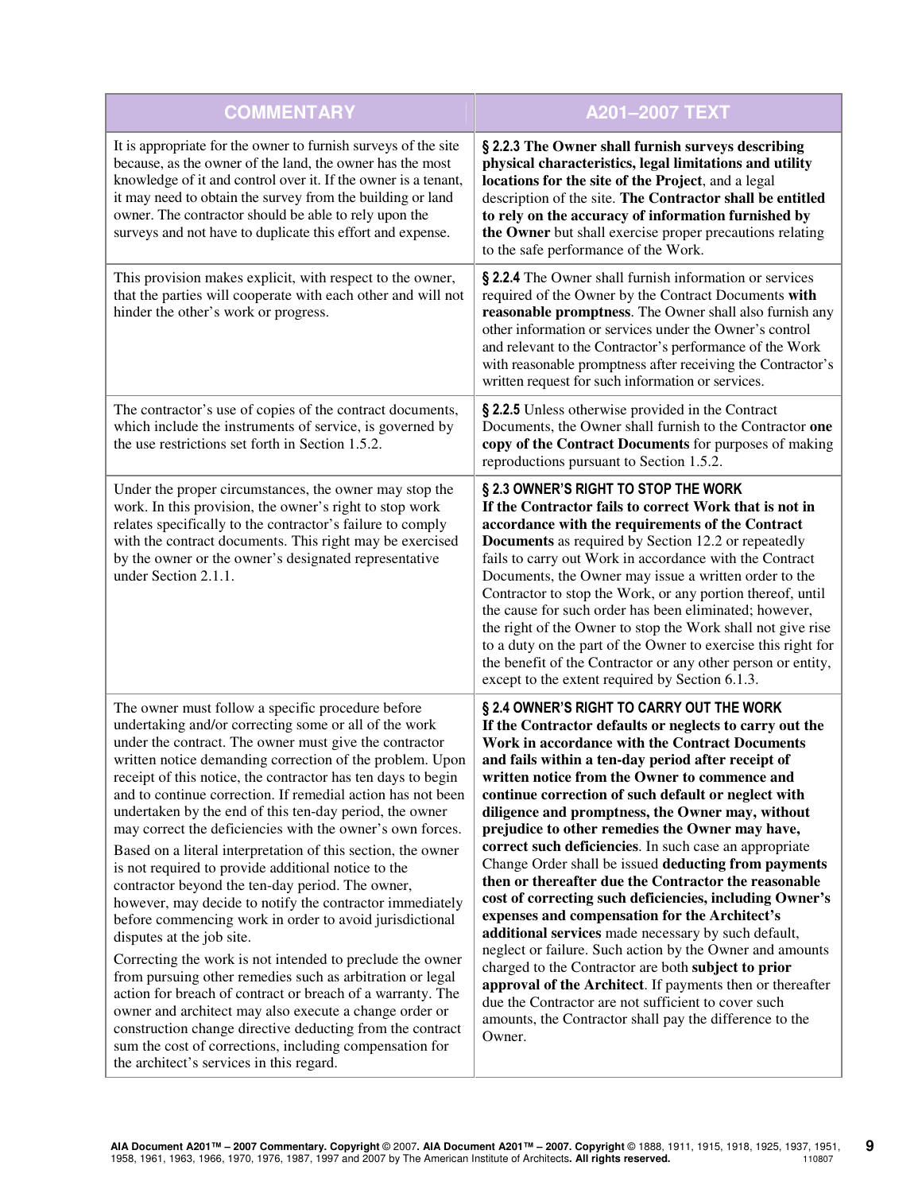| COMMENTARY | A201–2007 TEXT |
|---|---|
| It is appropriate for the owner to furnish surveys of the site because, as the owner of the land, the owner has the most knowledge of it and control over it. If the owner is a tenant, it may need to obtain the survey from the building or land owner. The contractor should be able to rely upon the surveys and not have to duplicate this effort and expense. | **§ 2.2.3 The Owner shall furnish surveys describing physical characteristics, legal limitations and utility locations for the site of the Project**, and a legal description of the site. **The Contractor shall be entitled to rely on the accuracy of information furnished by the Owner** but shall exercise proper precautions relating to the safe performance of the Work. |
| This provision makes explicit, with respect to the owner, that the parties will cooperate with each other and will not hinder the other's work or progress. | **§ 2.2.4** The Owner shall furnish information or services required of the Owner by the Contract Documents **with reasonable promptness**. The Owner shall also furnish any other information or services under the Owner's control and relevant to the Contractor's performance of the Work with reasonable promptness after receiving the Contractor's written request for such information or services. |
| The contractor's use of copies of the contract documents, which include the instruments of service, is governed by the use restrictions set forth in Section 1.5.2. | **§ 2.2.5** Unless otherwise provided in the Contract Documents, the Owner shall furnish to the Contractor **one copy of the Contract Documents** for purposes of making reproductions pursuant to Section 1.5.2. |
| Under the proper circumstances, the owner may stop the work. In this provision, the owner's right to stop work relates specifically to the contractor's failure to comply with the contract documents. This right may be exercised by the owner or the owner's designated representative under Section 2.1.1. | **§ 2.3 OWNER'S RIGHT TO STOP THE WORK**<br>**If the Contractor fails to correct Work that is not in accordance with the requirements of the Contract Documents** as required by Section 12.2 or repeatedly fails to carry out Work in accordance with the Contract Documents, the Owner may issue a written order to the Contractor to stop the Work, or any portion thereof, until the cause for such order has been eliminated; however, the right of the Owner to stop the Work shall not give rise to a duty on the part of the Owner to exercise this right for the benefit of the Contractor or any other person or entity, except to the extent required by Section 6.1.3. |
| The owner must follow a specific procedure before undertaking and/or correcting some or all of the work under the contract. The owner must give the contractor written notice demanding correction of the problem. Upon receipt of this notice, the contractor has ten days to begin and to continue correction. If remedial action has not been undertaken by the end of this ten-day period, the owner may correct the deficiencies with the owner's own forces.<br><br>Based on a literal interpretation of this section, the owner is not required to provide additional notice to the contractor beyond the ten-day period. The owner, however, may decide to notify the contractor immediately before commencing work in order to avoid jurisdictional disputes at the job site.<br><br>Correcting the work is not intended to preclude the owner from pursuing other remedies such as arbitration or legal action for breach of contract or breach of a warranty. The owner and architect may also execute a change order or construction change directive deducting from the contract sum the cost of corrections, including compensation for the architect's services in this regard. | **§ 2.4 OWNER'S RIGHT TO CARRY OUT THE WORK**<br>**If the Contractor defaults or neglects to carry out the Work in accordance with the Contract Documents and fails within a ten-day period after receipt of written notice from the Owner to commence and continue correction of such default or neglect with diligence and promptness, the Owner may, without prejudice to other remedies the Owner may have, correct such deficiencies**. In such case an appropriate Change Order shall be issued **deducting from payments then or thereafter due the Contractor the reasonable cost of correcting such deficiencies, including Owner's expenses and compensation for the Architect's additional services** made necessary by such default, neglect or failure. Such action by the Owner and amounts charged to the Contractor are both **subject to prior approval of the Architect**. If payments then or thereafter due the Contractor are not sufficient to cover such amounts, the Contractor shall pay the difference to the Owner. |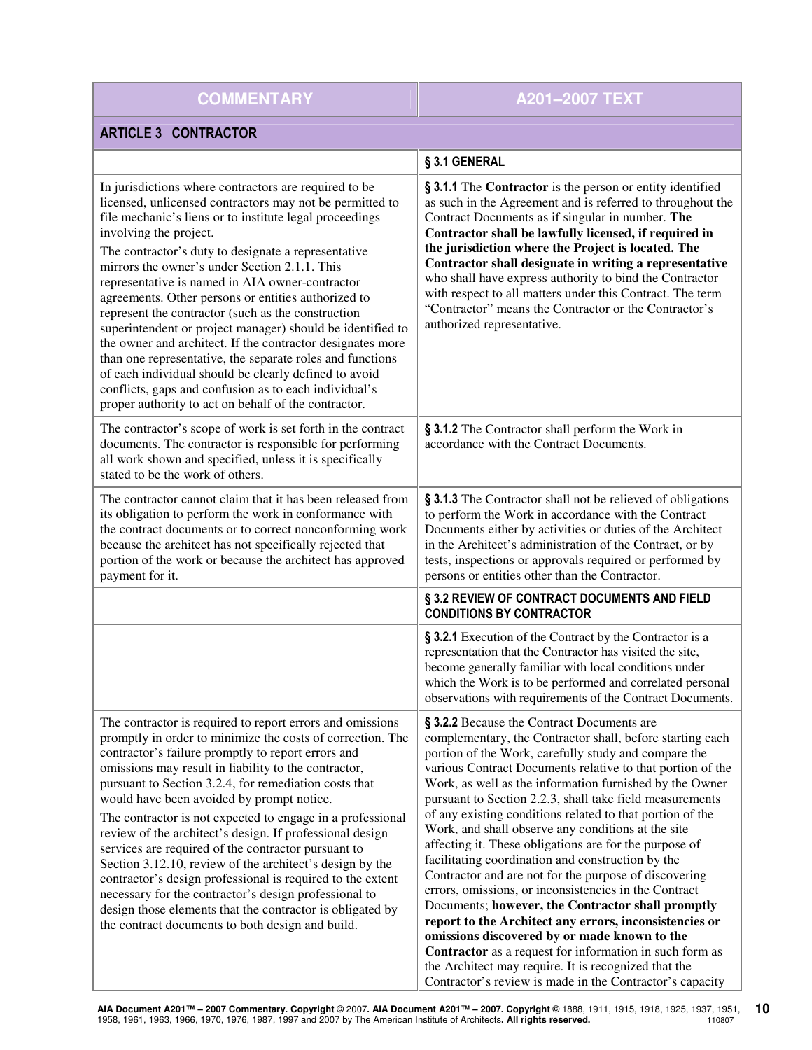| COMMENTARY | A201–2007 TEXT |
|---|---|
| **ARTICLE 3 CONTRACTOR** | |
| | **§ 3.1 GENERAL** |
| In jurisdictions where contractors are required to be licensed, unlicensed contractors may not be permitted to file mechanic's liens or to institute legal proceedings involving the project.<br><br>The contractor's duty to designate a representative mirrors the owner's under Section 2.1.1. This representative is named in AIA owner-contractor agreements. Other persons or entities authorized to represent the contractor (such as the construction superintendent or project manager) should be identified to the owner and architect. If the contractor designates more than one representative, the separate roles and functions of each individual should be clearly defined to avoid conflicts, gaps and confusion as to each individual's proper authority to act on behalf of the contractor. | **§ 3.1.1** The **Contractor** is the person or entity identified as such in the Agreement and is referred to throughout the Contract Documents as if singular in number. **The Contractor shall be lawfully licensed, if required in the jurisdiction where the Project is located. The Contractor shall designate in writing a representative** who shall have express authority to bind the Contractor with respect to all matters under this Contract. The term "Contractor" means the Contractor or the Contractor's authorized representative. |
| The contractor's scope of work is set forth in the contract documents. The contractor is responsible for performing all work shown and specified, unless it is specifically stated to be the work of others. | **§ 3.1.2** The Contractor shall perform the Work in accordance with the Contract Documents. |
| The contractor cannot claim that it has been released from its obligation to perform the work in conformance with the contract documents or to correct nonconforming work because the architect has not specifically rejected that portion of the work or because the architect has approved payment for it. | **§ 3.1.3** The Contractor shall not be relieved of obligations to perform the Work in accordance with the Contract Documents either by activities or duties of the Architect in the Architect's administration of the Contract, or by tests, inspections or approvals required or performed by persons or entities other than the Contractor. |
| | **§ 3.2 REVIEW OF CONTRACT DOCUMENTS AND FIELD CONDITIONS BY CONTRACTOR** |
| | **§ 3.2.1** Execution of the Contract by the Contractor is a representation that the Contractor has visited the site, become generally familiar with local conditions under which the Work is to be performed and correlated personal observations with requirements of the Contract Documents. |
| The contractor is required to report errors and omissions promptly in order to minimize the costs of correction. The contractor's failure promptly to report errors and omissions may result in liability to the contractor, pursuant to Section 3.2.4, for remediation costs that would have been avoided by prompt notice.<br><br>The contractor is not expected to engage in a professional review of the architect's design. If professional design services are required of the contractor pursuant to Section 3.12.10, review of the architect's design by the contractor's design professional is required to the extent necessary for the contractor's design professional to design those elements that the contractor is obligated by the contract documents to both design and build. | **§ 3.2.2** Because the Contract Documents are complementary, the Contractor shall, before starting each portion of the Work, carefully study and compare the various Contract Documents relative to that portion of the Work, as well as the information furnished by the Owner pursuant to Section 2.2.3, shall take field measurements of any existing conditions related to that portion of the Work, and shall observe any conditions at the site affecting it. These obligations are for the purpose of facilitating coordination and construction by the Contractor and are not for the purpose of discovering errors, omissions, or inconsistencies in the Contract Documents; **however, the Contractor shall promptly report to the Architect any errors, inconsistencies or omissions discovered by or made known to the Contractor** as a request for information in such form as the Architect may require. It is recognized that the Contractor's review is made in the Contractor's capacity |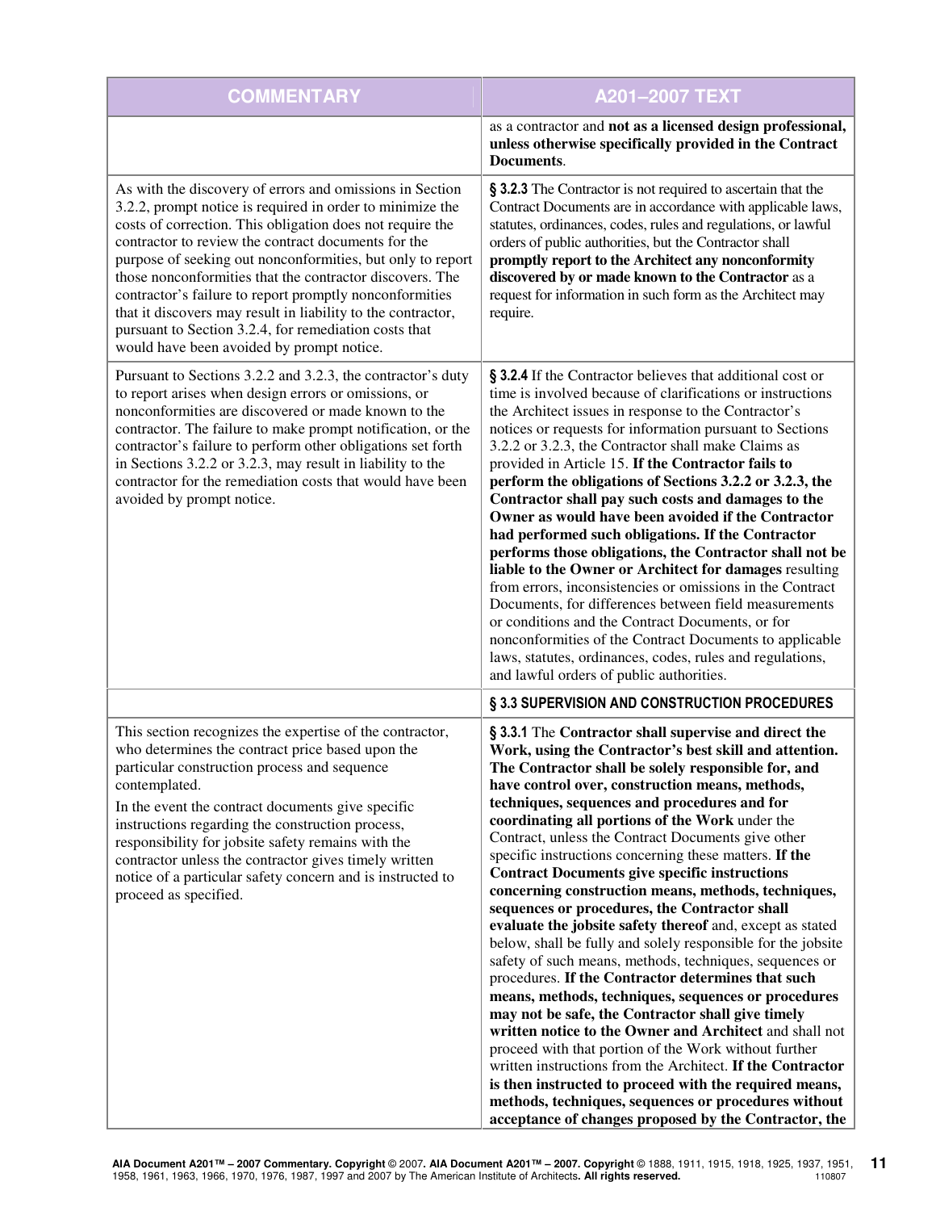| COMMENTARY | A201–2007 TEXT |
| --- | --- |
| | as a contractor and **not as a licensed design professional, unless otherwise specifically provided in the Contract Documents**. |
| As with the discovery of errors and omissions in Section 3.2.2, prompt notice is required in order to minimize the costs of correction. This obligation does not require the contractor to review the contract documents for the purpose of seeking out nonconformities, but only to report those nonconformities that the contractor discovers. The contractor's failure to report promptly nonconformities that it discovers may result in liability to the contractor, pursuant to Section 3.2.4, for remediation costs that would have been avoided by prompt notice. | **§ 3.2.3** The Contractor is not required to ascertain that the Contract Documents are in accordance with applicable laws, statutes, ordinances, codes, rules and regulations, or lawful orders of public authorities, but the Contractor shall **promptly report to the Architect any nonconformity discovered by or made known to the Contractor** as a request for information in such form as the Architect may require. |
| Pursuant to Sections 3.2.2 and 3.2.3, the contractor's duty to report arises when design errors or omissions, or nonconformities are discovered or made known to the contractor. The failure to make prompt notification, or the contractor's failure to perform other obligations set forth in Sections 3.2.2 or 3.2.3, may result in liability to the contractor for the remediation costs that would have been avoided by prompt notice. | **§ 3.2.4** If the Contractor believes that additional cost or time is involved because of clarifications or instructions the Architect issues in response to the Contractor's notices or requests for information pursuant to Sections 3.2.2 or 3.2.3, the Contractor shall make Claims as provided in Article 15. **If the Contractor fails to perform the obligations of Sections 3.2.2 or 3.2.3, the Contractor shall pay such costs and damages to the Owner as would have been avoided if the Contractor had performed such obligations. If the Contractor performs those obligations, the Contractor shall not be liable to the Owner or Architect for damages** resulting from errors, inconsistencies or omissions in the Contract Documents, for differences between field measurements or conditions and the Contract Documents, or for nonconformities of the Contract Documents to applicable laws, statutes, ordinances, codes, rules and regulations, and lawful orders of public authorities. |
| | **§ 3.3 SUPERVISION AND CONSTRUCTION PROCEDURES** |
| This section recognizes the expertise of the contractor, who determines the contract price based upon the particular construction process and sequence contemplated.<br><br>In the event the contract documents give specific instructions regarding the construction process, responsibility for jobsite safety remains with the contractor unless the contractor gives timely written notice of a particular safety concern and is instructed to proceed as specified. | **§ 3.3.1** The **Contractor shall supervise and direct the Work, using the Contractor's best skill and attention. The Contractor shall be solely responsible for, and have control over, construction means, methods, techniques, sequences and procedures and for coordinating all portions of the Work** under the Contract, unless the Contract Documents give other specific instructions concerning these matters. **If the Contract Documents give specific instructions concerning construction means, methods, techniques, sequences or procedures, the Contractor shall evaluate the jobsite safety thereof** and, except as stated below, shall be fully and solely responsible for the jobsite safety of such means, methods, techniques, sequences or procedures. **If the Contractor determines that such means, methods, techniques, sequences or procedures may not be safe, the Contractor shall give timely written notice to the Owner and Architect** and shall not proceed with that portion of the Work without further written instructions from the Architect. **If the Contractor is then instructed to proceed with the required means, methods, techniques, sequences or procedures without acceptance of changes proposed by the Contractor, the** |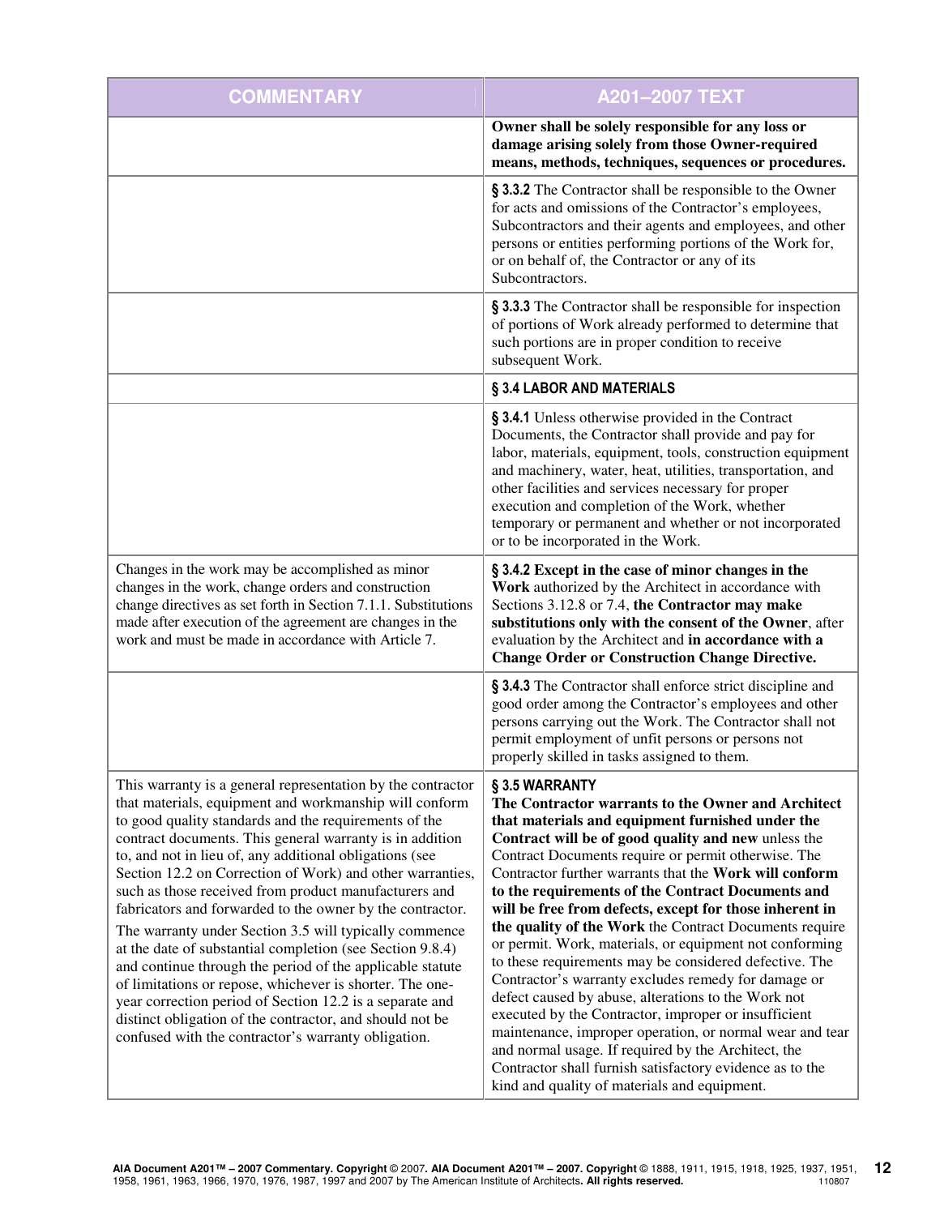| COMMENTARY | A201–2007 TEXT |
|---|---|
| | **Owner shall be solely responsible for any loss or damage arising solely from those Owner-required means, methods, techniques, sequences or procedures.** |
| | **§ 3.3.2** The Contractor shall be responsible to the Owner for acts and omissions of the Contractor's employees, Subcontractors and their agents and employees, and other persons or entities performing portions of the Work for, or on behalf of, the Contractor or any of its Subcontractors. |
| | **§ 3.3.3** The Contractor shall be responsible for inspection of portions of Work already performed to determine that such portions are in proper condition to receive subsequent Work. |
| | **§ 3.4 LABOR AND MATERIALS** |
| | **§ 3.4.1** Unless otherwise provided in the Contract Documents, the Contractor shall provide and pay for labor, materials, equipment, tools, construction equipment and machinery, water, heat, utilities, transportation, and other facilities and services necessary for proper execution and completion of the Work, whether temporary or permanent and whether or not incorporated or to be incorporated in the Work. |
| Changes in the work may be accomplished as minor changes in the work, change orders and construction change directives as set forth in Section 7.1.1. Substitutions made after execution of the agreement are changes in the work and must be made in accordance with Article 7. | **§ 3.4.2 Except in the case of minor changes in the Work** authorized by the Architect in accordance with Sections 3.12.8 or 7.4, **the Contractor may make substitutions only with the consent of the Owner**, after evaluation by the Architect and **in accordance with a Change Order or Construction Change Directive.** |
| | **§ 3.4.3** The Contractor shall enforce strict discipline and good order among the Contractor's employees and other persons carrying out the Work. The Contractor shall not permit employment of unfit persons or persons not properly skilled in tasks assigned to them. |
| This warranty is a general representation by the contractor that materials, equipment and workmanship will conform to good quality standards and the requirements of the contract documents. This general warranty is in addition to, and not in lieu of, any additional obligations (see Section 12.2 on Correction of Work) and other warranties, such as those received from product manufacturers and fabricators and forwarded to the owner by the contractor.<br><br>The warranty under Section 3.5 will typically commence at the date of substantial completion (see Section 9.8.4) and continue through the period of the applicable statute of limitations or repose, whichever is shorter. The one-year correction period of Section 12.2 is a separate and distinct obligation of the contractor, and should not be confused with the contractor's warranty obligation. | **§ 3.5 WARRANTY**<br>**The Contractor warrants to the Owner and Architect that materials and equipment furnished under the Contract will be of good quality and new** unless the Contract Documents require or permit otherwise. The Contractor further warrants that the **Work will conform to the requirements of the Contract Documents and will be free from defects, except for those inherent in the quality of the Work** the Contract Documents require or permit. Work, materials, or equipment not conforming to these requirements may be considered defective. The Contractor's warranty excludes remedy for damage or defect caused by abuse, alterations to the Work not executed by the Contractor, improper or insufficient maintenance, improper operation, or normal wear and tear and normal usage. If required by the Architect, the Contractor shall furnish satisfactory evidence as to the kind and quality of materials and equipment. |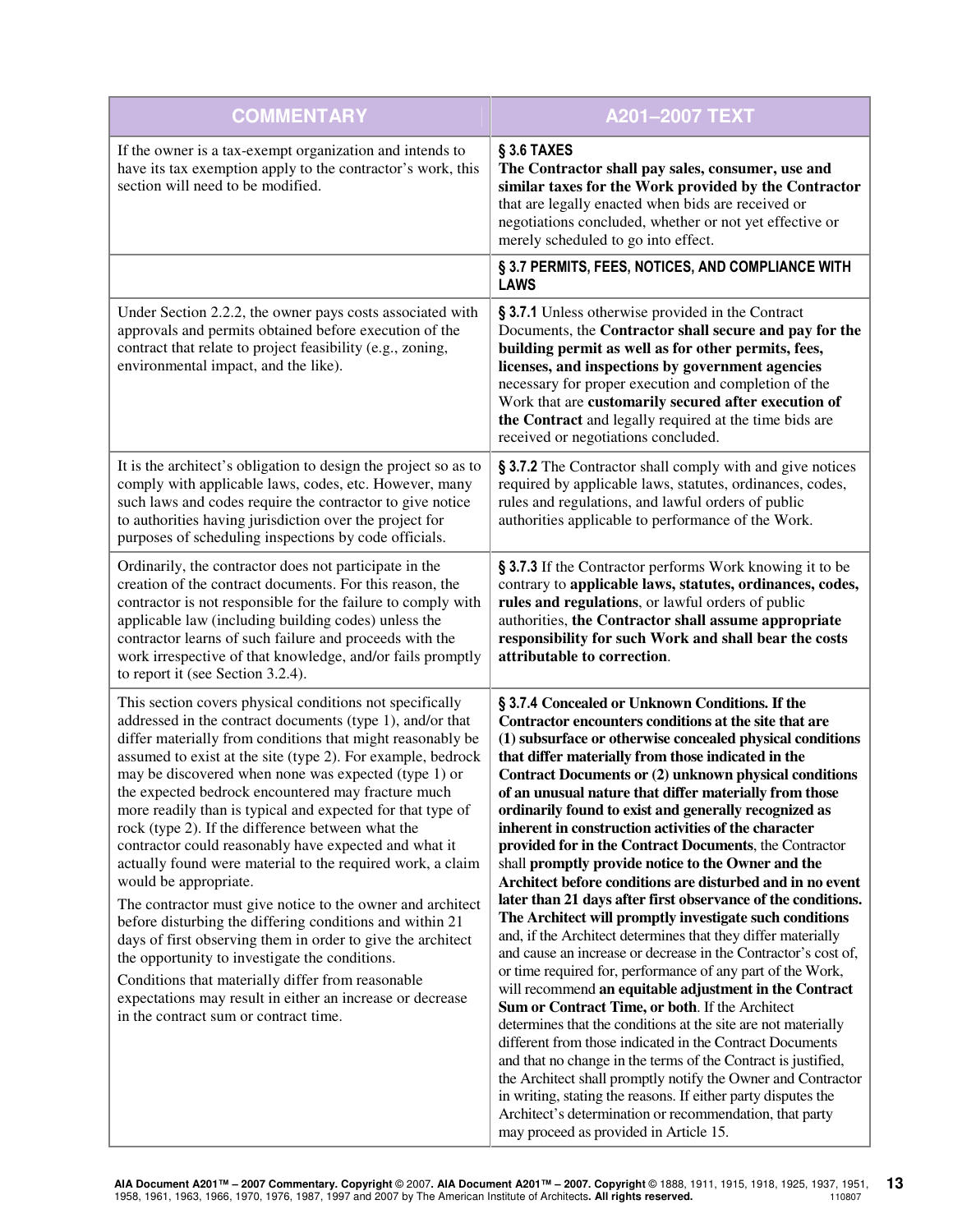| COMMENTARY | A201–2007 TEXT |
|---|---|
| If the owner is a tax-exempt organization and intends to have its tax exemption apply to the contractor's work, this section will need to be modified. | **§ 3.6 TAXES** **The Contractor shall pay sales, consumer, use and similar taxes for the Work provided by the Contractor** that are legally enacted when bids are received or negotiations concluded, whether or not yet effective or merely scheduled to go into effect. |
| | **§ 3.7 PERMITS, FEES, NOTICES, AND COMPLIANCE WITH LAWS** |
| Under Section 2.2.2, the owner pays costs associated with approvals and permits obtained before execution of the contract that relate to project feasibility (e.g., zoning, environmental impact, and the like). | **§ 3.7.1** Unless otherwise provided in the Contract Documents, the **Contractor shall secure and pay for the building permit as well as for other permits, fees, licenses, and inspections by government agencies** necessary for proper execution and completion of the Work that are **customarily secured after execution of the Contract** and legally required at the time bids are received or negotiations concluded. |
| It is the architect's obligation to design the project so as to comply with applicable laws, codes, etc. However, many such laws and codes require the contractor to give notice to authorities having jurisdiction over the project for purposes of scheduling inspections by code officials. | **§ 3.7.2** The Contractor shall comply with and give notices required by applicable laws, statutes, ordinances, codes, rules and regulations, and lawful orders of public authorities applicable to performance of the Work. |
| Ordinarily, the contractor does not participate in the creation of the contract documents. For this reason, the contractor is not responsible for the failure to comply with applicable law (including building codes) unless the contractor learns of such failure and proceeds with the work irrespective of that knowledge, and/or fails promptly to report it (see Section 3.2.4). | **§ 3.7.3** If the Contractor performs Work knowing it to be contrary to **applicable laws, statutes, ordinances, codes, rules and regulations**, or lawful orders of public authorities, **the Contractor shall assume appropriate responsibility for such Work and shall bear the costs attributable to correction**. |
| This section covers physical conditions not specifically addressed in the contract documents (type 1), and/or that differ materially from conditions that might reasonably be assumed to exist at the site (type 2). For example, bedrock may be discovered when none was expected (type 1) or the expected bedrock encountered may fracture much more readily than is typical and expected for that type of rock (type 2). If the difference between what the contractor could reasonably have expected and what it actually found were material to the required work, a claim would be appropriate.<br><br>The contractor must give notice to the owner and architect before disturbing the differing conditions and within 21 days of first observing them in order to give the architect the opportunity to investigate the conditions.<br><br>Conditions that materially differ from reasonable expectations may result in either an increase or decrease in the contract sum or contract time. | **§ 3.7.4 Concealed or Unknown Conditions. If the Contractor encounters conditions at the site that are (1) subsurface or otherwise concealed physical conditions that differ materially from those indicated in the Contract Documents or (2) unknown physical conditions of an unusual nature that differ materially from those ordinarily found to exist and generally recognized as inherent in construction activities of the character provided for in the Contract Documents**, the Contractor shall **promptly provide notice to the Owner and the Architect before conditions are disturbed and in no event later than 21 days after first observation of the conditions. The Architect will promptly investigate such conditions** and, if the Architect determines that they differ materially and cause an increase or decrease in the Contractor's cost of, or time required for, performance of any part of the Work, will recommend **an equitable adjustment in the Contract Sum or Contract Time, or both**. If the Architect determines that the conditions at the site are not materially different from those indicated in the Contract Documents and that no change in the terms of the Contract is justified, the Architect shall promptly notify the Owner and Contractor in writing, stating the reasons. If either party disputes the Architect's determination or recommendation, that party may proceed as provided in Article 15. |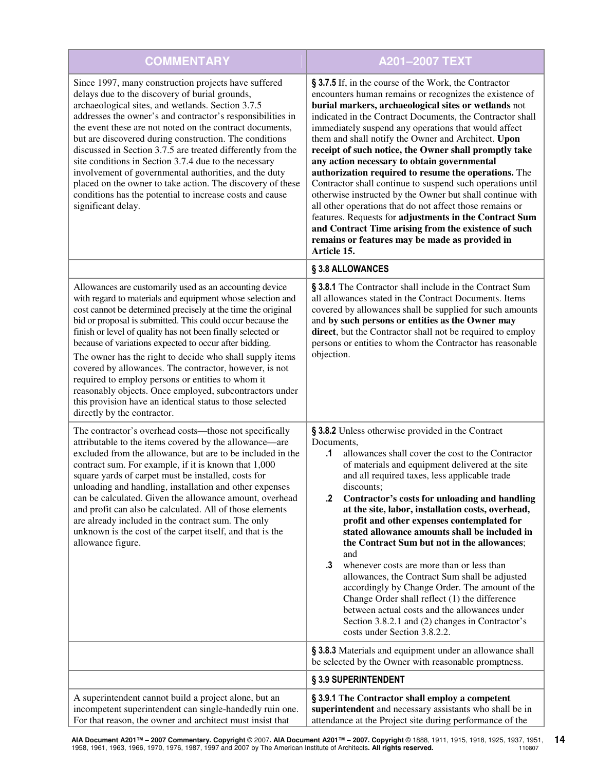| COMMENTARY | A201–2007 TEXT |
|---|---|
| Since 1997, many construction projects have suffered delays due to the discovery of burial grounds, archaeological sites, and wetlands. Section 3.7.5 addresses the owner's and contractor's responsibilities in the event these are not noted on the contract documents, but are discovered during construction. The conditions discussed in Section 3.7.5 are treated differently from the site conditions in Section 3.7.4 due to the necessary involvement of governmental authorities, and the duty placed on the owner to take action. The discovery of these conditions has the potential to increase costs and cause significant delay. | **§ 3.7.5** If, in the course of the Work, the Contractor encounters human remains or recognizes the existence of **burial markers, archaeological sites or wetlands** not indicated in the Contract Documents, the Contractor shall immediately suspend any operations that would affect them and shall notify the Owner and Architect. **Upon receipt of such notice, the Owner shall promptly take any action necessary to obtain governmental authorization required to resume the operations.** The Contractor shall continue to suspend such operations until otherwise instructed by the Owner but shall continue with all other operations that do not affect those remains or features. Requests for **adjustments in the Contract Sum and Contract Time arising from the existence of such remains or features may be made as provided in Article 15.** |
| | **§ 3.8 ALLOWANCES** |
| Allowances are customarily used as an accounting device with regard to materials and equipment whose selection and cost cannot be determined precisely at the time the original bid or proposal is submitted. This could occur because the finish or level of quality has not been finally selected or because of variations expected to occur after bidding.<br><br>The owner has the right to decide who shall supply items covered by allowances. The contractor, however, is not required to employ persons or entities to whom it reasonably objects. Once employed, subcontractors under this provision have an identical status to those selected directly by the contractor. | **§ 3.8.1** The Contractor shall include in the Contract Sum all allowances stated in the Contract Documents. Items covered by allowances shall be supplied for such amounts and **by such persons or entities as the Owner may direct**, but the Contractor shall not be required to employ persons or entities to whom the Contractor has reasonable objection. |
| The contractor's overhead costs—those not specifically attributable to the items covered by the allowance—are excluded from the allowance, but are to be included in the contract sum. For example, if it is known that 1,000 square yards of carpet must be installed, costs for unloading and handling, installation and other expenses can be calculated. Given the allowance amount, overhead and profit can also be calculated. All of those elements are already included in the contract sum. The only unknown is the cost of the carpet itself, and that is the allowance figure. | **§ 3.8.2** Unless otherwise provided in the Contract Documents,<br>**.1** allowances shall cover the cost to the Contractor of materials and equipment delivered at the site and all required taxes, less applicable trade discounts;<br>**.2** **Contractor's costs for unloading and handling at the site, labor, installation costs, overhead, profit and other expenses contemplated for stated allowance amounts shall be included in the Contract Sum but not in the allowances**; and<br>**.3** whenever costs are more than or less than allowances, the Contract Sum shall be adjusted accordingly by Change Order. The amount of the Change Order shall reflect (1) the difference between actual costs and the allowances under Section 3.8.2.1 and (2) changes in Contractor's costs under Section 3.8.2.2. |
| | **§ 3.8.3** Materials and equipment under an allowance shall be selected by the Owner with reasonable promptness. |
| | **§ 3.9 SUPERINTENDENT** |
| A superintendent cannot build a project alone, but an incompetent superintendent can single-handedly ruin one. For that reason, the owner and architect must insist that | **§ 3.9.1 The Contractor shall employ a competent superintendent** and necessary assistants who shall be in attendance at the Project site during performance of the |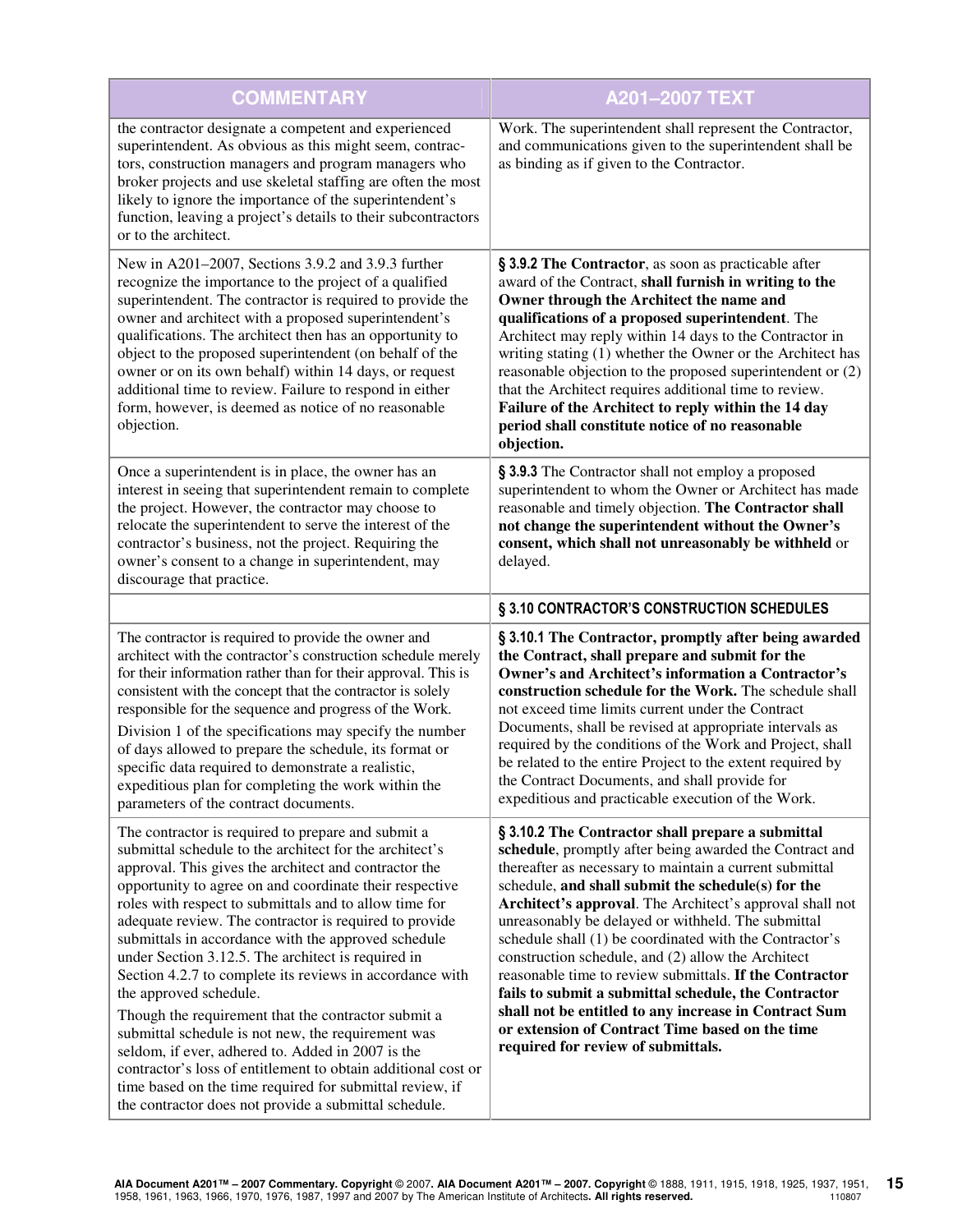| COMMENTARY | A201–2007 TEXT |
|---|---|
| the contractor designate a competent and experienced superintendent. As obvious as this might seem, contractors, construction managers and program managers who broker projects and use skeletal staffing are often the most likely to ignore the importance of the superintendent's function, leaving a project's details to their subcontractors or to the architect. | Work. The superintendent shall represent the Contractor, and communications given to the superintendent shall be as binding as if given to the Contractor. |
| New in A201–2007, Sections 3.9.2 and 3.9.3 further recognize the importance to the project of a qualified superintendent. The contractor is required to provide the owner and architect with a proposed superintendent's qualifications. The architect then has an opportunity to object to the proposed superintendent (on behalf of the owner or on its own behalf) within 14 days, or request additional time to review. Failure to respond in either form, however, is deemed as notice of no reasonable objection. | **§ 3.9.2 The Contractor**, as soon as practicable after award of the Contract, **shall furnish in writing to the Owner through the Architect the name and qualifications of a proposed superintendent**. The Architect may reply within 14 days to the Contractor in writing stating (1) whether the Owner or the Architect has reasonable objection to the proposed superintendent or (2) that the Architect requires additional time to review. **Failure of the Architect to reply within the 14 day period shall constitute notice of no reasonable objection.** |
| Once a superintendent is in place, the owner has an interest in seeing that superintendent remain to complete the project. However, the contractor may choose to relocate the superintendent to serve the interest of the contractor's business, not the project. Requiring the owner's consent to a change in superintendent, may discourage that practice. | **§ 3.9.3** The Contractor shall not employ a proposed superintendent to whom the Owner or Architect has made reasonable and timely objection. **The Contractor shall not change the superintendent without the Owner's consent, which shall not unreasonably be withheld** or delayed. |
| | **§ 3.10 CONTRACTOR'S CONSTRUCTION SCHEDULES** |
| The contractor is required to provide the owner and architect with the contractor's construction schedule merely for their information rather than for their approval. This is consistent with the concept that the contractor is solely responsible for the sequence and progress of the Work.<br><br>Division 1 of the specifications may specify the number of days allowed to prepare the schedule, its format or specific data required to demonstrate a realistic, expeditious plan for completing the work within the parameters of the contract documents. | **§ 3.10.1 The Contractor, promptly after being awarded the Contract, shall prepare and submit for the Owner's and Architect's information a Contractor's construction schedule for the Work.** The schedule shall not exceed time limits current under the Contract Documents, shall be revised at appropriate intervals as required by the conditions of the Work and Project, shall be related to the entire Project to the extent required by the Contract Documents, and shall provide for expeditious and practicable execution of the Work. |
| The contractor is required to prepare and submit a submittal schedule to the architect for the architect's approval. This gives the architect and contractor the opportunity to agree on and coordinate their respective roles with respect to submittals and to allow time for adequate review. The contractor is required to provide submittals in accordance with the approved schedule under Section 3.12.5. The architect is required in Section 4.2.7 to complete its reviews in accordance with the approved schedule.<br><br>Though the requirement that the contractor submit a submittal schedule is not new, the requirement was seldom, if ever, adhered to. Added in 2007 is the contractor's loss of entitlement to obtain additional cost or time based on the time required for submittal review, if the contractor does not provide a submittal schedule. | **§ 3.10.2 The Contractor shall prepare a submittal schedule**, promptly after being awarded the Contract and thereafter as necessary to maintain a current submittal schedule, **and shall submit the schedule(s) for the Architect's approval**. The Architect's approval shall not unreasonably be delayed or withheld. The submittal schedule shall (1) be coordinated with the Contractor's construction schedule, and (2) allow the Architect reasonable time to review submittals. **If the Contractor fails to submit a submittal schedule, the Contractor shall not be entitled to any increase in Contract Sum or extension of Contract Time based on the time required for review of submittals.** |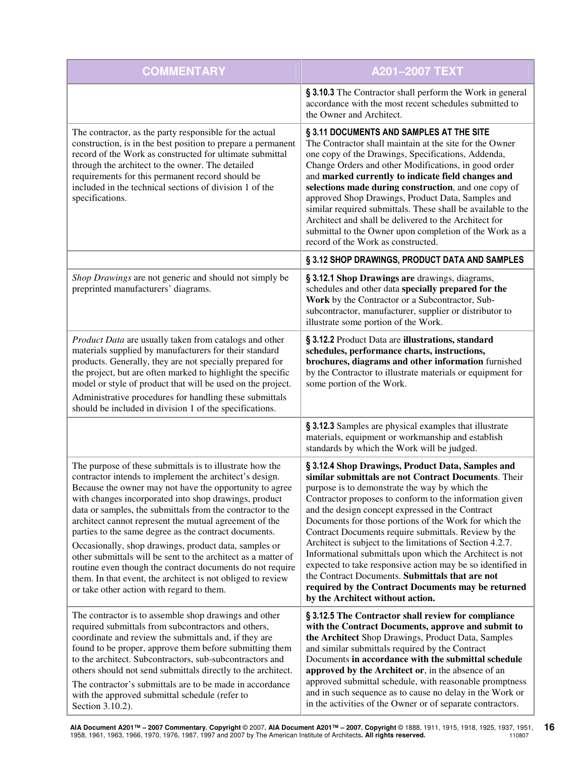| COMMENTARY | A201–2007 TEXT |
|---|---|
| | **§ 3.10.3** The Contractor shall perform the Work in general accordance with the most recent schedules submitted to the Owner and Architect. |
| The contractor, as the party responsible for the actual construction, is in the best position to prepare a permanent record of the Work as constructed for ultimate submittal through the architect to the owner. The detailed requirements for this permanent record should be included in the technical sections of division 1 of the specifications. | **§ 3.11 DOCUMENTS AND SAMPLES AT THE SITE**<br>The Contractor shall maintain at the site for the Owner one copy of the Drawings, Specifications, Addenda, Change Orders and other Modifications, in good order and **marked currently to indicate field changes and selections made during construction**, and one copy of approved Shop Drawings, Product Data, Samples and similar required submittals. These shall be available to the Architect and shall be delivered to the Architect for submittal to the Owner upon completion of the Work as a record of the Work as constructed. |
| | **§ 3.12 SHOP DRAWINGS, PRODUCT DATA AND SAMPLES** |
| *Shop Drawings* are not generic and should not simply be preprinted manufacturers' diagrams. | **§ 3.12.1 Shop Drawings are** drawings, diagrams, schedules and other data **specially prepared for the Work** by the Contractor or a Subcontractor, Sub-subcontractor, manufacturer, supplier or distributor to illustrate some portion of the Work. |
| *Product Data* are usually taken from catalogs and other materials supplied by manufacturers for their standard products. Generally, they are not specially prepared for the project, but are often marked to highlight the specific model or style of product that will be used on the project.<br>Administrative procedures for handling these submittals should be included in division 1 of the specifications. | **§ 3.12.2** Product Data are **illustrations, standard schedules, performance charts, instructions, brochures, diagrams and other information** furnished by the Contractor to illustrate materials or equipment for some portion of the Work. |
| | **§ 3.12.3** Samples are physical examples that illustrate materials, equipment or workmanship and establish standards by which the Work will be judged. |
| The purpose of these submittals is to illustrate how the contractor intends to implement the architect's design. Because the owner may not have the opportunity to agree with changes incorporated into shop drawings, product data or samples, the submittals from the contractor to the architect cannot represent the mutual agreement of the parties to the same degree as the contract documents.<br>Occasionally, shop drawings, product data, samples or other submittals will be sent to the architect as a matter of routine even though the contract documents do not require them. In that event, the architect is not obliged to review or take other action with regard to them. | **§ 3.12.4 Shop Drawings, Product Data, Samples and similar submittals are not Contract Documents**. Their purpose is to demonstrate the way by which the Contractor proposes to conform to the information given and the design concept expressed in the Contract Documents for those portions of the Work for which the Contract Documents require submittals. Review by the Architect is subject to the limitations of Section 4.2.7. Informational submittals upon which the Architect is not expected to take responsive action may be so identified in the Contract Documents. **Submittals that are not required by the Contract Documents may be returned by the Architect without action.** |
| The contractor is to assemble shop drawings and other required submittals from subcontractors and others, coordinate and review the submittals and, if they are found to be proper, approve them before submitting them to the architect. Subcontractors, sub-subcontractors and others should not send submittals directly to the architect.<br>The contractor's submittals are to be made in accordance with the approved submittal schedule (refer to Section 3.10.2). | **§ 3.12.5 The Contractor shall review for compliance with the Contract Documents, approve and submit to the Architect** Shop Drawings, Product Data, Samples and similar submittals required by the Contract Documents **in accordance with the submittal schedule approved by the Architect or**, in the absence of an approved submittal schedule, with reasonable promptness and in such sequence as to cause no delay in the Work or in the activities of the Owner or of separate contractors. |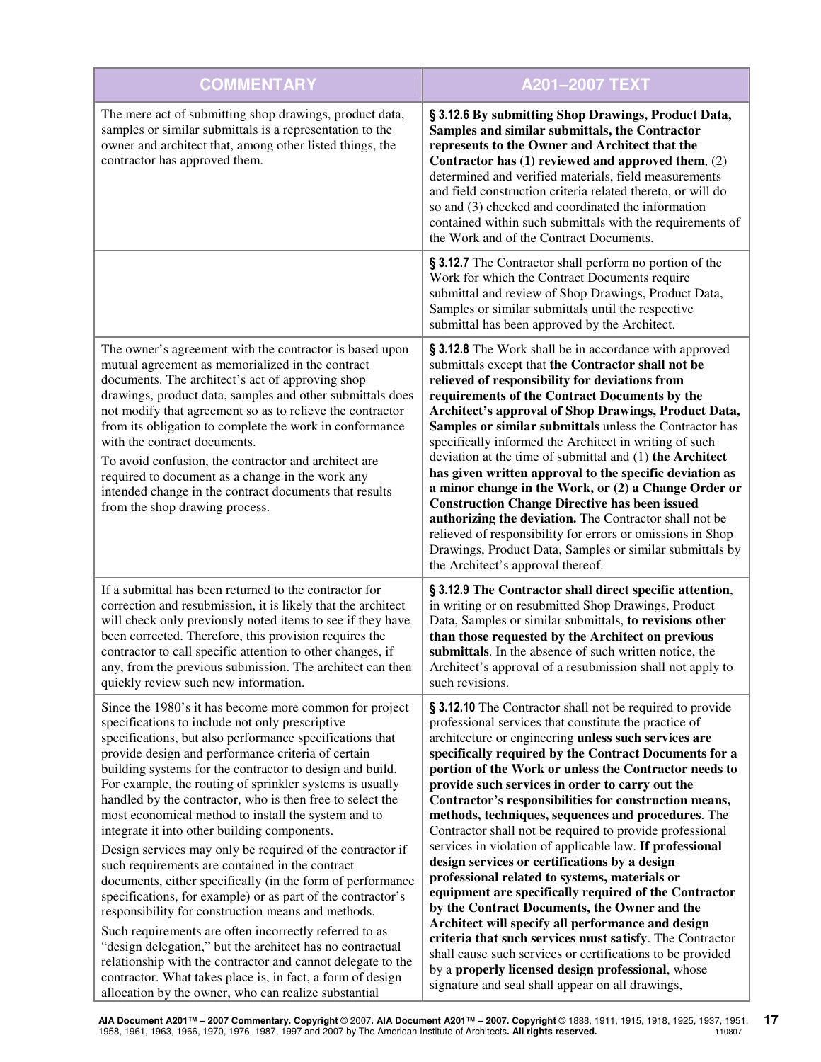| COMMENTARY | A201–2007 TEXT |
|---|---|
| The mere act of submitting shop drawings, product data, samples or similar submittals is a representation to the owner and architect that, among other listed things, the contractor has approved them. | **§ 3.12.6 By submitting Shop Drawings, Product Data, Samples and similar submittals, the Contractor represents to the Owner and Architect that the Contractor has (1) reviewed and approved them,** (2) determined and verified materials, field measurements and field construction criteria related thereto, or will do so and (3) checked and coordinated the information contained within such submittals with the requirements of the Work and of the Contract Documents. |
| | **§ 3.12.7** The Contractor shall perform no portion of the Work for which the Contract Documents require submittal and review of Shop Drawings, Product Data, Samples or similar submittals until the respective submittal has been approved by the Architect. |
| The owner's agreement with the contractor is based upon mutual agreement as memorialized in the contract documents. The architect's act of approving shop drawings, product data, samples and other submittals does not modify that agreement so as to relieve the contractor from its obligation to complete the work in conformance with the contract documents.<br><br>To avoid confusion, the contractor and architect are required to document as a change in the work any intended change in the contract documents that results from the shop drawing process. | **§ 3.12.8** The Work shall be in accordance with approved submittals except that **the Contractor shall not be relieved of responsibility for deviations from requirements of the Contract Documents by the Architect's approval of Shop Drawings, Product Data, Samples or similar submittals** unless the Contractor has specifically informed the Architect in writing of such deviation at the time of submittal and (1) **the Architect has given written approval to the specific deviation as a minor change in the Work, or (2) a Change Order or Construction Change Directive has been issued authorizing the deviation.** The Contractor shall not be relieved of responsibility for errors or omissions in Shop Drawings, Product Data, Samples or similar submittals by the Architect's approval thereof. |
| If a submittal has been returned to the contractor for correction and resubmission, it is likely that the architect will check only previously noted items to see if they have been corrected. Therefore, this provision requires the contractor to call specific attention to other changes, if any, from the previous submission. The architect can then quickly review such new information. | **§ 3.12.9 The Contractor shall direct specific attention**, in writing or on resubmitted Shop Drawings, Product Data, Samples or similar submittals, **to revisions other than those requested by the Architect on previous submittals**. In the absence of such written notice, the Architect's approval of a resubmission shall not apply to such revisions. |
| Since the 1980's it has become more common for project specifications to include not only prescriptive specifications, but also performance specifications that provide design and performance criteria of certain building systems for the contractor to design and build. For example, the routing of sprinkler systems is usually handled by the contractor, who is then free to select the most economical method to install the system and to integrate it into other building components.<br><br>Design services may only be required of the contractor if such requirements are contained in the contract documents, either specifically (in the form of performance specifications, for example) or as part of the contractor's responsibility for construction means and methods.<br><br>Such requirements are often incorrectly referred to as "design delegation," but the architect has no contractual relationship with the contractor and cannot delegate to the contractor. What takes place is, in fact, a form of design allocation by the owner, who can realize substantial | **§ 3.12.10** The Contractor shall not be required to provide professional services that constitute the practice of architecture or engineering **unless such services are specifically required by the Contract Documents for a portion of the Work or unless the Contractor needs to provide such services in order to carry out the Contractor's responsibilities for construction means, methods, techniques, sequences and procedures**. The Contractor shall not be required to provide professional services in violation of applicable law. **If professional design services or certifications by a design professional related to systems, materials or equipment are specifically required of the Contractor by the Contract Documents, the Owner and the Architect will specify all performance and design criteria that such services must satisfy**. The Contractor shall cause such services or certifications to be provided by a **properly licensed design professional**, whose signature and seal shall appear on all drawings, |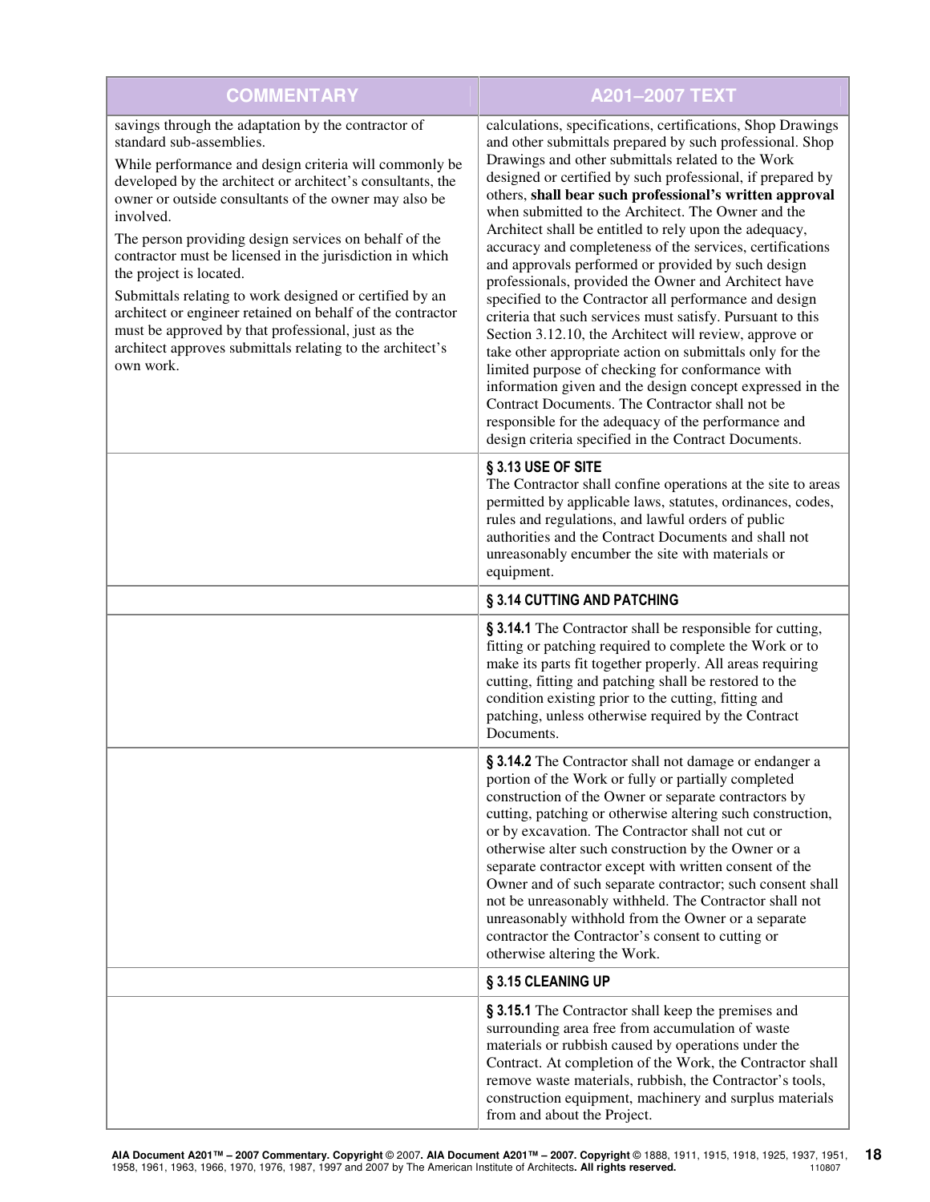| COMMENTARY | A201–2007 TEXT |
|---|---|
| savings through the adaptation by the contractor of standard sub-assemblies.<br><br>While performance and design criteria will commonly be developed by the architect or architect's consultants, the owner or outside consultants of the owner may also be involved.<br><br>The person providing design services on behalf of the contractor must be licensed in the jurisdiction in which the project is located.<br><br>Submittals relating to work designed or certified by an architect or engineer retained on behalf of the contractor must be approved by that professional, just as the architect approves submittals relating to the architect's own work. | calculations, specifications, certifications, Shop Drawings and other submittals prepared by such professional. Shop Drawings and other submittals related to the Work designed or certified by such professional, if prepared by others, **shall bear such professional's written approval** when submitted to the Architect. The Owner and the Architect shall be entitled to rely upon the adequacy, accuracy and completeness of the services, certifications and approvals performed or provided by such design professionals, provided the Owner and Architect have specified to the Contractor all performance and design criteria that such services must satisfy. Pursuant to this Section 3.12.10, the Architect will review, approve or take other appropriate action on submittals only for the limited purpose of checking for conformance with information given and the design concept expressed in the Contract Documents. The Contractor shall not be responsible for the adequacy of the performance and design criteria specified in the Contract Documents. |
| | **§ 3.13 USE OF SITE**<br>The Contractor shall confine operations at the site to areas permitted by applicable laws, statutes, ordinances, codes, rules and regulations, and lawful orders of public authorities and the Contract Documents and shall not unreasonably encumber the site with materials or equipment. |
| | **§ 3.14 CUTTING AND PATCHING** |
| | **§ 3.14.1** The Contractor shall be responsible for cutting, fitting or patching required to complete the Work or to make its parts fit together properly. All areas requiring cutting, fitting and patching shall be restored to the condition existing prior to the cutting, fitting and patching, unless otherwise required by the Contract Documents. |
| | **§ 3.14.2** The Contractor shall not damage or endanger a portion of the Work or fully or partially completed construction of the Owner or separate contractors by cutting, patching or otherwise altering such construction, or by excavation. The Contractor shall not cut or otherwise alter such construction by the Owner or a separate contractor except with written consent of the Owner and of such separate contractor; such consent shall not be unreasonably withheld. The Contractor shall not unreasonably withhold from the Owner or a separate contractor the Contractor's consent to cutting or otherwise altering the Work. |
| | **§ 3.15 CLEANING UP** |
| | **§ 3.15.1** The Contractor shall keep the premises and surrounding area free from accumulation of waste materials or rubbish caused by operations under the Contract. At completion of the Work, the Contractor shall remove waste materials, rubbish, the Contractor's tools, construction equipment, machinery and surplus materials from and about the Project. |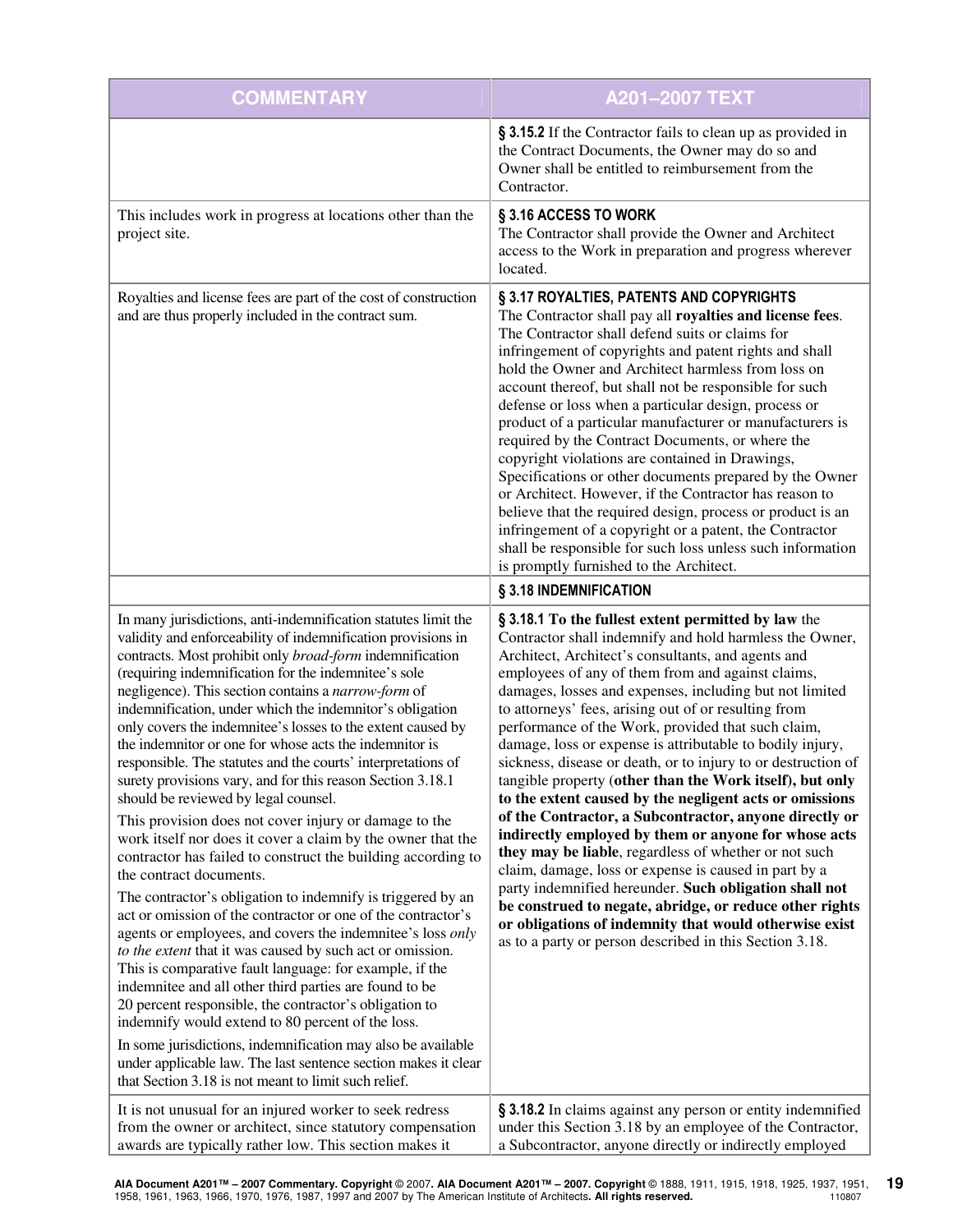| COMMENTARY | A201–2007 TEXT |
|---|---|
| | **§ 3.15.2** If the Contractor fails to clean up as provided in the Contract Documents, the Owner may do so and Owner shall be entitled to reimbursement from the Contractor. |
| This includes work in progress at locations other than the project site. | **§ 3.16 ACCESS TO WORK**<br>The Contractor shall provide the Owner and Architect access to the Work in preparation and progress wherever located. |
| Royalties and license fees are part of the cost of construction and are thus properly included in the contract sum. | **§ 3.17 ROYALTIES, PATENTS AND COPYRIGHTS**<br>The Contractor shall pay all **royalties and license fees**. The Contractor shall defend suits or claims for infringement of copyrights and patent rights and shall hold the Owner and Architect harmless from loss on account thereof, but shall not be responsible for such defense or loss when a particular design, process or product of a particular manufacturer or manufacturers is required by the Contract Documents, or where the copyright violations are contained in Drawings, Specifications or other documents prepared by the Owner or Architect. However, if the Contractor has reason to believe that the required design, process or product is an infringement of a copyright or a patent, the Contractor shall be responsible for such loss unless such information is promptly furnished to the Architect. |
| | **§ 3.18 INDEMNIFICATION** |
| In many jurisdictions, anti-indemnification statutes limit the validity and enforceability of indemnification provisions in contracts. Most prohibit only *broad-form* indemnification (requiring indemnification for the indemnitee's sole negligence). This section contains a *narrow-form* of indemnification, under which the indemnitor's obligation only covers the indemnitee's losses to the extent caused by the indemnitor or one for whose acts the indemnitor is responsible. The statutes and the courts' interpretations of surety provisions vary, and for this reason Section 3.18.1 should be reviewed by legal counsel.<br><br>This provision does not cover injury or damage to the work itself nor does it cover a claim by the owner that the contractor has failed to construct the building according to the contract documents.<br><br>The contractor's obligation to indemnify is triggered by an act or omission of the contractor or one of the contractor's agents or employees, and covers the indemnitee's loss *only to the extent* that it was caused by such act or omission. This is comparative fault language: for example, if the indemnitee and all other third parties are found to be 20 percent responsible, the contractor's obligation to indemnify would extend to 80 percent of the loss.<br><br>In some jurisdictions, indemnification may also be available under applicable law. The last sentence section makes it clear that Section 3.18 is not meant to limit such relief. | **§ 3.18.1 To the fullest extent permitted by law** the Contractor shall indemnify and hold harmless the Owner, Architect, Architect's consultants, and agents and employees of any of them from and against claims, damages, losses and expenses, including but not limited to attorneys' fees, arising out of or resulting from performance of the Work, provided that such claim, damage, loss or expense is attributable to bodily injury, sickness, disease or death, or to injury to or destruction of tangible property (**other than the Work itself), but only to the extent caused by the negligent acts or omissions of the Contractor, a Subcontractor, anyone directly or indirectly employed by them or anyone for whose acts they may be liable**, regardless of whether or not such claim, damage, loss or expense is caused in part by a party indemnified hereunder. **Such obligation shall not be construed to negate, abridge, or reduce other rights or obligations of indemnity that would otherwise exist** as to a party or person described in this Section 3.18. |
| It is not unusual for an injured worker to seek redress from the owner or architect, since statutory compensation awards are typically rather low. This section makes it | **§ 3.18.2** In claims against any person or entity indemnified under this Section 3.18 by an employee of the Contractor, a Subcontractor, anyone directly or indirectly employed |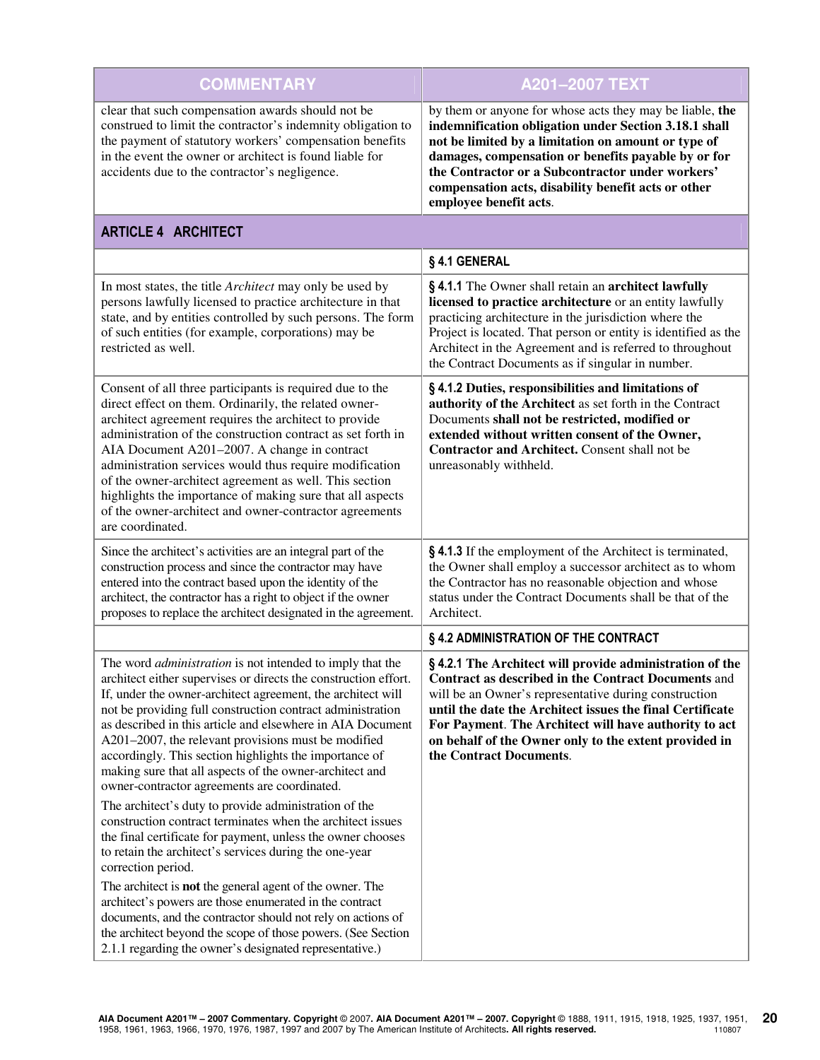| COMMENTARY | A201–2007 TEXT |
|---|---|
| clear that such compensation awards should not be construed to limit the contractor's indemnity obligation to the payment of statutory workers' compensation benefits in the event the owner or architect is found liable for accidents due to the contractor's negligence. | by them or anyone for whose acts they may be liable, **the indemnification obligation under Section 3.18.1 shall not be limited by a limitation on amount or type of damages, compensation or benefits payable by or for the Contractor or a Subcontractor under workers' compensation acts, disability benefit acts or other employee benefit acts**. |
| **ARTICLE 4 ARCHITECT** | |
| | **§ 4.1 GENERAL** |
| In most states, the title *Architect* may only be used by persons lawfully licensed to practice architecture in that state, and by entities controlled by such persons. The form of such entities (for example, corporations) may be restricted as well. | **§ 4.1.1** The Owner shall retain an **architect lawfully licensed to practice architecture** or an entity lawfully practicing architecture in the jurisdiction where the Project is located. That person or entity is identified as the Architect in the Agreement and is referred to throughout the Contract Documents as if singular in number. |
| Consent of all three participants is required due to the direct effect on them. Ordinarily, the related owner-architect agreement requires the architect to provide administration of the construction contract as set forth in AIA Document A201–2007. A change in contract administration services would thus require modification of the owner-architect agreement as well. This section highlights the importance of making sure that all aspects of the owner-architect and owner-contractor agreements are coordinated. | **§ 4.1.2 Duties, responsibilities and limitations of authority of the Architect** as set forth in the Contract Documents **shall not be restricted, modified or extended without written consent of the Owner, Contractor and Architect.** Consent shall not be unreasonably withheld. |
| Since the architect's activities are an integral part of the construction process and since the contractor may have entered into the contract based upon the identity of the architect, the contractor has a right to object if the owner proposes to replace the architect designated in the agreement. | **§ 4.1.3** If the employment of the Architect is terminated, the Owner shall employ a successor architect as to whom the Contractor has no reasonable objection and whose status under the Contract Documents shall be that of the Architect. |
| | **§ 4.2 ADMINISTRATION OF THE CONTRACT** |
| The word *administration* is not intended to imply that the architect either supervises or directs the construction effort. If, under the owner-architect agreement, the architect will not be providing full construction contract administration as described in this article and elsewhere in AIA Document A201–2007, the relevant provisions must be modified accordingly. This section highlights the importance of making sure that all aspects of the owner-architect and owner-contractor agreements are coordinated.<br><br>The architect's duty to provide administration of the construction contract terminates when the architect issues the final certificate for payment, unless the owner chooses to retain the architect's services during the one-year correction period.<br><br>The architect is **not** the general agent of the owner. The architect's powers are those enumerated in the contract documents, and the contractor should not rely on actions of the architect beyond the scope of those powers. (See Section 2.1.1 regarding the owner's designated representative.) | **§ 4.2.1 The Architect will provide administration of the Contract as described in the Contract Documents** and will be an Owner's representative during construction **until the date the Architect issues the final Certificate For Payment**. **The Architect will have authority to act on behalf of the Owner only to the extent provided in the Contract Documents**. |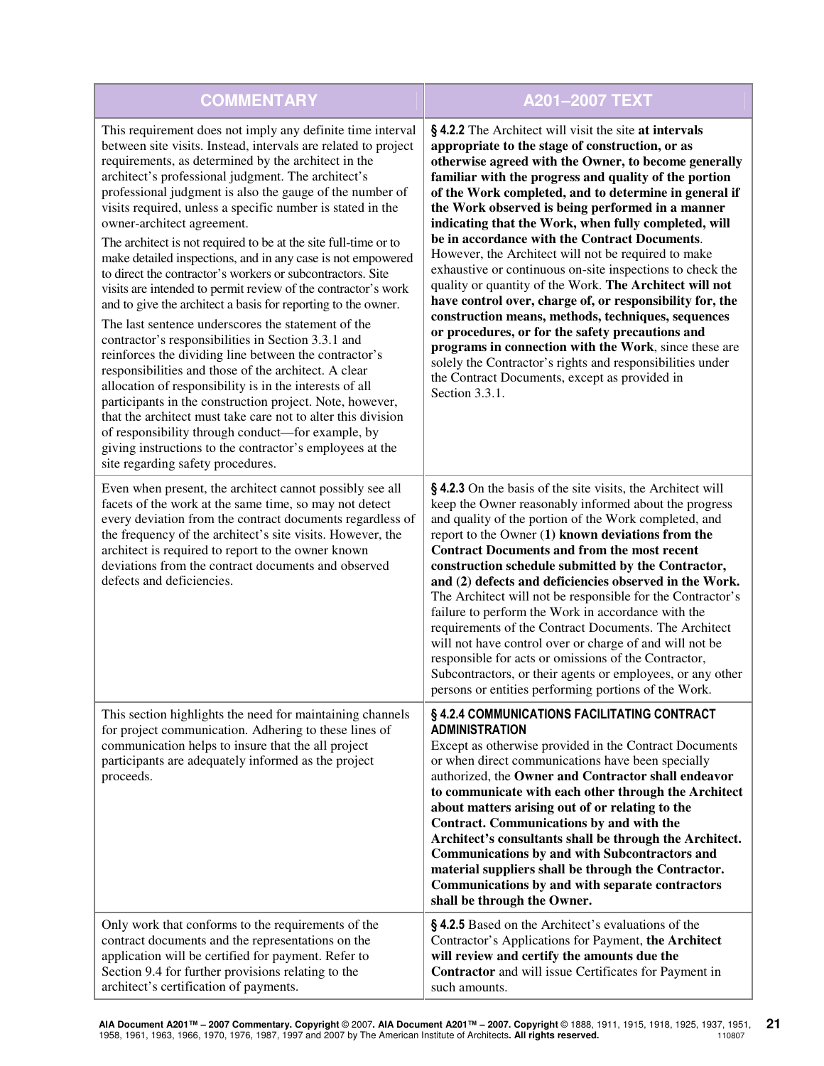| COMMENTARY | A201–2007 TEXT |
|---|---|
| This requirement does not imply any definite time interval between site visits. Instead, intervals are related to project requirements, as determined by the architect in the architect's professional judgment. The architect's professional judgment is also the gauge of the number of visits required, unless a specific number is stated in the owner-architect agreement.<br><br>The architect is not required to be at the site full-time or to make detailed inspections, and in any case is not empowered to direct the contractor's workers or subcontractors. Site visits are intended to permit review of the contractor's work and to give the architect a basis for reporting to the owner.<br><br>The last sentence underscores the statement of the contractor's responsibilities in Section 3.3.1 and reinforces the dividing line between the contractor's responsibilities and those of the architect. A clear allocation of responsibility is in the interests of all participants in the construction project. Note, however, that the architect must take care not to alter this division of responsibility through conduct—for example, by giving instructions to the contractor's employees at the site regarding safety procedures. | **§ 4.2.2** The Architect will visit the site **at intervals appropriate to the stage of construction, or as otherwise agreed with the Owner, to become generally familiar with the progress and quality of the portion of the Work completed, and to determine in general if the Work observed is being performed in a manner indicating that the Work, when fully completed, will be in accordance with the Contract Documents**. However, the Architect will not be required to make exhaustive or continuous on-site inspections to check the quality or quantity of the Work. **The Architect will not have control over, charge of, or responsibility for, the construction means, methods, techniques, sequences or procedures, or for the safety precautions and programs in connection with the Work**, since these are solely the Contractor's rights and responsibilities under the Contract Documents, except as provided in Section 3.3.1. |
| Even when present, the architect cannot possibly see all facets of the work at the same time, so may not detect every deviation from the contract documents regardless of the frequency of the architect's site visits. However, the architect is required to report to the owner known deviations from the contract documents and observed defects and deficiencies. | **§ 4.2.3** On the basis of the site visits, the Architect will keep the Owner reasonably informed about the progress and quality of the portion of the Work completed, and report to the Owner (**1) known deviations from the Contract Documents and from the most recent construction schedule submitted by the Contractor, and (2) defects and deficiencies observed in the Work.** The Architect will not be responsible for the Contractor's failure to perform the Work in accordance with the requirements of the Contract Documents. The Architect will not have control over or charge of and will not be responsible for acts or omissions of the Contractor, Subcontractors, or their agents or employees, or any other persons or entities performing portions of the Work. |
| This section highlights the need for maintaining channels for project communication. Adhering to these lines of communication helps to insure that the all project participants are adequately informed as the project proceeds. | **§ 4.2.4 COMMUNICATIONS FACILITATING CONTRACT ADMINISTRATION**<br>Except as otherwise provided in the Contract Documents or when direct communications have been specially authorized, the **Owner and Contractor shall endeavor to communicate with each other through the Architect about matters arising out of or relating to the Contract. Communications by and with the Architect's consultants shall be through the Architect. Communications by and with Subcontractors and material suppliers shall be through the Contractor. Communications by and with separate contractors shall be through the Owner.** |
| Only work that conforms to the requirements of the contract documents and the representations on the application will be certified for payment. Refer to Section 9.4 for further provisions relating to the architect's certification of payments. | **§ 4.2.5** Based on the Architect's evaluations of the Contractor's Applications for Payment, **the Architect will review and certify the amounts due the Contractor** and will issue Certificates for Payment in such amounts. |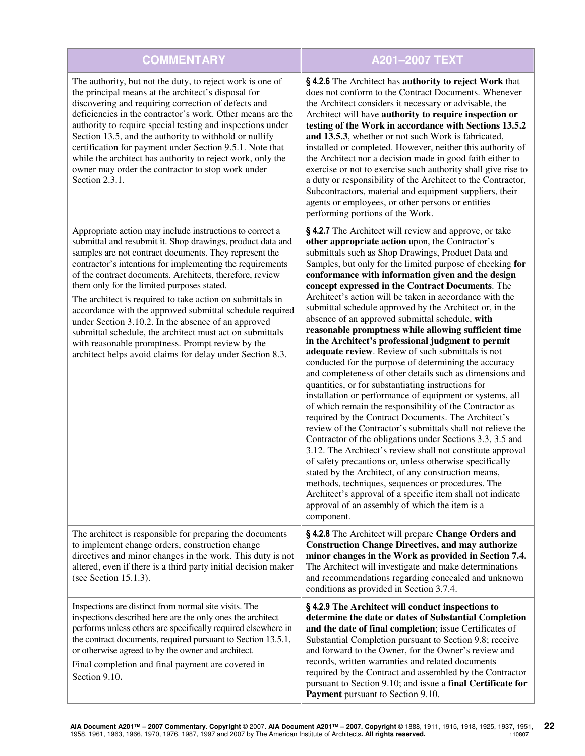| COMMENTARY | A201–2007 TEXT |
|---|---|
| The authority, but not the duty, to reject work is one of the principal means at the architect's disposal for discovering and requiring correction of defects and deficiencies in the contractor's work. Other means are the authority to require special testing and inspections under Section 13.5, and the authority to withhold or nullify certification for payment under Section 9.5.1. Note that while the architect has authority to reject work, only the owner may order the contractor to stop work under Section 2.3.1. | **§ 4.2.6** The Architect has **authority to reject Work** that does not conform to the Contract Documents. Whenever the Architect considers it necessary or advisable, the Architect will have **authority to require inspection or testing of the Work in accordance with Sections 13.5.2 and 13.5.3**, whether or not such Work is fabricated, installed or completed. However, neither this authority of the Architect nor a decision made in good faith either to exercise or not to exercise such authority shall give rise to a duty or responsibility of the Architect to the Contractor, Subcontractors, material and equipment suppliers, their agents or employees, or other persons or entities performing portions of the Work. |
| Appropriate action may include instructions to correct a submittal and resubmit it. Shop drawings, product data and samples are not contract documents. They represent the contractor's intentions for implementing the requirements of the contract documents. Architects, therefore, review them only for the limited purposes stated.<br><br>The architect is required to take action on submittals in accordance with the approved submittal schedule required under Section 3.10.2. In the absence of an approved submittal schedule, the architect must act on submittals with reasonable promptness. Prompt review by the architect helps avoid claims for delay under Section 8.3. | **§ 4.2.7** The Architect will review and approve, or take **other appropriate action** upon, the Contractor's submittals such as Shop Drawings, Product Data and Samples, but only for the limited purpose of checking **for conformance with information given and the design concept expressed in the Contract Documents**. The Architect's action will be taken in accordance with the submittal schedule approved by the Architect or, in the absence of an approved submittal schedule, **with reasonable promptness while allowing sufficient time in the Architect's professional judgment to permit adequate review**. Review of such submittals is not conducted for the purpose of determining the accuracy and completeness of other details such as dimensions and quantities, or for substantiating instructions for installation or performance of equipment or systems, all of which remain the responsibility of the Contractor as required by the Contract Documents. The Architect's review of the Contractor's submittals shall not relieve the Contractor of the obligations under Sections 3.3, 3.5 and 3.12. The Architect's review shall not constitute approval of safety precautions or, unless otherwise specifically stated by the Architect, of any construction means, methods, techniques, sequences or procedures. The Architect's approval of a specific item shall not indicate approval of an assembly of which the item is a component. |
| The architect is responsible for preparing the documents to implement change orders, construction change directives and minor changes in the work. This duty is not altered, even if there is a third party initial decision maker (see Section 15.1.3). | **§ 4.2.8** The Architect will prepare **Change Orders and Construction Change Directives, and may authorize minor changes in the Work as provided in Section 7.4.** The Architect will investigate and make determinations and recommendations regarding concealed and unknown conditions as provided in Section 3.7.4. |
| Inspections are distinct from normal site visits. The inspections described here are the only ones the architect performs unless others are specifically required elsewhere in the contract documents, required pursuant to Section 13.5.1, or otherwise agreed to by the owner and architect.<br><br>Final completion and final payment are covered in Section 9.10. | **§ 4.2.9 The Architect will conduct inspections to determine the date or dates of Substantial Completion and the date of final completion**; issue Certificates of Substantial Completion pursuant to Section 9.8; receive and forward to the Owner, for the Owner's review and records, written warranties and related documents required by the Contract and assembled by the Contractor pursuant to Section 9.10; and issue a **final Certificate for Payment** pursuant to Section 9.10. |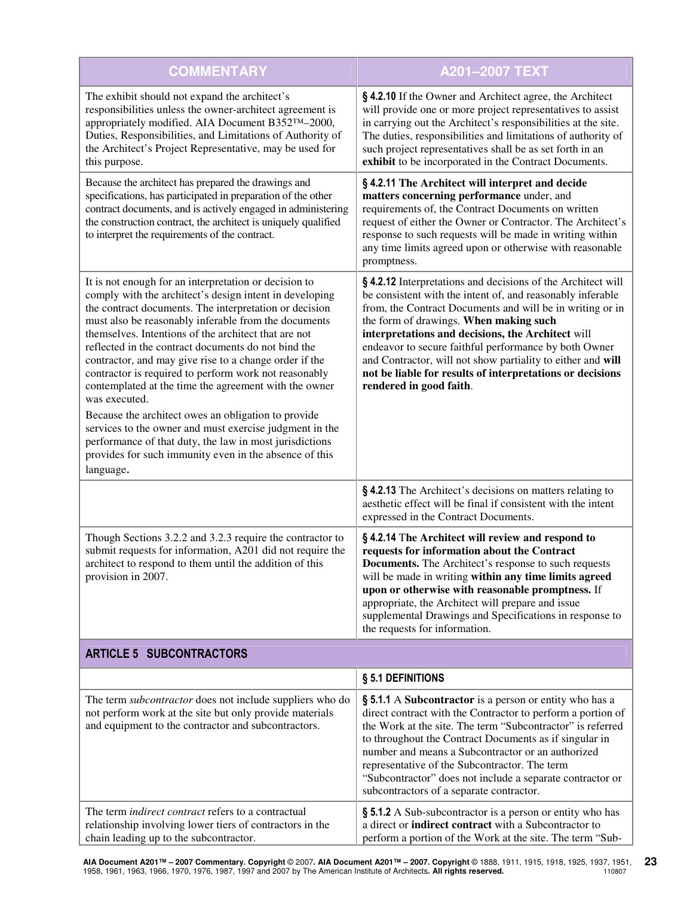| COMMENTARY | A201–2007 TEXT |
|---|---|
| The exhibit should not expand the architect's responsibilities unless the owner-architect agreement is appropriately modified. AIA Document B352™–2000, Duties, Responsibilities, and Limitations of Authority of the Architect's Project Representative, may be used for this purpose. | **§ 4.2.10** If the Owner and Architect agree, the Architect will provide one or more project representatives to assist in carrying out the Architect's responsibilities at the site. The duties, responsibilities and limitations of authority of such project representatives shall be as set forth in an **exhibit** to be incorporated in the Contract Documents. |
| Because the architect has prepared the drawings and specifications, has participated in preparation of the other contract documents, and is actively engaged in administering the construction contract, the architect is uniquely qualified to interpret the requirements of the contract. | **§ 4.2.11 The Architect will interpret and decide matters concerning performance** under, and requirements of, the Contract Documents on written request of either the Owner or Contractor. The Architect's response to such requests will be made in writing within any time limits agreed upon or otherwise with reasonable promptness. |
| It is not enough for an interpretation or decision to comply with the architect's design intent in developing the contract documents. The interpretation or decision must also be reasonably inferable from the documents themselves. Intentions of the architect that are not reflected in the contract documents do not bind the contractor, and may give rise to a change order if the contractor is required to perform work not reasonably contemplated at the time the agreement with the owner was executed.<br><br>Because the architect owes an obligation to provide services to the owner and must exercise judgment in the performance of that duty, the law in most jurisdictions provides for such immunity even in the absence of this language. | **§ 4.2.12** Interpretations and decisions of the Architect will be consistent with the intent of, and reasonably inferable from, the Contract Documents and will be in writing or in the form of drawings. **When making such interpretations and decisions, the Architect** will endeavor to secure faithful performance by both Owner and Contractor, will not show partiality to either and **will not be liable for results of interpretations or decisions rendered in good faith**. |
| | **§ 4.2.13** The Architect's decisions on matters relating to aesthetic effect will be final if consistent with the intent expressed in the Contract Documents. |
| Though Sections 3.2.2 and 3.2.3 require the contractor to submit requests for information, A201 did not require the architect to respond to them until the addition of this provision in 2007. | **§ 4.2.14 The Architect will review and respond to requests for information about the Contract Documents.** The Architect's response to such requests will be made in writing **within any time limits agreed upon or otherwise with reasonable promptness.** If appropriate, the Architect will prepare and issue supplemental Drawings and Specifications in response to the requests for information. |
| **ARTICLE 5 SUBCONTRACTORS** | |
| | **§ 5.1 DEFINITIONS** |
| The term *subcontractor* does not include suppliers who do not perform work at the site but only provide materials and equipment to the contractor and subcontractors. | **§ 5.1.1** A **Subcontractor** is a person or entity who has a direct contract with the Contractor to perform a portion of the Work at the site. The term "Subcontractor" is referred to throughout the Contract Documents as if singular in number and means a Subcontractor or an authorized representative of the Subcontractor. The term "Subcontractor" does not include a separate contractor or subcontractors of a separate contractor. |
| The term *indirect contract* refers to a contractual relationship involving lower tiers of contractors in the chain leading up to the subcontractor. | **§ 5.1.2** A Sub-subcontractor is a person or entity who has a direct or **indirect contract** with a Subcontractor to perform a portion of the Work at the site. The term "Sub- |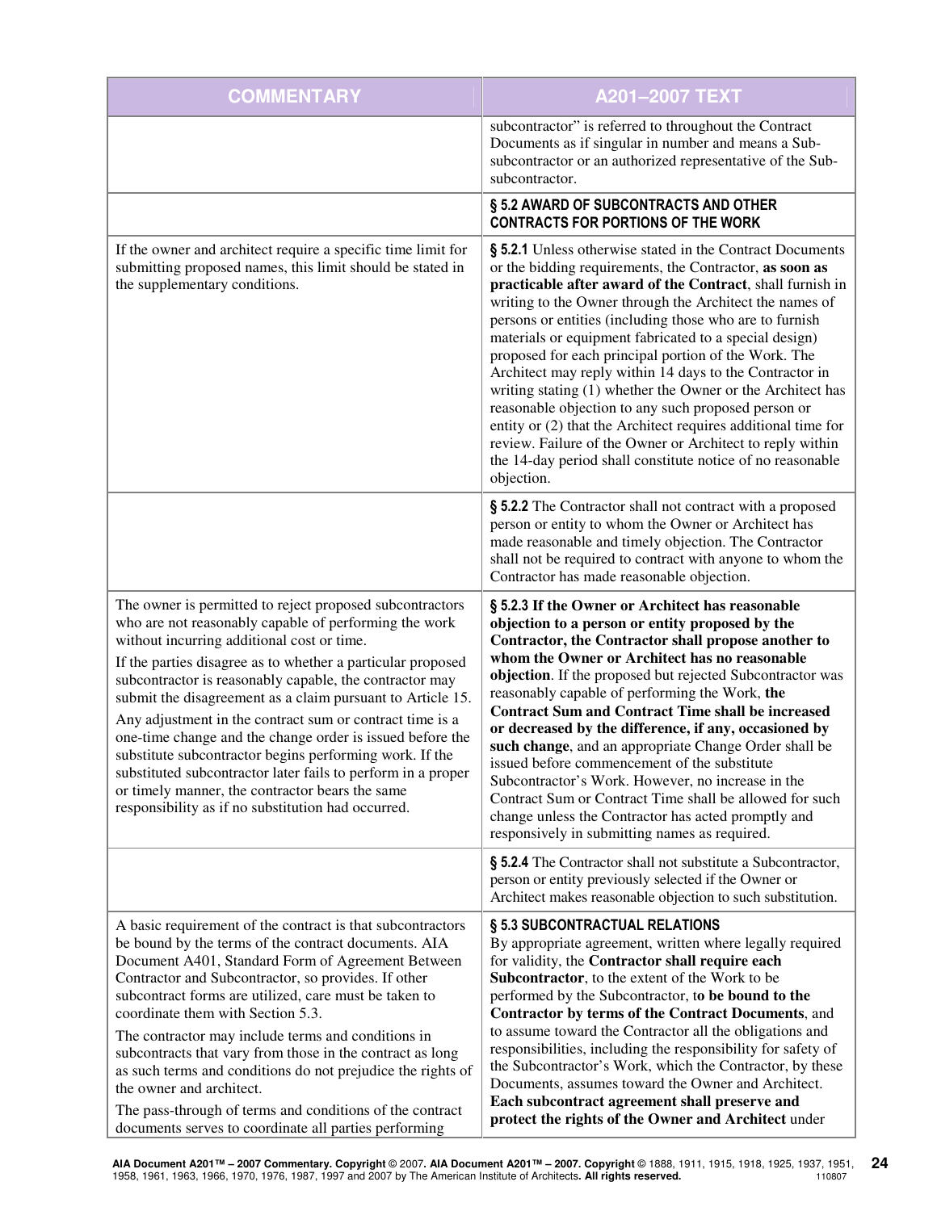| COMMENTARY | A201–2007 TEXT |
|---|---|
| | subcontractor" is referred to throughout the Contract Documents as if singular in number and means a Sub-subcontractor or an authorized representative of the Sub-subcontractor. |
| | **§ 5.2 AWARD OF SUBCONTRACTS AND OTHER CONTRACTS FOR PORTIONS OF THE WORK** |
| If the owner and architect require a specific time limit for submitting proposed names, this limit should be stated in the supplementary conditions. | **§ 5.2.1** Unless otherwise stated in the Contract Documents or the bidding requirements, the Contractor, **as soon as practicable after award of the Contract**, shall furnish in writing to the Owner through the Architect the names of persons or entities (including those who are to furnish materials or equipment fabricated to a special design) proposed for each principal portion of the Work. The Architect may reply within 14 days to the Contractor in writing stating (1) whether the Owner or the Architect has reasonable objection to any such proposed person or entity or (2) that the Architect requires additional time for review. Failure of the Owner or Architect to reply within the 14-day period shall constitute notice of no reasonable objection. |
| | **§ 5.2.2** The Contractor shall not contract with a proposed person or entity to whom the Owner or Architect has made reasonable and timely objection. The Contractor shall not be required to contract with anyone to whom the Contractor has made reasonable objection. |
| The owner is permitted to reject proposed subcontractors who are not reasonably capable of performing the work without incurring additional cost or time.<br><br>If the parties disagree as to whether a particular proposed subcontractor is reasonably capable, the contractor may submit the disagreement as a claim pursuant to Article 15.<br><br>Any adjustment in the contract sum or contract time is a one-time change and the change order is issued before the substitute subcontractor begins performing work. If the substituted subcontractor later fails to perform in a proper or timely manner, the contractor bears the same responsibility as if no substitution had occurred. | **§ 5.2.3 If the Owner or Architect has reasonable objection to a person or entity proposed by the Contractor, the Contractor shall propose another to whom the Owner or Architect has no reasonable objection**. If the proposed but rejected Subcontractor was reasonably capable of performing the Work, **the Contract Sum and Contract Time shall be increased or decreased by the difference, if any, occasioned by such change**, and an appropriate Change Order shall be issued before commencement of the substitute Subcontractor's Work. However, no increase in the Contract Sum or Contract Time shall be allowed for such change unless the Contractor has acted promptly and responsively in submitting names as required. |
| | **§ 5.2.4** The Contractor shall not substitute a Subcontractor, person or entity previously selected if the Owner or Architect makes reasonable objection to such substitution. |
| A basic requirement of the contract is that subcontractors be bound by the terms of the contract documents. AIA Document A401, Standard Form of Agreement Between Contractor and Subcontractor, so provides. If other subcontract forms are utilized, care must be taken to coordinate them with Section 5.3.<br><br>The contractor may include terms and conditions in subcontracts that vary from those in the contract as long as such terms and conditions do not prejudice the rights of the owner and architect.<br><br>The pass-through of terms and conditions of the contract documents serves to coordinate all parties performing | **§ 5.3 SUBCONTRACTUAL RELATIONS**<br>By appropriate agreement, written where legally required for validity, the **Contractor shall require each Subcontractor**, to the extent of the Work to be performed by the Subcontractor, t**o be bound to the Contractor by terms of the Contract Documents**, and to assume toward the Contractor all the obligations and responsibilities, including the responsibility for safety of the Subcontractor's Work, which the Contractor, by these Documents, assumes toward the Owner and Architect. **Each subcontract agreement shall preserve and protect the rights of the Owner and Architect** under |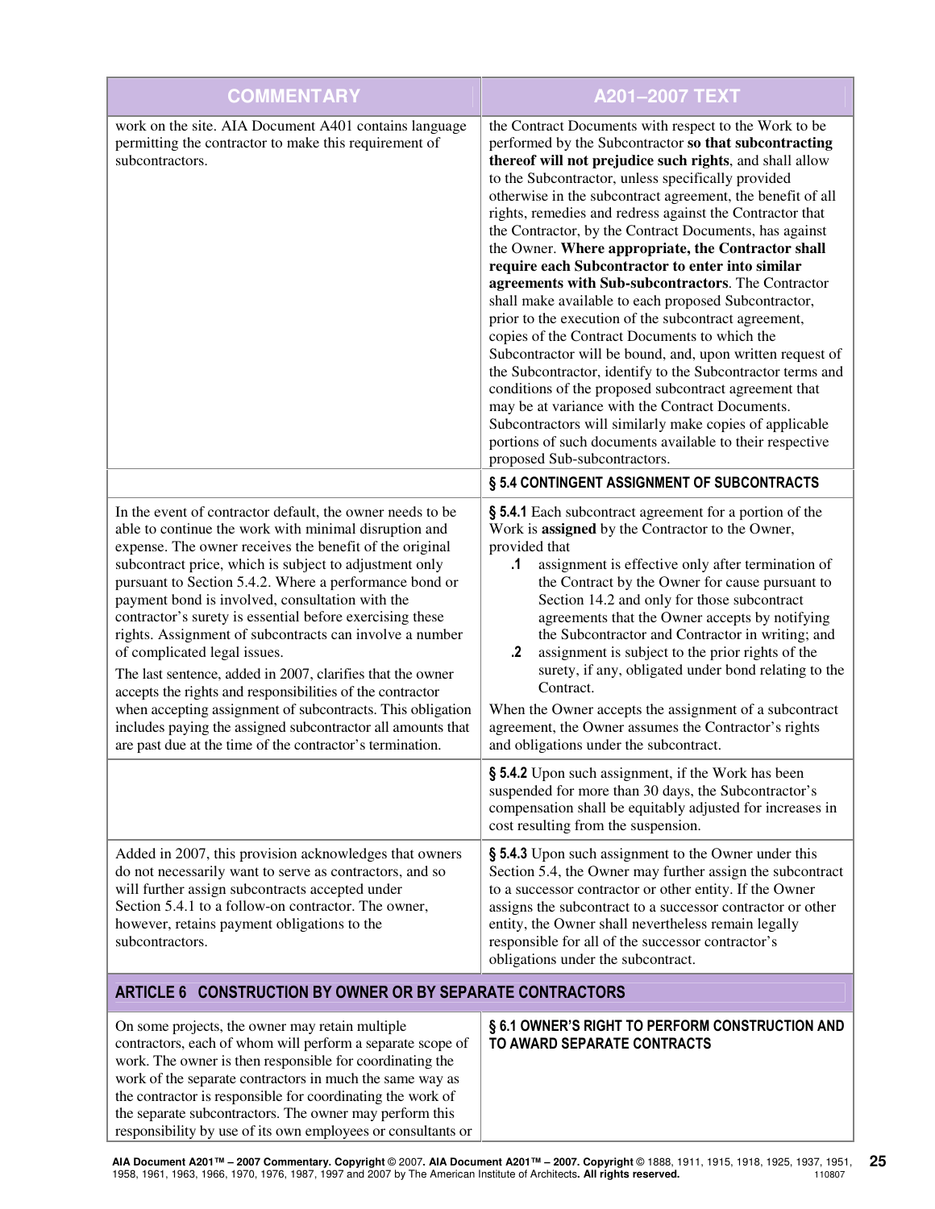| COMMENTARY | A201–2007 TEXT |
|---|---|
| work on the site. AIA Document A401 contains language permitting the contractor to make this requirement of subcontractors. | the Contract Documents with respect to the Work to be performed by the Subcontractor **so that subcontracting thereof will not prejudice such rights**, and shall allow to the Subcontractor, unless specifically provided otherwise in the subcontract agreement, the benefit of all rights, remedies and redress against the Contractor that the Contractor, by the Contract Documents, has against the Owner. **Where appropriate, the Contractor shall require each Subcontractor to enter into similar agreements with Sub-subcontractors**. The Contractor shall make available to each proposed Subcontractor, prior to the execution of the subcontract agreement, copies of the Contract Documents to which the Subcontractor will be bound, and, upon written request of the Subcontractor, identify to the Subcontractor terms and conditions of the proposed subcontract agreement that may be at variance with the Contract Documents. Subcontractors will similarly make copies of applicable portions of such documents available to their respective proposed Sub-subcontractors. |
| | **§ 5.4 CONTINGENT ASSIGNMENT OF SUBCONTRACTS** |
| In the event of contractor default, the owner needs to be able to continue the work with minimal disruption and expense. The owner receives the benefit of the original subcontract price, which is subject to adjustment only pursuant to Section 5.4.2. Where a performance bond or payment bond is involved, consultation with the contractor's surety is essential before exercising these rights. Assignment of subcontracts can involve a number of complicated legal issues.<br><br>The last sentence, added in 2007, clarifies that the owner accepts the rights and responsibilities of the contractor when accepting assignment of subcontracts. This obligation includes paying the assigned subcontractor all amounts that are past due at the time of the contractor's termination. | **§ 5.4.1** Each subcontract agreement for a portion of the Work is **assigned** by the Contractor to the Owner, provided that<br>**.1** assignment is effective only after termination of the Contract by the Owner for cause pursuant to Section 14.2 and only for those subcontract agreements that the Owner accepts by notifying the Subcontractor and Contractor in writing; and<br>**.2** assignment is subject to the prior rights of the surety, if any, obligated under bond relating to the Contract.<br><br>When the Owner accepts the assignment of a subcontract agreement, the Owner assumes the Contractor's rights and obligations under the subcontract. |
| | **§ 5.4.2** Upon such assignment, if the Work has been suspended for more than 30 days, the Subcontractor's compensation shall be equitably adjusted for increases in cost resulting from the suspension. |
| Added in 2007, this provision acknowledges that owners do not necessarily want to serve as contractors, and so will further assign subcontracts accepted under Section 5.4.1 to a follow-on contractor. The owner, however, retains payment obligations to the subcontractors. | **§ 5.4.3** Upon such assignment to the Owner under this Section 5.4, the Owner may further assign the subcontract to a successor contractor or other entity. If the Owner assigns the subcontract to a successor contractor or other entity, the Owner shall nevertheless remain legally responsible for all of the successor contractor's obligations under the subcontract. |
| **ARTICLE 6 CONSTRUCTION BY OWNER OR BY SEPARATE CONTRACTORS** | |
| On some projects, the owner may retain multiple contractors, each of whom will perform a separate scope of work. The owner is then responsible for coordinating the work of the separate contractors in much the same way as the contractor is responsible for coordinating the work of the separate subcontractors. The owner may perform this responsibility by use of its own employees or consultants or | **§ 6.1 OWNER'S RIGHT TO PERFORM CONSTRUCTION AND TO AWARD SEPARATE CONTRACTS** |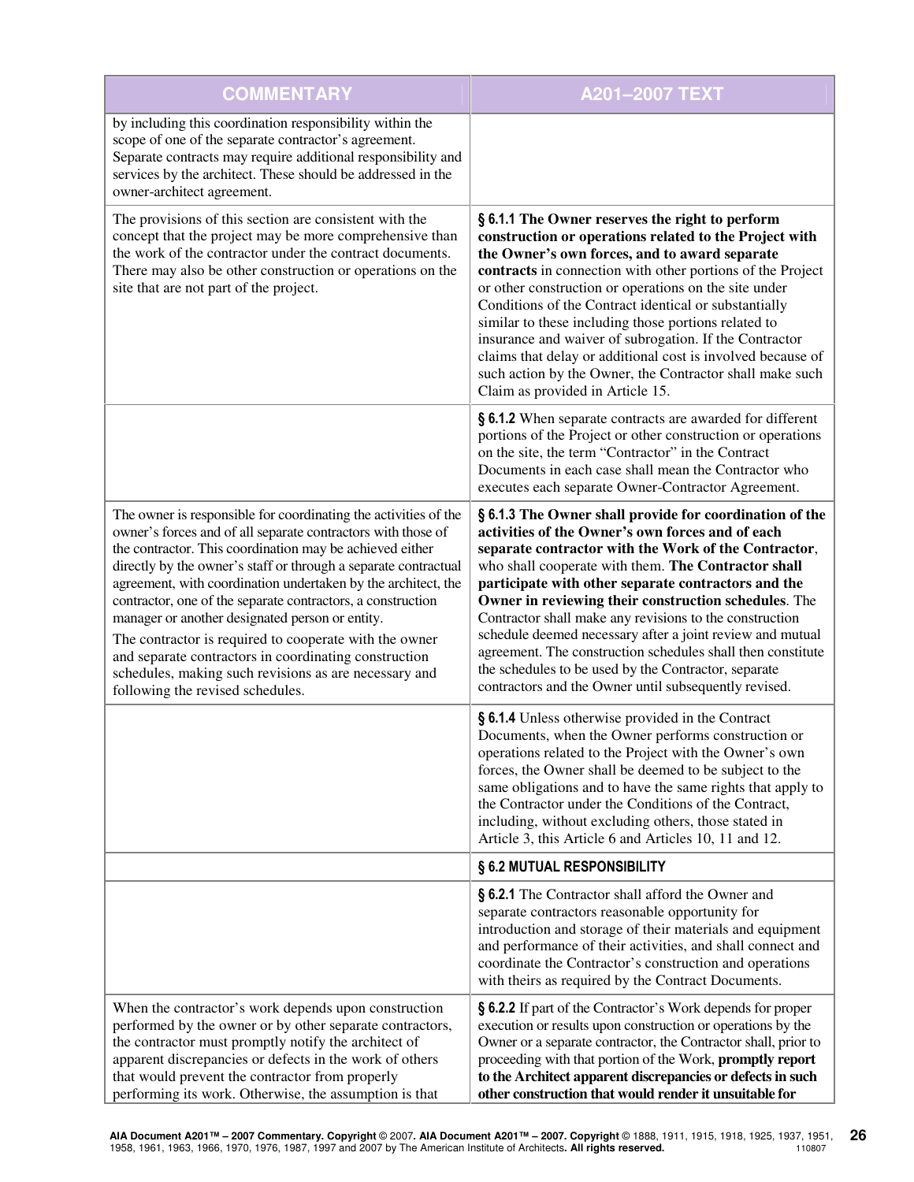| COMMENTARY | A201–2007 TEXT |
|---|---|
| by including this coordination responsibility within the scope of one of the separate contractor's agreement. Separate contracts may require additional responsibility and services by the architect. These should be addressed in the owner-architect agreement. | |
| The provisions of this section are consistent with the concept that the project may be more comprehensive than the work of the contractor under the contract documents. There may also be other construction or operations on the site that are not part of the project. | **§ 6.1.1 The Owner reserves the right to perform construction or operations related to the Project with the Owner's own forces, and to award separate contracts** in connection with other portions of the Project or other construction or operations on the site under Conditions of the Contract identical or substantially similar to these including those portions related to insurance and waiver of subrogation. If the Contractor claims that delay or additional cost is involved because of such action by the Owner, the Contractor shall make such Claim as provided in Article 15. |
| | **§ 6.1.2** When separate contracts are awarded for different portions of the Project or other construction or operations on the site, the term "Contractor" in the Contract Documents in each case shall mean the Contractor who executes each separate Owner-Contractor Agreement. |
| The owner is responsible for coordinating the activities of the owner's forces and of all separate contractors with those of the contractor. This coordination may be achieved either directly by the owner's staff or through a separate contractual agreement, with coordination undertaken by the architect, the contractor, one of the separate contractors, a construction manager or another designated person or entity.<br>The contractor is required to cooperate with the owner and separate contractors in coordinating construction schedules, making such revisions as are necessary and following the revised schedules. | **§ 6.1.3 The Owner shall provide for coordination of the activities of the Owner's own forces and of each separate contractor with the Work of the Contractor**, who shall cooperate with them. **The Contractor shall participate with other separate contractors and the Owner in reviewing their construction schedules**. The Contractor shall make any revisions to the construction schedule deemed necessary after a joint review and mutual agreement. The construction schedules shall then constitute the schedules to be used by the Contractor, separate contractors and the Owner until subsequently revised. |
| | **§ 6.1.4** Unless otherwise provided in the Contract Documents, when the Owner performs construction or operations related to the Project with the Owner's own forces, the Owner shall be deemed to be subject to the same obligations and to have the same rights that apply to the Contractor under the Conditions of the Contract, including, without excluding others, those stated in Article 3, this Article 6 and Articles 10, 11 and 12. |
| | **§ 6.2 MUTUAL RESPONSIBILITY** |
| | **§ 6.2.1** The Contractor shall afford the Owner and separate contractors reasonable opportunity for introduction and storage of their materials and equipment and performance of their activities, and shall connect and coordinate the Contractor's construction and operations with theirs as required by the Contract Documents. |
| When the contractor's work depends upon construction performed by the owner or by other separate contractors, the contractor must promptly notify the architect of apparent discrepancies or defects in the work of others that would prevent the contractor from properly performing its work. Otherwise, the assumption is that | **§ 6.2.2** If part of the Contractor's Work depends for proper execution or results upon construction or operations by the Owner or a separate contractor, the Contractor shall, prior to proceeding with that portion of the Work, **promptly report to the Architect apparent discrepancies or defects in such other construction that would render it unsuitable for** |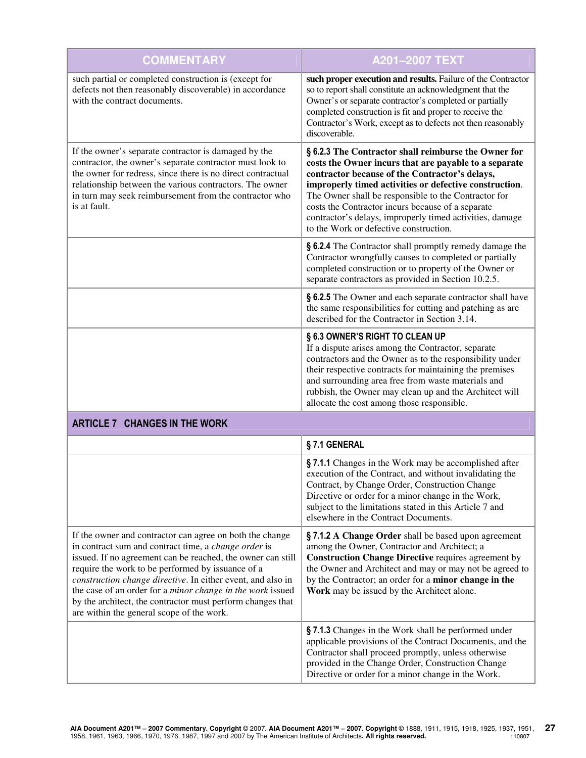| COMMENTARY | A201–2007 TEXT |
|---|---|
| such partial or completed construction is (except for defects not then reasonably discoverable) in accordance with the contract documents. | **such proper execution and results.** Failure of the Contractor so to report shall constitute an acknowledgment that the Owner's or separate contractor's completed or partially completed construction is fit and proper to receive the Contractor's Work, except as to defects not then reasonably discoverable. |
| If the owner's separate contractor is damaged by the contractor, the owner's separate contractor must look to the owner for redress, since there is no direct contractual relationship between the various contractors. The owner in turn may seek reimbursement from the contractor who is at fault. | **§ 6.2.3 The Contractor shall reimburse the Owner for costs the Owner incurs that are payable to a separate contractor because of the Contractor's delays, improperly timed activities or defective construction**. The Owner shall be responsible to the Contractor for costs the Contractor incurs because of a separate contractor's delays, improperly timed activities, damage to the Work or defective construction. |
| | **§ 6.2.4** The Contractor shall promptly remedy damage the Contractor wrongfully causes to completed or partially completed construction or to property of the Owner or separate contractors as provided in Section 10.2.5. |
| | **§ 6.2.5** The Owner and each separate contractor shall have the same responsibilities for cutting and patching as are described for the Contractor in Section 3.14. |
| | **§ 6.3 OWNER'S RIGHT TO CLEAN UP**<br>If a dispute arises among the Contractor, separate contractors and the Owner as to the responsibility under their respective contracts for maintaining the premises and surrounding area free from waste materials and rubbish, the Owner may clean up and the Architect will allocate the cost among those responsible. |
| **ARTICLE 7 CHANGES IN THE WORK** | |
| | **§ 7.1 GENERAL** |
| | **§ 7.1.1** Changes in the Work may be accomplished after execution of the Contract, and without invalidating the Contract, by Change Order, Construction Change Directive or order for a minor change in the Work, subject to the limitations stated in this Article 7 and elsewhere in the Contract Documents. |
| If the owner and contractor can agree on both the change in contract sum and contract time, a *change order* is issued. If no agreement can be reached, the owner can still require the work to be performed by issuance of a *construction change directive*. In either event, and also in the case of an order for a *minor change in the work* issued by the architect, the contractor must perform changes that are within the general scope of the work. | **§ 7.1.2 A Change Order** shall be based upon agreement among the Owner, Contractor and Architect; a **Construction Change Directive** requires agreement by the Owner and Architect and may or may not be agreed to by the Contractor; an order for a **minor change in the Work** may be issued by the Architect alone. |
| | **§ 7.1.3** Changes in the Work shall be performed under applicable provisions of the Contract Documents, and the Contractor shall proceed promptly, unless otherwise provided in the Change Order, Construction Change Directive or order for a minor change in the Work. |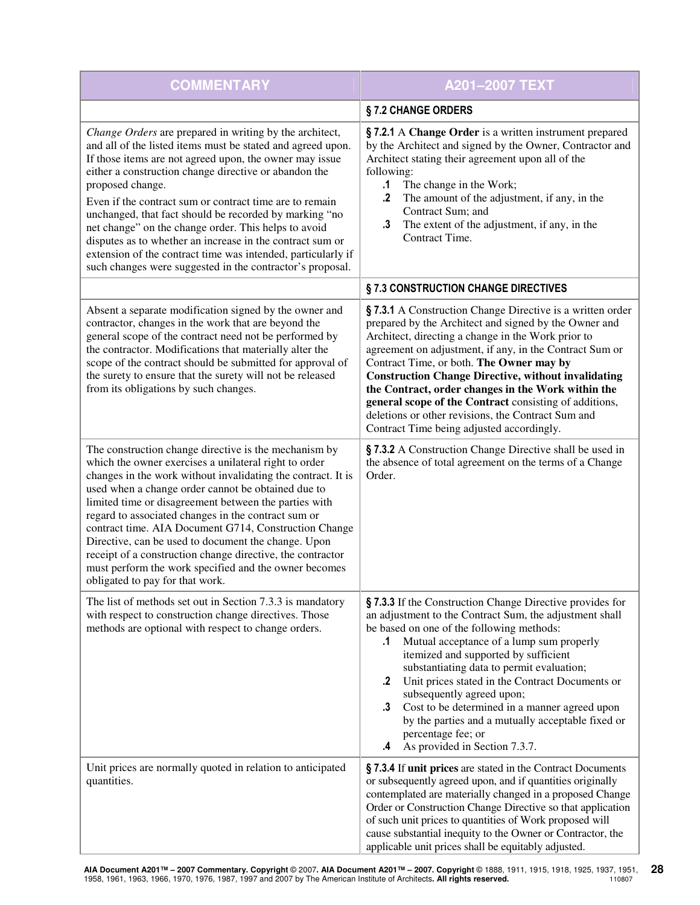| COMMENTARY | A201–2007 TEXT |
|---|---|
| | **§ 7.2 CHANGE ORDERS** |
| *Change Orders* are prepared in writing by the architect, and all of the listed items must be stated and agreed upon. If those items are not agreed upon, the owner may issue either a construction change directive or abandon the proposed change.<br><br>Even if the contract sum or contract time are to remain unchanged, that fact should be recorded by marking "no net change" on the change order. This helps to avoid disputes as to whether an increase in the contract sum or extension of the contract time was intended, particularly if such changes were suggested in the contractor's proposal. | **§ 7.2.1** A **Change Order** is a written instrument prepared by the Architect and signed by the Owner, Contractor and Architect stating their agreement upon all of the following:<br>**.1** The change in the Work;<br>**.2** The amount of the adjustment, if any, in the Contract Sum; and<br>**.3** The extent of the adjustment, if any, in the Contract Time. |
| | **§ 7.3 CONSTRUCTION CHANGE DIRECTIVES** |
| Absent a separate modification signed by the owner and contractor, changes in the work that are beyond the general scope of the contract need not be performed by the contractor. Modifications that materially alter the scope of the contract should be submitted for approval of the surety to ensure that the surety will not be released from its obligations by such changes. | **§ 7.3.1** A Construction Change Directive is a written order prepared by the Architect and signed by the Owner and Architect, directing a change in the Work prior to agreement on adjustment, if any, in the Contract Sum or Contract Time, or both. **The Owner may by Construction Change Directive, without invalidating the Contract, order changes in the Work within the general scope of the Contract** consisting of additions, deletions or other revisions, the Contract Sum and Contract Time being adjusted accordingly. |
| The construction change directive is the mechanism by which the owner exercises a unilateral right to order changes in the work without invalidating the contract. It is used when a change order cannot be obtained due to limited time or disagreement between the parties with regard to associated changes in the contract sum or contract time. AIA Document G714, Construction Change Directive, can be used to document the change. Upon receipt of a construction change directive, the contractor must perform the work specified and the owner becomes obligated to pay for that work. | **§ 7.3.2** A Construction Change Directive shall be used in the absence of total agreement on the terms of a Change Order. |
| The list of methods set out in Section 7.3.3 is mandatory with respect to construction change directives. Those methods are optional with respect to change orders. | **§ 7.3.3** If the Construction Change Directive provides for an adjustment to the Contract Sum, the adjustment shall be based on one of the following methods:<br>**.1** Mutual acceptance of a lump sum properly itemized and supported by sufficient substantiating data to permit evaluation;<br>**.2** Unit prices stated in the Contract Documents or subsequently agreed upon;<br>**.3** Cost to be determined in a manner agreed upon by the parties and a mutually acceptable fixed or percentage fee; or<br>**.4** As provided in Section 7.3.7. |
| Unit prices are normally quoted in relation to anticipated quantities. | **§ 7.3.4** If **unit prices** are stated in the Contract Documents or subsequently agreed upon, and if quantities originally contemplated are materially changed in a proposed Change Order or Construction Change Directive so that application of such unit prices to quantities of Work proposed will cause substantial inequity to the Owner or Contractor, the applicable unit prices shall be equitably adjusted. |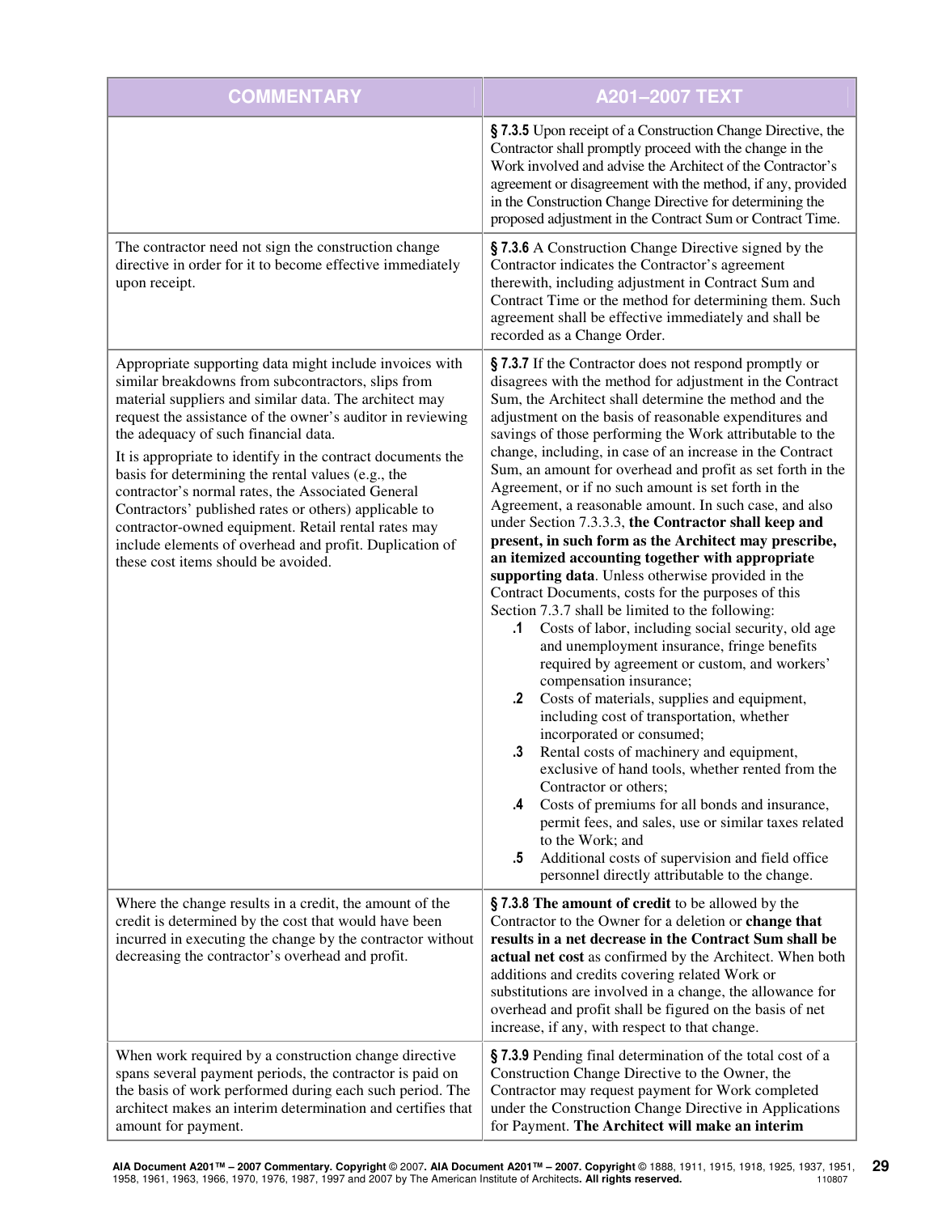| COMMENTARY | A201–2007 TEXT |
|---|---|
| | **§ 7.3.5** Upon receipt of a Construction Change Directive, the Contractor shall promptly proceed with the change in the Work involved and advise the Architect of the Contractor's agreement or disagreement with the method, if any, provided in the Construction Change Directive for determining the proposed adjustment in the Contract Sum or Contract Time. |
| The contractor need not sign the construction change directive in order for it to become effective immediately upon receipt. | **§ 7.3.6** A Construction Change Directive signed by the Contractor indicates the Contractor's agreement therewith, including adjustment in Contract Sum and Contract Time or the method for determining them. Such agreement shall be effective immediately and shall be recorded as a Change Order. |
| Appropriate supporting data might include invoices with similar breakdowns from subcontractors, slips from material suppliers and similar data. The architect may request the assistance of the owner's auditor in reviewing the adequacy of such financial data.<br><br>It is appropriate to identify in the contract documents the basis for determining the rental values (e.g., the contractor's normal rates, the Associated General Contractors' published rates or others) applicable to contractor-owned equipment. Retail rental rates may include elements of overhead and profit. Duplication of these cost items should be avoided. | **§ 7.3.7** If the Contractor does not respond promptly or disagrees with the method for adjustment in the Contract Sum, the Architect shall determine the method and the adjustment on the basis of reasonable expenditures and savings of those performing the Work attributable to the change, including, in case of an increase in the Contract Sum, an amount for overhead and profit as set forth in the Agreement, or if no such amount is set forth in the Agreement, a reasonable amount. In such case, and also under Section 7.3.3.3, **the Contractor shall keep and present, in such form as the Architect may prescribe, an itemized accounting together with appropriate supporting data**. Unless otherwise provided in the Contract Documents, costs for the purposes of this Section 7.3.7 shall be limited to the following:<br>**.1** Costs of labor, including social security, old age and unemployment insurance, fringe benefits required by agreement or custom, and workers' compensation insurance;<br>**.2** Costs of materials, supplies and equipment, including cost of transportation, whether incorporated or consumed;<br>**.3** Rental costs of machinery and equipment, exclusive of hand tools, whether rented from the Contractor or others;<br>**.4** Costs of premiums for all bonds and insurance, permit fees, and sales, use or similar taxes related to the Work; and<br>**.5** Additional costs of supervision and field office personnel directly attributable to the change. |
| Where the change results in a credit, the amount of the credit is determined by the cost that would have been incurred in executing the change by the contractor without decreasing the contractor's overhead and profit. | **§ 7.3.8 The amount of credit** to be allowed by the Contractor to the Owner for a deletion or **change that results in a net decrease in the Contract Sum shall be actual net cost** as confirmed by the Architect. When both additions and credits covering related Work or substitutions are involved in a change, the allowance for overhead and profit shall be figured on the basis of net increase, if any, with respect to that change. |
| When work required by a construction change directive spans several payment periods, the contractor is paid on the basis of work performed during each such period. The architect makes an interim determination and certifies that amount for payment. | **§ 7.3.9** Pending final determination of the total cost of a Construction Change Directive to the Owner, the Contractor may request payment for Work completed under the Construction Change Directive in Applications for Payment. **The Architect will make an interim** |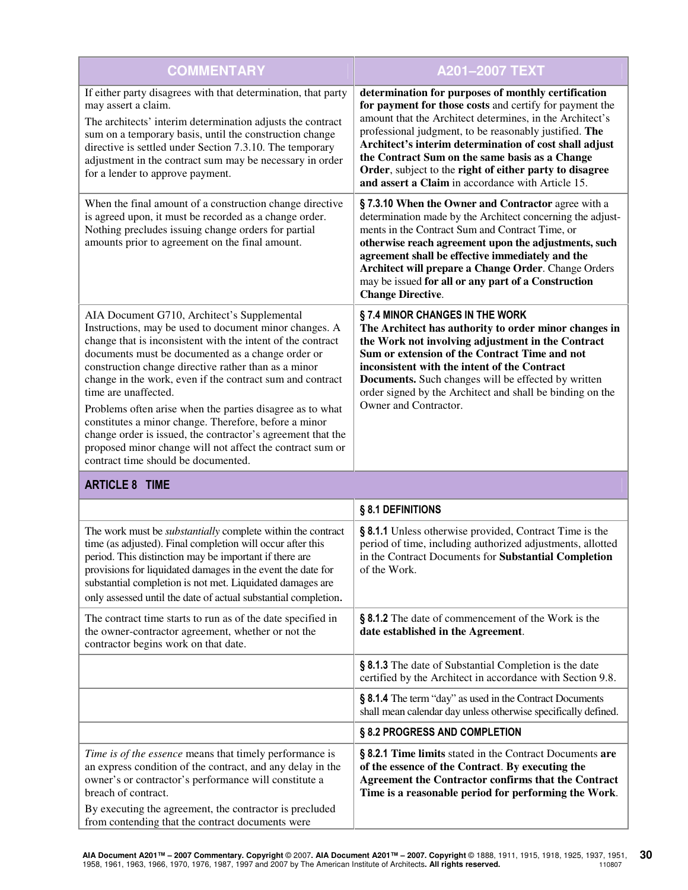| COMMENTARY | A201–2007 TEXT |
|---|---|
| If either party disagrees with that determination, that party may assert a claim.<br><br>The architects' interim determination adjusts the contract sum on a temporary basis, until the construction change directive is settled under Section 7.3.10. The temporary adjustment in the contract sum may be necessary in order for a lender to approve payment. | **determination for purposes of monthly certification for payment for those costs** and certify for payment the amount that the Architect determines, in the Architect's professional judgment, to be reasonably justified. **The Architect's interim determination of cost shall adjust the Contract Sum on the same basis as a Change Order**, subject to the **right of either party to disagree and assert a Claim** in accordance with Article 15. |
| When the final amount of a construction change directive is agreed upon, it must be recorded as a change order. Nothing precludes issuing change orders for partial amounts prior to agreement on the final amount. | **§ 7.3.10 When the Owner and Contractor** agree with a determination made by the Architect concerning the adjustments in the Contract Sum and Contract Time, or **otherwise reach agreement upon the adjustments, such agreement shall be effective immediately and the Architect will prepare a Change Order**. Change Orders may be issued **for all or any part of a Construction Change Directive**. |
| AIA Document G710, Architect's Supplemental Instructions, may be used to document minor changes. A change that is inconsistent with the intent of the contract documents must be documented as a change order or construction change directive rather than as a minor change in the work, even if the contract sum and contract time are unaffected.<br><br>Problems often arise when the parties disagree as to what constitutes a minor change. Therefore, before a minor change order is issued, the contractor's agreement that the proposed minor change will not affect the contract sum or contract time should be documented. | **§ 7.4 MINOR CHANGES IN THE WORK**<br>**The Architect has authority to order minor changes in the Work not involving adjustment in the Contract Sum or extension of the Contract Time and not inconsistent with the intent of the Contract Documents.** Such changes will be effected by written order signed by the Architect and shall be binding on the Owner and Contractor. |
| **ARTICLE 8 TIME** | |
| | **§ 8.1 DEFINITIONS** |
| The work must be *substantially* complete within the contract time (as adjusted). Final completion will occur after this period. This distinction may be important if there are provisions for liquidated damages in the event the date for substantial completion is not met. Liquidated damages are only assessed until the date of actual substantial completion. | **§ 8.1.1** Unless otherwise provided, Contract Time is the period of time, including authorized adjustments, allotted in the Contract Documents for **Substantial Completion** of the Work. |
| The contract time starts to run as of the date specified in the owner-contractor agreement, whether or not the contractor begins work on that date. | **§ 8.1.2** The date of commencement of the Work is the **date established in the Agreement**. |
| | **§ 8.1.3** The date of Substantial Completion is the date certified by the Architect in accordance with Section 9.8. |
| | **§ 8.1.4** The term "day" as used in the Contract Documents shall mean calendar day unless otherwise specifically defined. |
| | **§ 8.2 PROGRESS AND COMPLETION** |
| *Time is of the essence* means that timely performance is an express condition of the contract, and any delay in the owner's or contractor's performance will constitute a breach of contract.<br><br>By executing the agreement, the contractor is precluded from contending that the contract documents were | **§ 8.2.1 Time limits** stated in the Contract Documents **are of the essence of the Contract**. **By executing the Agreement the Contractor confirms that the Contract Time is a reasonable period for performing the Work**. |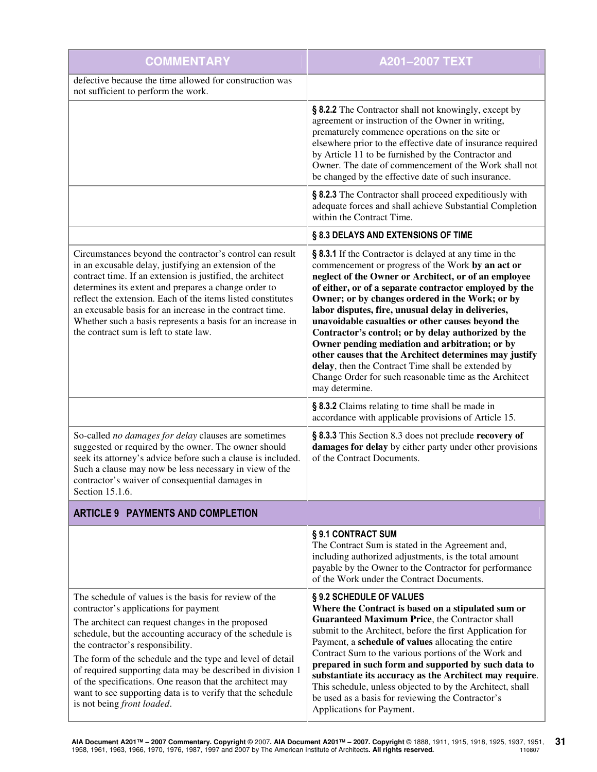| COMMENTARY | A201–2007 TEXT |
|---|---|
| defective because the time allowed for construction was not sufficient to perform the work. | |
| | **§ 8.2.2** The Contractor shall not knowingly, except by agreement or instruction of the Owner in writing, prematurely commence operations on the site or elsewhere prior to the effective date of insurance required by Article 11 to be furnished by the Contractor and Owner. The date of commencement of the Work shall not be changed by the effective date of such insurance. |
| | **§ 8.2.3** The Contractor shall proceed expeditiously with adequate forces and shall achieve Substantial Completion within the Contract Time. |
| | **§ 8.3 DELAYS AND EXTENSIONS OF TIME** |
| Circumstances beyond the contractor's control can result in an excusable delay, justifying an extension of the contract time. If an extension is justified, the architect determines its extent and prepares a change order to reflect the extension. Each of the items listed constitutes an excusable basis for an increase in the contract time. Whether such a basis represents a basis for an increase in the contract sum is left to state law. | **§ 8.3.1** If the Contractor is delayed at any time in the commencement or progress of the Work **by an act or neglect of the Owner or Architect, or of an employee of either, or of a separate contractor employed by the Owner; or by changes ordered in the Work; or by labor disputes, fire, unusual delay in deliveries, unavoidable casualties or other causes beyond the Contractor's control; or by delay authorized by the Owner pending mediation and arbitration; or by other causes that the Architect determines may justify delay**, then the Contract Time shall be extended by Change Order for such reasonable time as the Architect may determine. |
| | **§ 8.3.2** Claims relating to time shall be made in accordance with applicable provisions of Article 15. |
| So-called *no damages for delay* clauses are sometimes suggested or required by the owner. The owner should seek its attorney's advice before such a clause is included. Such a clause may now be less necessary in view of the contractor's waiver of consequential damages in Section 15.1.6. | **§ 8.3.3** This Section 8.3 does not preclude **recovery of damages for delay** by either party under other provisions of the Contract Documents. |
| **ARTICLE 9 PAYMENTS AND COMPLETION** | |
| | **§ 9.1 CONTRACT SUM** The Contract Sum is stated in the Agreement and, including authorized adjustments, is the total amount payable by the Owner to the Contractor for performance of the Work under the Contract Documents. |
| The schedule of values is the basis for review of the contractor's applications for payment. The architect can request changes in the proposed schedule, but the accounting accuracy of the schedule is the contractor's responsibility. The form of the schedule and the type and level of detail of required supporting data may be described in division 1 of the specifications. One reason that the architect may want to see supporting data is to verify that the schedule is not being *front loaded*. | **§ 9.2 SCHEDULE OF VALUES** **Where the Contract is based on a stipulated sum or Guaranteed Maximum Price**, the Contractor shall submit to the Architect, before the first Application for Payment, a **schedule of values** allocating the entire Contract Sum to the various portions of the Work and **prepared in such form and supported by such data to substantiate its accuracy as the Architect may require**. This schedule, unless objected to by the Architect, shall be used as a basis for reviewing the Contractor's Applications for Payment. |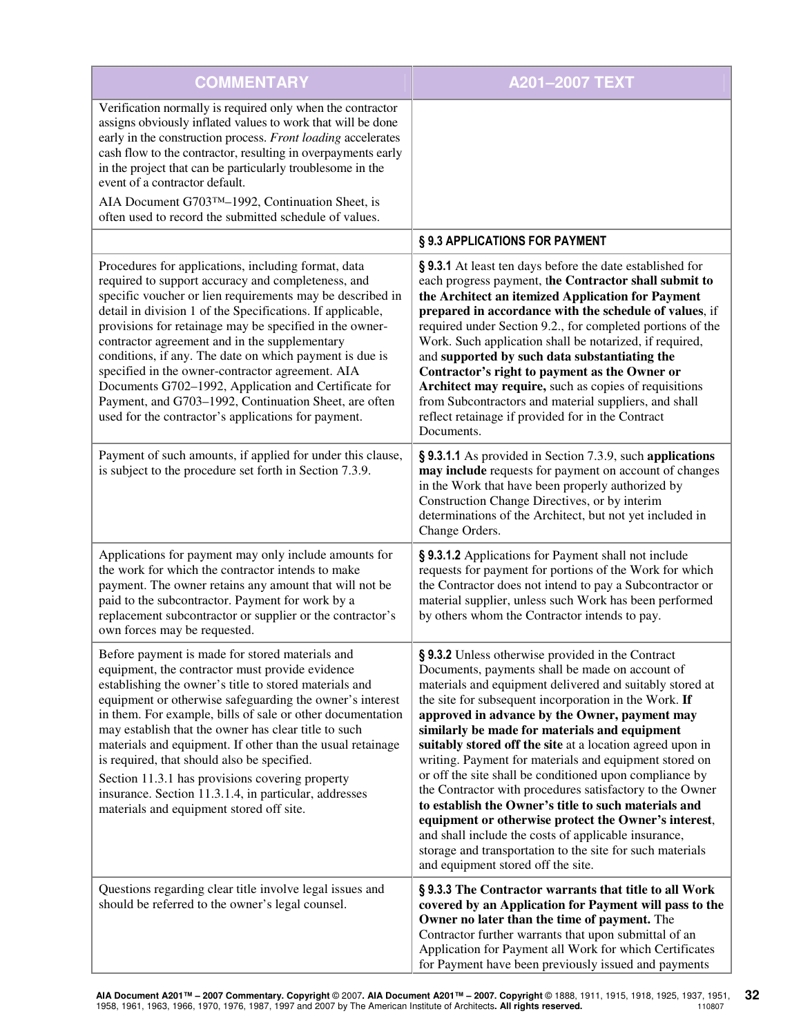| COMMENTARY | A201–2007 TEXT |
|---|---|
| Verification normally is required only when the contractor assigns obviously inflated values to work that will be done early in the construction process. *Front loading* accelerates cash flow to the contractor, resulting in overpayments early in the project that can be particularly troublesome in the event of a contractor default.<br><br>AIA Document G703™–1992, Continuation Sheet, is often used to record the submitted schedule of values. | |
| | **§ 9.3 APPLICATIONS FOR PAYMENT** |
| Procedures for applications, including format, data required to support accuracy and completeness, and specific voucher or lien requirements may be described in detail in division 1 of the Specifications. If applicable, provisions for retainage may be specified in the owner-contractor agreement and in the supplementary conditions, if any. The date on which payment is due is specified in the owner-contractor agreement. AIA Documents G702–1992, Application and Certificate for Payment, and G703–1992, Continuation Sheet, are often used for the contractor's applications for payment. | **§ 9.3.1** At least ten days before the date established for each progress payment, t**he Contractor shall submit to the Architect an itemized Application for Payment prepared in accordance with the schedule of values**, if required under Section 9.2., for completed portions of the Work. Such application shall be notarized, if required, and **supported by such data substantiating the Contractor's right to payment as the Owner or Architect may require,** such as copies of requisitions from Subcontractors and material suppliers, and shall reflect retainage if provided for in the Contract Documents. |
| Payment of such amounts, if applied for under this clause, is subject to the procedure set forth in Section 7.3.9. | **§ 9.3.1.1** As provided in Section 7.3.9, such **applications may include** requests for payment on account of changes in the Work that have been properly authorized by Construction Change Directives, or by interim determinations of the Architect, but not yet included in Change Orders. |
| Applications for payment may only include amounts for the work for which the contractor intends to make payment. The owner retains any amount that will not be paid to the subcontractor. Payment for work by a replacement subcontractor or supplier or the contractor's own forces may be requested. | **§ 9.3.1.2** Applications for Payment shall not include requests for payment for portions of the Work for which the Contractor does not intend to pay a Subcontractor or material supplier, unless such Work has been performed by others whom the Contractor intends to pay. |
| Before payment is made for stored materials and equipment, the contractor must provide evidence establishing the owner's title to stored materials and equipment or otherwise safeguarding the owner's interest in them. For example, bills of sale or other documentation may establish that the owner has clear title to such materials and equipment. If other than the usual retainage is required, that should also be specified.<br><br>Section 11.3.1 has provisions covering property insurance. Section 11.3.1.4, in particular, addresses materials and equipment stored off site. | **§ 9.3.2** Unless otherwise provided in the Contract Documents, payments shall be made on account of materials and equipment delivered and suitably stored at the site for subsequent incorporation in the Work. **If approved in advance by the Owner, payment may similarly be made for materials and equipment suitably stored off the site** at a location agreed upon in writing. Payment for materials and equipment stored on or off the site shall be conditioned upon compliance by the Contractor with procedures satisfactory to the Owner **to establish the Owner's title to such materials and equipment or otherwise protect the Owner's interest**, and shall include the costs of applicable insurance, storage and transportation to the site for such materials and equipment stored off the site. |
| Questions regarding clear title involve legal issues and should be referred to the owner's legal counsel. | **§ 9.3.3 The Contractor warrants that title to all Work covered by an Application for Payment will pass to the Owner no later than the time of payment.** The Contractor further warrants that upon submittal of an Application for Payment all Work for which Certificates for Payment have been previously issued and payments |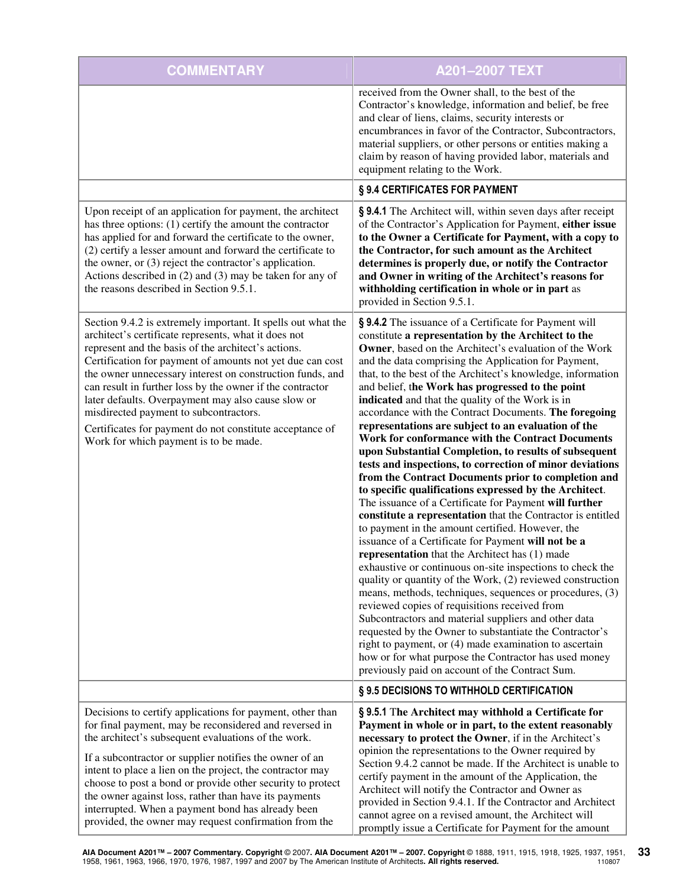| COMMENTARY | A201–2007 TEXT |
|---|---|
| | received from the Owner shall, to the best of the Contractor's knowledge, information and belief, be free and clear of liens, claims, security interests or encumbrances in favor of the Contractor, Subcontractors, material suppliers, or other persons or entities making a claim by reason of having provided labor, materials and equipment relating to the Work. |
| | **§ 9.4 CERTIFICATES FOR PAYMENT** |
| Upon receipt of an application for payment, the architect has three options: (1) certify the amount the contractor has applied for and forward the certificate to the owner, (2) certify a lesser amount and forward the certificate to the owner, or (3) reject the contractor's application. Actions described in (2) and (3) may be taken for any of the reasons described in Section 9.5.1. | **§ 9.4.1** The Architect will, within seven days after receipt of the Contractor's Application for Payment, **either issue to the Owner a Certificate for Payment, with a copy to the Contractor, for such amount as the Architect determines is properly due, or notify the Contractor and Owner in writing of the Architect's reasons for withholding certification in whole or in part** as provided in Section 9.5.1. |
| Section 9.4.2 is extremely important. It spells out what the architect's certificate represents, what it does not represent and the basis of the architect's actions. Certification for payment of amounts not yet due can cost the owner unnecessary interest on construction funds, and can result in further loss by the owner if the contractor later defaults. Overpayment may also cause slow or misdirected payment to subcontractors.<br><br>Certificates for payment do not constitute acceptance of Work for which payment is to be made. | **§ 9.4.2** The issuance of a Certificate for Payment will constitute **a representation by the Architect to the Owner**, based on the Architect's evaluation of the Work and the data comprising the Application for Payment, that, to the best of the Architect's knowledge, information and belief, t**he Work has progressed to the point indicated** and that the quality of the Work is in accordance with the Contract Documents. **The foregoing representations are subject to an evaluation of the Work for conformance with the Contract Documents upon Substantial Completion, to results of subsequent tests and inspections, to correction of minor deviations from the Contract Documents prior to completion and to specific qualifications expressed by the Architect**. The issuance of a Certificate for Payment **will further constitute a representation** that the Contractor is entitled to payment in the amount certified. However, the issuance of a Certificate for Payment **will not be a representation** that the Architect has (1) made exhaustive or continuous on-site inspections to check the quality or quantity of the Work, (2) reviewed construction means, methods, techniques, sequences or procedures, (3) reviewed copies of requisitions received from Subcontractors and material suppliers and other data requested by the Owner to substantiate the Contractor's right to payment, or (4) made examination to ascertain how or for what purpose the Contractor has used money previously paid on account of the Contract Sum. |
| | **§ 9.5 DECISIONS TO WITHHOLD CERTIFICATION** |
| Decisions to certify applications for payment, other than for final payment, may be reconsidered and reversed in the architect's subsequent evaluations of the work.<br><br>If a subcontractor or supplier notifies the owner of an intent to place a lien on the project, the contractor may choose to post a bond or provide other security to protect the owner against loss, rather than have its payments interrupted. When a payment bond has already been provided, the owner may request confirmation from the | **§ 9.5.1 The Architect may withhold a Certificate for Payment in whole or in part, to the extent reasonably necessary to protect the Owner**, if in the Architect's opinion the representations to the Owner required by Section 9.4.2 cannot be made. If the Architect is unable to certify payment in the amount of the Application, the Architect will notify the Contractor and Owner as provided in Section 9.4.1. If the Contractor and Architect cannot agree on a revised amount, the Architect will promptly issue a Certificate for Payment for the amount |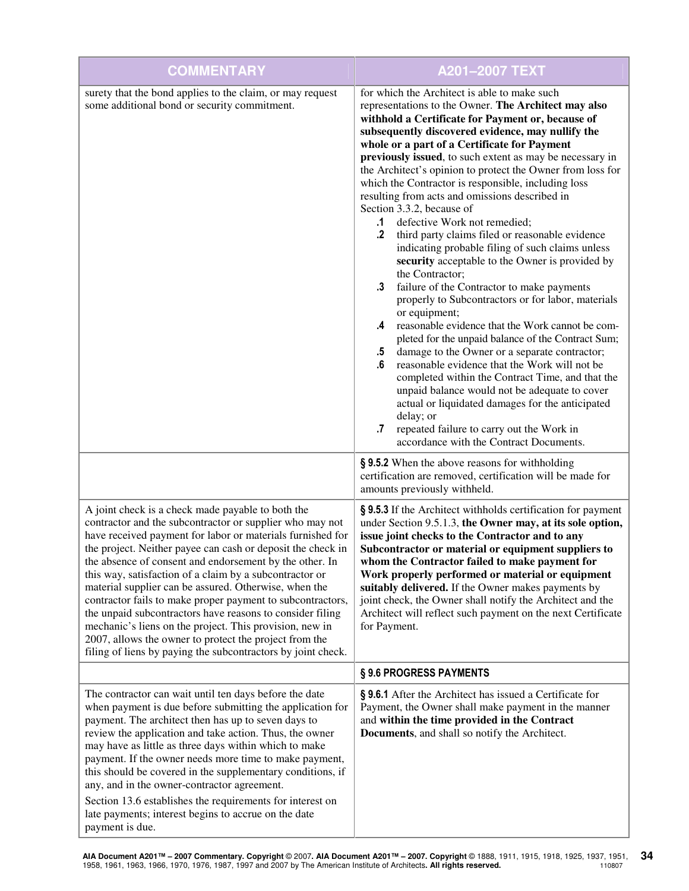| COMMENTARY | A201–2007 TEXT |
|---|---|
| surety that the bond applies to the claim, or may request some additional bond or security commitment. | for which the Architect is able to make such representations to the Owner. **The Architect may also withhold a Certificate for Payment or, because of subsequently discovered evidence, may nullify the whole or a part of a Certificate for Payment previously issued**, to such extent as may be necessary in the Architect's opinion to protect the Owner from loss for which the Contractor is responsible, including loss resulting from acts and omissions described in Section 3.3.2, because of<br>**.1** defective Work not remedied;<br>**.2** third party claims filed or reasonable evidence indicating probable filing of such claims unless **security** acceptable to the Owner is provided by the Contractor;<br>**.3** failure of the Contractor to make payments properly to Subcontractors or for labor, materials or equipment;<br>**.4** reasonable evidence that the Work cannot be completed for the unpaid balance of the Contract Sum;<br>**.5** damage to the Owner or a separate contractor;<br>**.6** reasonable evidence that the Work will not be completed within the Contract Time, and that the unpaid balance would not be adequate to cover actual or liquidated damages for the anticipated delay; or<br>**.7** repeated failure to carry out the Work in accordance with the Contract Documents. |
| | **§ 9.5.2** When the above reasons for withholding certification are removed, certification will be made for amounts previously withheld. |
| A joint check is a check made payable to both the contractor and the subcontractor or supplier who may not have received payment for labor or materials furnished for the project. Neither payee can cash or deposit the check in the absence of consent and endorsement by the other. In this way, satisfaction of a claim by a subcontractor or material supplier can be assured. Otherwise, when the contractor fails to make proper payment to subcontractors, the unpaid subcontractors have reasons to consider filing mechanic's liens on the project. This provision, new in 2007, allows the owner to protect the project from the filing of liens by paying the subcontractors by joint check. | **§ 9.5.3** If the Architect withholds certification for payment under Section 9.5.1.3, **the Owner may, at its sole option, issue joint checks to the Contractor and to any Subcontractor or material or equipment suppliers to whom the Contractor failed to make payment for Work properly performed or material or equipment suitably delivered.** If the Owner makes payments by joint check, the Owner shall notify the Architect and the Architect will reflect such payment on the next Certificate for Payment. |
| | **§ 9.6 PROGRESS PAYMENTS** |
| The contractor can wait until ten days before the date when payment is due before submitting the application for payment. The architect then has up to seven days to review the application and take action. Thus, the owner may have as little as three days within which to make payment. If the owner needs more time to make payment, this should be covered in the supplementary conditions, if any, and in the owner-contractor agreement.<br><br>Section 13.6 establishes the requirements for interest on late payments; interest begins to accrue on the date payment is due. | **§ 9.6.1** After the Architect has issued a Certificate for Payment, the Owner shall make payment in the manner and **within the time provided in the Contract Documents**, and shall so notify the Architect. |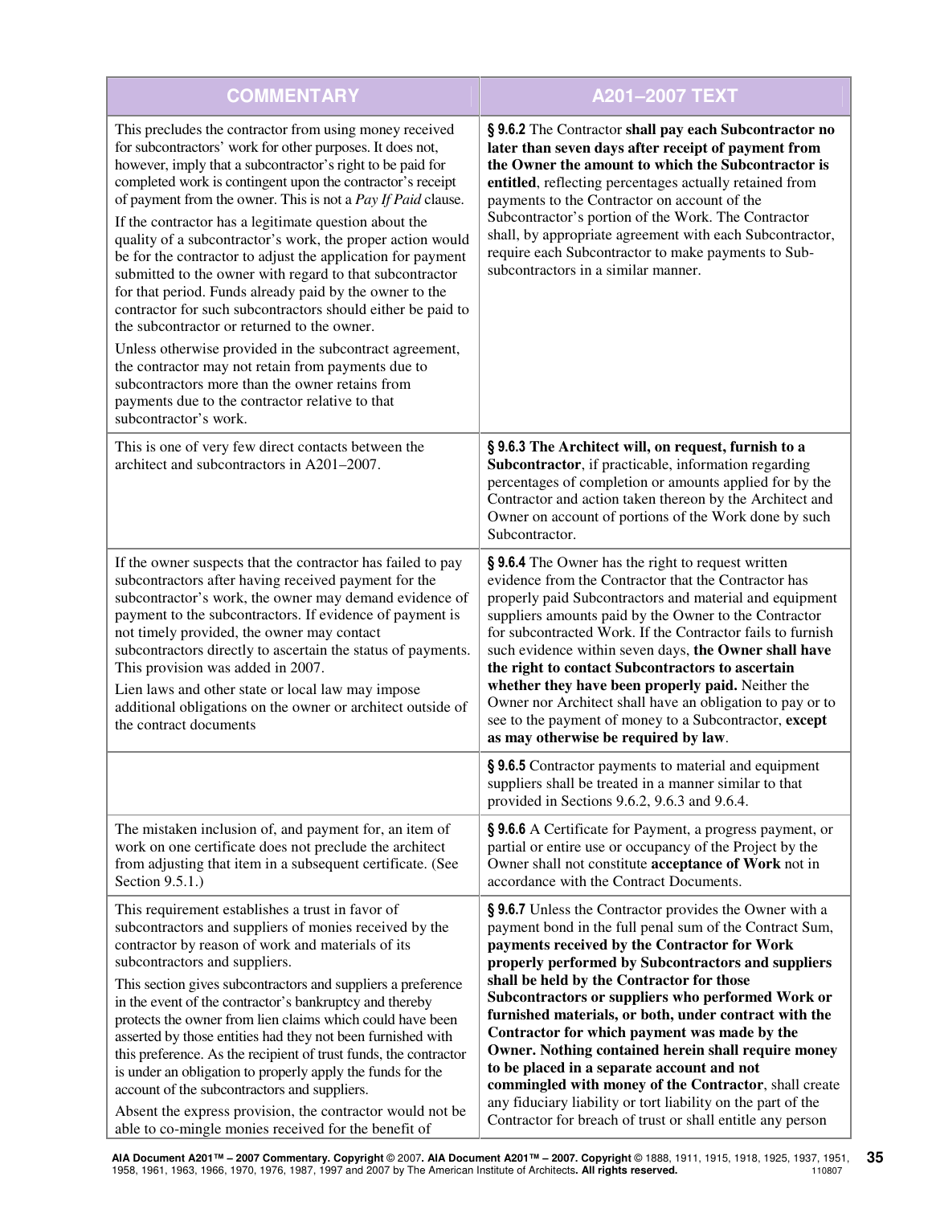| COMMENTARY | A201–2007 TEXT |
|---|---|
| This precludes the contractor from using money received for subcontractors' work for other purposes. It does not, however, imply that a subcontractor's right to be paid for completed work is contingent upon the contractor's receipt of payment from the owner. This is not a *Pay If Paid* clause.<br><br>If the contractor has a legitimate question about the quality of a subcontractor's work, the proper action would be for the contractor to adjust the application for payment submitted to the owner with regard to that subcontractor for that period. Funds already paid by the owner to the contractor for such subcontractors should either be paid to the subcontractor or returned to the owner.<br><br>Unless otherwise provided in the subcontract agreement, the contractor may not retain from payments due to subcontractors more than the owner retains from payments due to the contractor relative to that subcontractor's work. | **§ 9.6.2** The Contractor **shall pay each Subcontractor no later than seven days after receipt of payment from the Owner the amount to which the Subcontractor is entitled**, reflecting percentages actually retained from payments to the Contractor on account of the Subcontractor's portion of the Work. The Contractor shall, by appropriate agreement with each Subcontractor, require each Subcontractor to make payments to Sub-subcontractors in a similar manner. |
| This is one of very few direct contacts between the architect and subcontractors in A201–2007. | **§ 9.6.3 The Architect will, on request, furnish to a Subcontractor**, if practicable, information regarding percentages of completion or amounts applied for by the Contractor and action taken thereon by the Architect and Owner on account of portions of the Work done by such Subcontractor. |
| If the owner suspects that the contractor has failed to pay subcontractors after having received payment for the subcontractor's work, the owner may demand evidence of payment to the subcontractors. If evidence of payment is not timely provided, the owner may contact subcontractors directly to ascertain the status of payments. This provision was added in 2007.<br><br>Lien laws and other state or local law may impose additional obligations on the owner or architect outside of the contract documents | **§ 9.6.4** The Owner has the right to request written evidence from the Contractor that the Contractor has properly paid Subcontractors and material and equipment suppliers amounts paid by the Owner to the Contractor for subcontracted Work. If the Contractor fails to furnish such evidence within seven days, **the Owner shall have the right to contact Subcontractors to ascertain whether they have been properly paid.** Neither the Owner nor Architect shall have an obligation to pay or to see to the payment of money to a Subcontractor, **except as may otherwise be required by law**. |
| | **§ 9.6.5** Contractor payments to material and equipment suppliers shall be treated in a manner similar to that provided in Sections 9.6.2, 9.6.3 and 9.6.4. |
| The mistaken inclusion of, and payment for, an item of work on one certificate does not preclude the architect from adjusting that item in a subsequent certificate. (See Section 9.5.1.) | **§ 9.6.6** A Certificate for Payment, a progress payment, or partial or entire use or occupancy of the Project by the Owner shall not constitute **acceptance of Work** not in accordance with the Contract Documents. |
| This requirement establishes a trust in favor of subcontractors and suppliers of monies received by the contractor by reason of work and materials of its subcontractors and suppliers.<br><br>This section gives subcontractors and suppliers a preference in the event of the contractor's bankruptcy and thereby protects the owner from lien claims which could have been asserted by those entities had they not been furnished with this preference. As the recipient of trust funds, the contractor is under an obligation to properly apply the funds for the account of the subcontractors and suppliers.<br><br>Absent the express provision, the contractor would not be able to co-mingle monies received for the benefit of | **§ 9.6.7** Unless the Contractor provides the Owner with a payment bond in the full penal sum of the Contract Sum, **payments received by the Contractor for Work properly performed by Subcontractors and suppliers shall be held by the Contractor for those Subcontractors or suppliers who performed Work or furnished materials, or both, under contract with the Contractor for which payment was made by the Owner. Nothing contained herein shall require money to be placed in a separate account and not commingled with money of the Contractor**, shall create any fiduciary liability or tort liability on the part of the Contractor for breach of trust or shall entitle any person |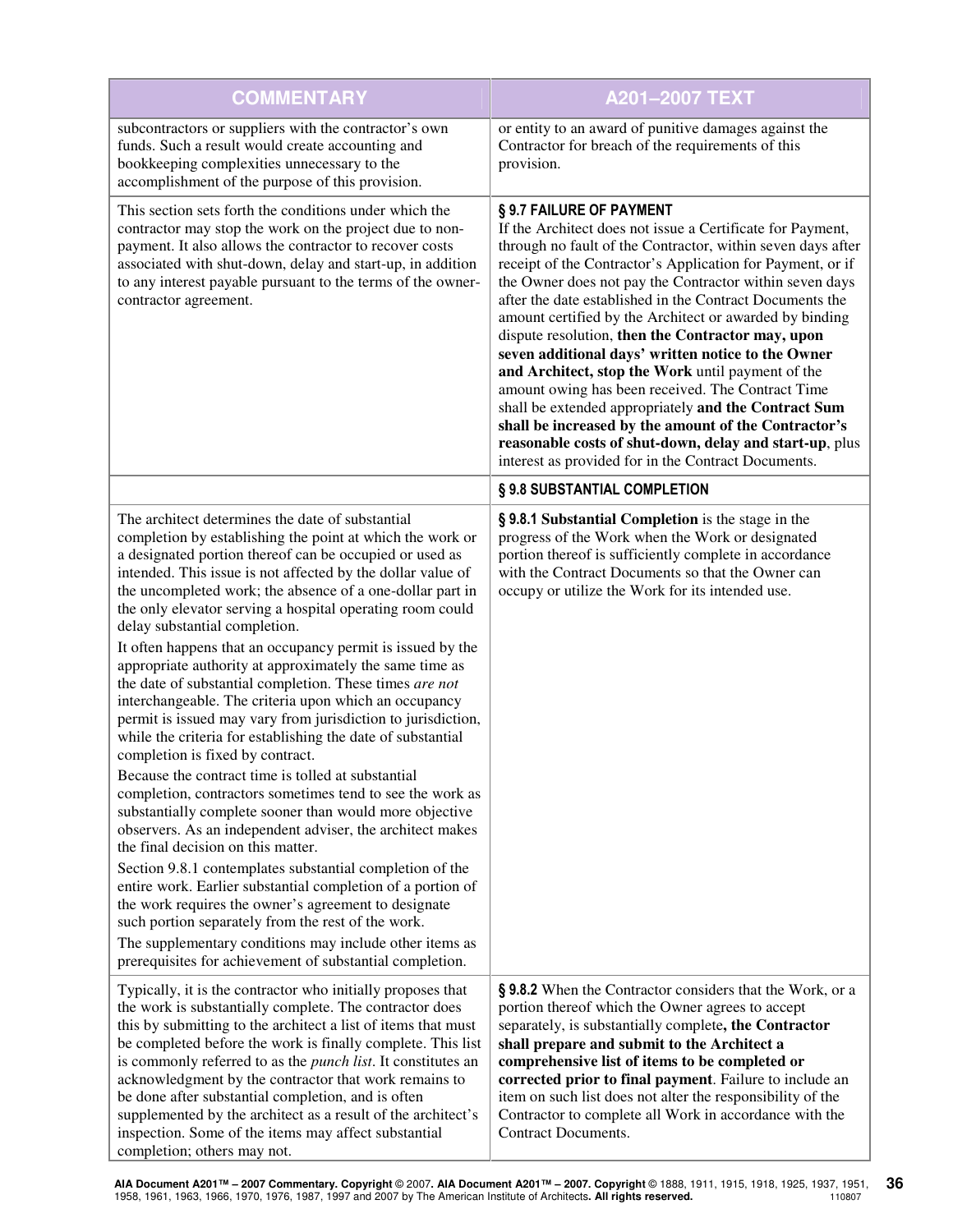| COMMENTARY | A201–2007 TEXT |
| --- | --- |
| subcontractors or suppliers with the contractor's own funds. Such a result would create accounting and bookkeeping complexities unnecessary to the accomplishment of the purpose of this provision. | or entity to an award of punitive damages against the Contractor for breach of the requirements of this provision. |
| This section sets forth the conditions under which the contractor may stop the work on the project due to non-payment. It also allows the contractor to recover costs associated with shut-down, delay and start-up, in addition to any interest payable pursuant to the terms of the owner-contractor agreement. | **§ 9.7 FAILURE OF PAYMENT**<br>If the Architect does not issue a Certificate for Payment, through no fault of the Contractor, within seven days after receipt of the Contractor's Application for Payment, or if the Owner does not pay the Contractor within seven days after the date established in the Contract Documents the amount certified by the Architect or awarded by binding dispute resolution, **then the Contractor may, upon seven additional days' written notice to the Owner and Architect, stop the Work** until payment of the amount owing has been received. The Contract Time shall be extended appropriately **and the Contract Sum shall be increased by the amount of the Contractor's reasonable costs of shut-down, delay and start-up**, plus interest as provided for in the Contract Documents. |
| | **§ 9.8 SUBSTANTIAL COMPLETION** |
| The architect determines the date of substantial completion by establishing the point at which the work or a designated portion thereof can be occupied or used as intended. This issue is not affected by the dollar value of the uncompleted work; the absence of a one-dollar part in the only elevator serving a hospital operating room could delay substantial completion.<br>It often happens that an occupancy permit is issued by the appropriate authority at approximately the same time as the date of substantial completion. These times *are not* interchangeable. The criteria upon which an occupancy permit is issued may vary from jurisdiction to jurisdiction, while the criteria for establishing the date of substantial completion is fixed by contract.<br>Because the contract time is tolled at substantial completion, contractors sometimes tend to see the work as substantially complete sooner than would more objective observers. As an independent adviser, the architect makes the final decision on this matter.<br>Section 9.8.1 contemplates substantial completion of the entire work. Earlier substantial completion of a portion of the work requires the owner's agreement to designate such portion separately from the rest of the work.<br>The supplementary conditions may include other items as prerequisites for achievement of substantial completion. | **§ 9.8.1 Substantial Completion** is the stage in the progress of the Work when the Work or designated portion thereof is sufficiently complete in accordance with the Contract Documents so that the Owner can occupy or utilize the Work for its intended use. |
| Typically, it is the contractor who initially proposes that the work is substantially complete. The contractor does this by submitting to the architect a list of items that must be completed before the work is finally complete. This list is commonly referred to as the *punch list*. It constitutes an acknowledgment by the contractor that work remains to be done after substantial completion, and is often supplemented by the architect as a result of the architect's inspection. Some of the items may affect substantial completion; others may not. | **§ 9.8.2** When the Contractor considers that the Work, or a portion thereof which the Owner agrees to accept separately, is substantially complete**, the Contractor shall prepare and submit to the Architect a comprehensive list of items to be completed or corrected prior to final payment**. Failure to include an item on such list does not alter the responsibility of the Contractor to complete all Work in accordance with the Contract Documents. |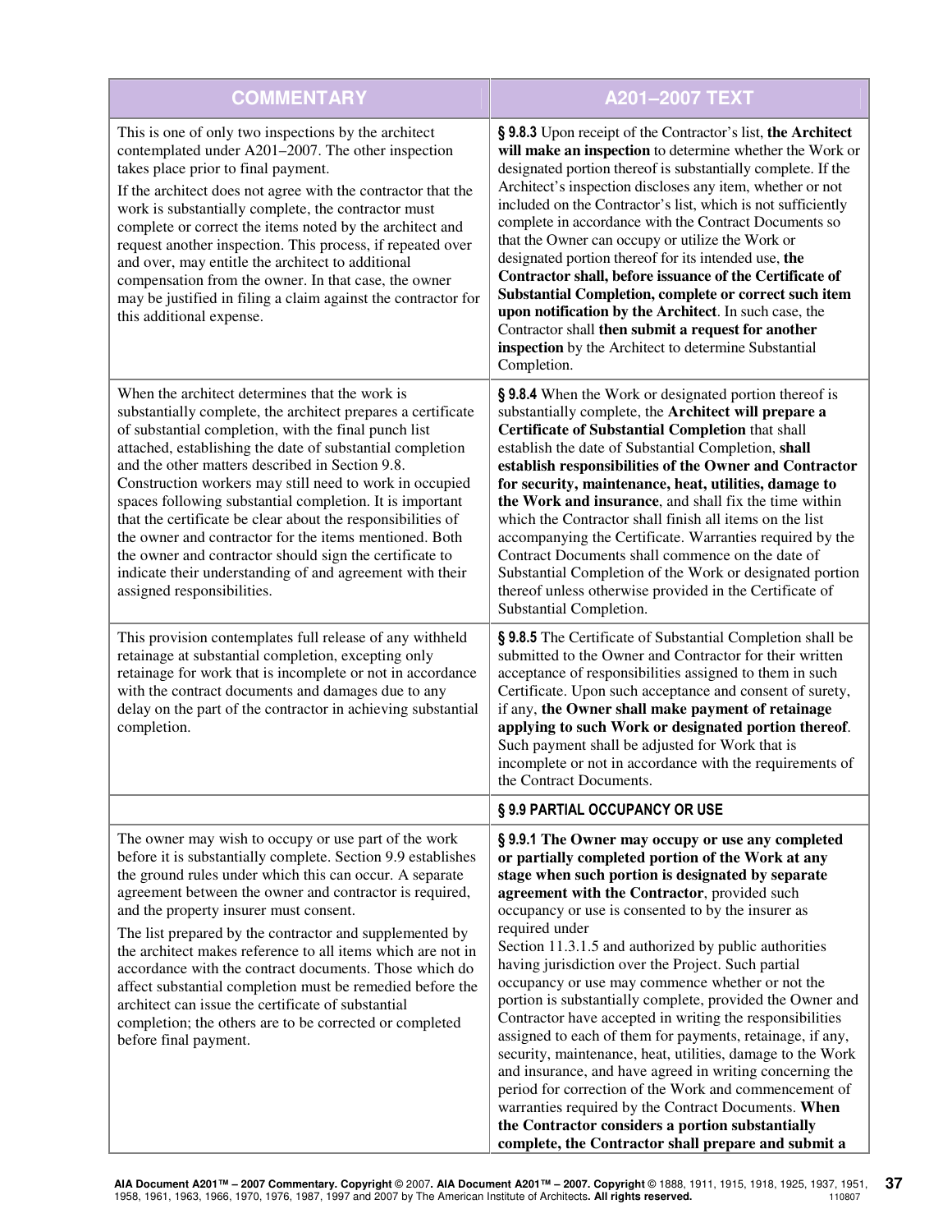| COMMENTARY | A201–2007 TEXT |
|---|---|
| This is one of only two inspections by the architect contemplated under A201–2007. The other inspection takes place prior to final payment.<br><br>If the architect does not agree with the contractor that the work is substantially complete, the contractor must complete or correct the items noted by the architect and request another inspection. This process, if repeated over and over, may entitle the architect to additional compensation from the owner. In that case, the owner may be justified in filing a claim against the contractor for this additional expense. | **§ 9.8.3** Upon receipt of the Contractor's list, **the Architect will make an inspection** to determine whether the Work or designated portion thereof is substantially complete. If the Architect's inspection discloses any item, whether or not included on the Contractor's list, which is not sufficiently complete in accordance with the Contract Documents so that the Owner can occupy or utilize the Work or designated portion thereof for its intended use, **the Contractor shall, before issuance of the Certificate of Substantial Completion, complete or correct such item upon notification by the Architect**. In such case, the Contractor shall **then submit a request for another inspection** by the Architect to determine Substantial Completion. |
| When the architect determines that the work is substantially complete, the architect prepares a certificate of substantial completion, with the final punch list attached, establishing the date of substantial completion and the other matters described in Section 9.8. Construction workers may still need to work in occupied spaces following substantial completion. It is important that the certificate be clear about the responsibilities of the owner and contractor for the items mentioned. Both the owner and contractor should sign the certificate to indicate their understanding of and agreement with their assigned responsibilities. | **§ 9.8.4** When the Work or designated portion thereof is substantially complete, the **Architect will prepare a Certificate of Substantial Completion** that shall establish the date of Substantial Completion, **shall establish responsibilities of the Owner and Contractor for security, maintenance, heat, utilities, damage to the Work and insurance**, and shall fix the time within which the Contractor shall finish all items on the list accompanying the Certificate. Warranties required by the Contract Documents shall commence on the date of Substantial Completion of the Work or designated portion thereof unless otherwise provided in the Certificate of Substantial Completion. |
| This provision contemplates full release of any withheld retainage at substantial completion, excepting only retainage for work that is incomplete or not in accordance with the contract documents and damages due to any delay on the part of the contractor in achieving substantial completion. | **§ 9.8.5** The Certificate of Substantial Completion shall be submitted to the Owner and Contractor for their written acceptance of responsibilities assigned to them in such Certificate. Upon such acceptance and consent of surety, if any, **the Owner shall make payment of retainage applying to such Work or designated portion thereof**. Such payment shall be adjusted for Work that is incomplete or not in accordance with the requirements of the Contract Documents. |
| | **§ 9.9 PARTIAL OCCUPANCY OR USE** |
| The owner may wish to occupy or use part of the work before it is substantially complete. Section 9.9 establishes the ground rules under which this can occur. A separate agreement between the owner and contractor is required, and the property insurer must consent.<br><br>The list prepared by the contractor and supplemented by the architect makes reference to all items which are not in accordance with the contract documents. Those which do affect substantial completion must be remedied before the architect can issue the certificate of substantial completion; the others are to be corrected or completed before final payment. | **§ 9.9.1 The Owner may occupy or use any completed or partially completed portion of the Work at any stage when such portion is designated by separate agreement with the Contractor**, provided such occupancy or use is consented to by the insurer as required under Section 11.3.1.5 and authorized by public authorities having jurisdiction over the Project. Such partial occupancy or use may commence whether or not the portion is substantially complete, provided the Owner and Contractor have accepted in writing the responsibilities assigned to each of them for payments, retainage, if any, security, maintenance, heat, utilities, damage to the Work and insurance, and have agreed in writing concerning the period for correction of the Work and commencement of warranties required by the Contract Documents. **When the Contractor considers a portion substantially complete, the Contractor shall prepare and submit a** |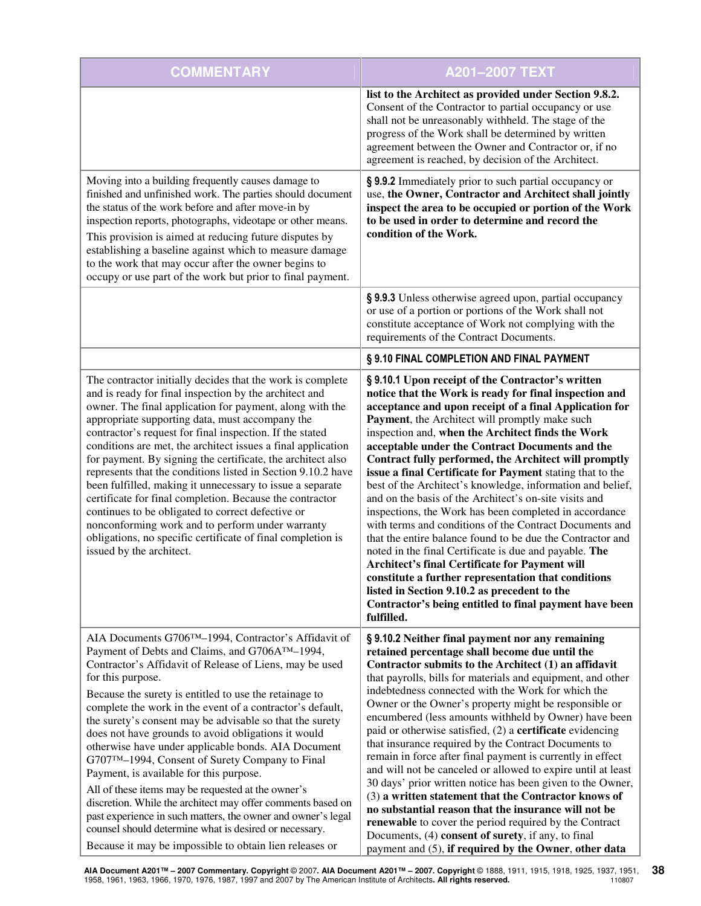| COMMENTARY | A201–2007 TEXT |
|---|---|
| | **list to the Architect as provided under Section 9.8.2.** Consent of the Contractor to partial occupancy or use shall not be unreasonably withheld. The stage of the progress of the Work shall be determined by written agreement between the Owner and Contractor or, if no agreement is reached, by decision of the Architect. |
| Moving into a building frequently causes damage to finished and unfinished work. The parties should document the status of the work before and after move-in by inspection reports, photographs, videotape or other means. This provision is aimed at reducing future disputes by establishing a baseline against which to measure damage to the work that may occur after the owner begins to occupy or use part of the work but prior to final payment. | **§ 9.9.2** Immediately prior to such partial occupancy or use, **the Owner, Contractor and Architect shall jointly inspect the area to be occupied or portion of the Work to be used in order to determine and record the condition of the Work.** |
| | **§ 9.9.3** Unless otherwise agreed upon, partial occupancy or use of a portion or portions of the Work shall not constitute acceptance of Work not complying with the requirements of the Contract Documents. |
| | **§ 9.10 FINAL COMPLETION AND FINAL PAYMENT** |
| The contractor initially decides that the work is complete and is ready for final inspection by the architect and owner. The final application for payment, along with the appropriate supporting data, must accompany the contractor's request for final inspection. If the stated conditions are met, the architect issues a final application for payment. By signing the certificate, the architect also represents that the conditions listed in Section 9.10.2 have been fulfilled, making it unnecessary to issue a separate certificate for final completion. Because the contractor continues to be obligated to correct defective or nonconforming work and to perform under warranty obligations, no specific certificate of final completion is issued by the architect. | **§ 9.10.1 Upon receipt of the Contractor's written notice that the Work is ready for final inspection and acceptance and upon receipt of a final Application for Payment**, the Architect will promptly make such inspection and, **when the Architect finds the Work acceptable under the Contract Documents and the Contract fully performed, the Architect will promptly issue a final Certificate for Payment** stating that to the best of the Architect's knowledge, information and belief, and on the basis of the Architect's on-site visits and inspections, the Work has been completed in accordance with terms and conditions of the Contract Documents and that the entire balance found to be due the Contractor and noted in the final Certificate is due and payable. **The Architect's final Certificate for Payment will constitute a further representation that conditions listed in Section 9.10.2 as precedent to the Contractor's being entitled to final payment have been fulfilled.** |
| AIA Documents G706™–1994, Contractor's Affidavit of Payment of Debts and Claims, and G706A™–1994, Contractor's Affidavit of Release of Liens, may be used for this purpose. Because the surety is entitled to use the retainage to complete the work in the event of a contractor's default, the surety's consent may be advisable so that the surety does not have grounds to avoid obligations it would otherwise have under applicable bonds. AIA Document G707™–1994, Consent of Surety Company to Final Payment, is available for this purpose. All of these items may be requested at the owner's discretion. While the architect may offer comments based on past experience in such matters, the owner and owner's legal counsel should determine what is desired or necessary. Because it may be impossible to obtain lien releases or | **§ 9.10.2 Neither final payment nor any remaining retained percentage shall become due until the Contractor submits to the Architect (1) an affidavit** that payrolls, bills for materials and equipment, and other indebtedness connected with the Work for which the Owner or the Owner's property might be responsible or encumbered (less amounts withheld by Owner) have been paid or otherwise satisfied, (2) a **certificate** evidencing that insurance required by the Contract Documents to remain in force after final payment is currently in effect and will not be canceled or allowed to expire until at least 30 days' prior written notice has been given to the Owner, (3) **a written statement that the Contractor knows of no substantial reason that the insurance will not be renewable** to cover the period required by the Contract Documents, (4) **consent of surety**, if any, to final payment and (5), **if required by the Owner, other data** |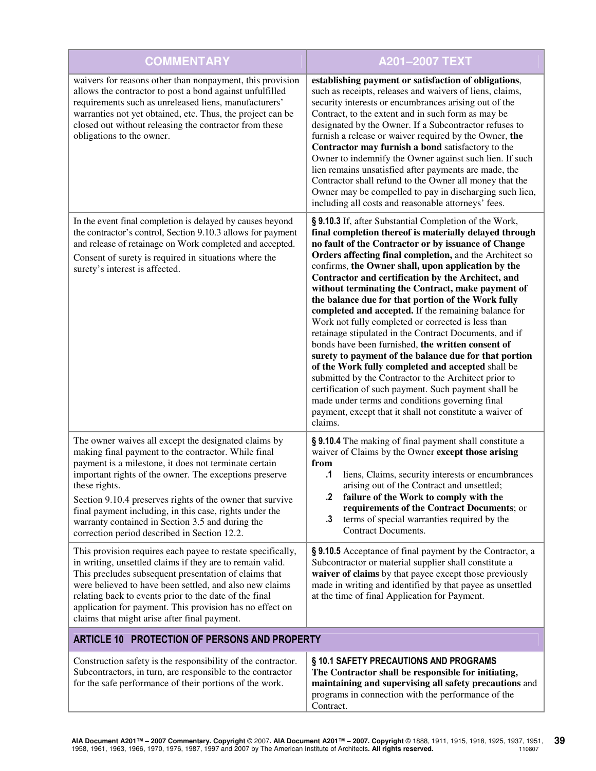| COMMENTARY | A201–2007 TEXT |
|---|---|
| waivers for reasons other than nonpayment, this provision allows the contractor to post a bond against unfulfilled requirements such as unreleased liens, manufacturers' warranties not yet obtained, etc. Thus, the project can be closed out without releasing the contractor from these obligations to the owner. | **establishing payment or satisfaction of obligations**, such as receipts, releases and waivers of liens, claims, security interests or encumbrances arising out of the Contract, to the extent and in such form as may be designated by the Owner. If a Subcontractor refuses to furnish a release or waiver required by the Owner, **the Contractor may furnish a bond** satisfactory to the Owner to indemnify the Owner against such lien. If such lien remains unsatisfied after payments are made, the Contractor shall refund to the Owner all money that the Owner may be compelled to pay in discharging such lien, including all costs and reasonable attorneys' fees. |
| In the event final completion is delayed by causes beyond the contractor's control, Section 9.10.3 allows for payment and release of retainage on Work completed and accepted.<br><br>Consent of surety is required in situations where the surety's interest is affected. | **§ 9.10.3** If, after Substantial Completion of the Work, **final completion thereof is materially delayed through no fault of the Contractor or by issuance of Change Orders affecting final completion,** and the Architect so confirms, **the Owner shall, upon application by the Contractor and certification by the Architect, and without terminating the Contract, make payment of the balance due for that portion of the Work fully completed and accepted.** If the remaining balance for Work not fully completed or corrected is less than retainage stipulated in the Contract Documents, and if bonds have been furnished, **the written consent of surety to payment of the balance due for that portion of the Work fully completed and accepted** shall be submitted by the Contractor to the Architect prior to certification of such payment. Such payment shall be made under terms and conditions governing final payment, except that it shall not constitute a waiver of claims. |
| The owner waives all except the designated claims by making final payment to the contractor. While final payment is a milestone, it does not terminate certain important rights of the owner. The exceptions preserve these rights.<br><br>Section 9.10.4 preserves rights of the owner that survive final payment including, in this case, rights under the warranty contained in Section 3.5 and during the correction period described in Section 12.2. | **§ 9.10.4** The making of final payment shall constitute a waiver of Claims by the Owner **except those arising from**<br>**.1** liens, Claims, security interests or encumbrances arising out of the Contract and unsettled;<br>**.2** **failure of the Work to comply with the requirements of the Contract Documents**; or<br>**.3** terms of special warranties required by the Contract Documents. |
| This provision requires each payee to restate specifically, in writing, unsettled claims if they are to remain valid. This precludes subsequent presentation of claims that were believed to have been settled, and also new claims relating back to events prior to the date of the final application for payment. This provision has no effect on claims that might arise after final payment. | **§ 9.10.5** Acceptance of final payment by the Contractor, a Subcontractor or material supplier shall constitute a **waiver of claims** by that payee except those previously made in writing and identified by that payee as unsettled at the time of final Application for Payment. |
| **ARTICLE 10 PROTECTION OF PERSONS AND PROPERTY** | |
| Construction safety is the responsibility of the contractor. Subcontractors, in turn, are responsible to the contractor for the safe performance of their portions of the work. | **§ 10.1 SAFETY PRECAUTIONS AND PROGRAMS**<br>**The Contractor shall be responsible for initiating, maintaining and supervising all safety precautions** and programs in connection with the performance of the Contract. |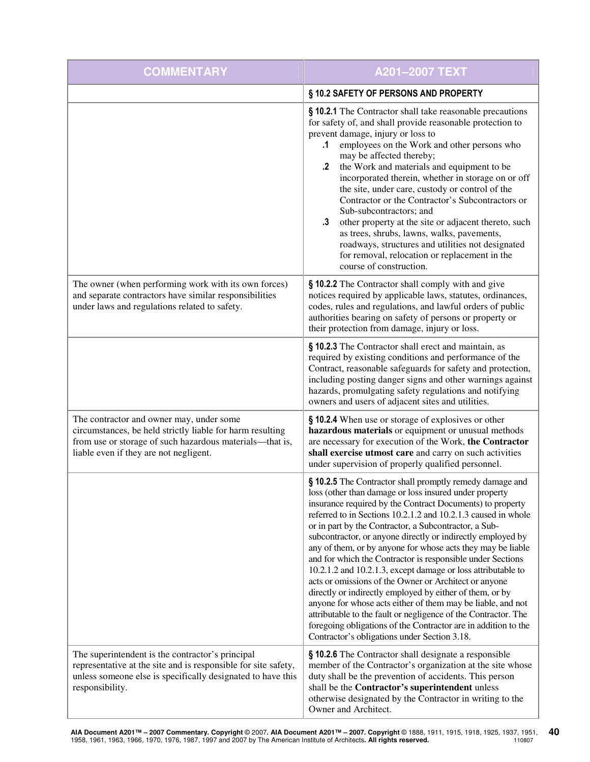| COMMENTARY | A201–2007 TEXT |
| --- | --- |
| | **§ 10.2 SAFETY OF PERSONS AND PROPERTY** |
| | **§ 10.2.1** The Contractor shall take reasonable precautions for safety of, and shall provide reasonable protection to prevent damage, injury or loss to<br>**.1** employees on the Work and other persons who may be affected thereby;<br>**.2** the Work and materials and equipment to be incorporated therein, whether in storage on or off the site, under care, custody or control of the Contractor or the Contractor's Subcontractors or Sub-subcontractors; and<br>**.3** other property at the site or adjacent thereto, such as trees, shrubs, lawns, walks, pavements, roadways, structures and utilities not designated for removal, relocation or replacement in the course of construction. |
| The owner (when performing work with its own forces) and separate contractors have similar responsibilities under laws and regulations related to safety. | **§ 10.2.2** The Contractor shall comply with and give notices required by applicable laws, statutes, ordinances, codes, rules and regulations, and lawful orders of public authorities bearing on safety of persons or property or their protection from damage, injury or loss. |
| | **§ 10.2.3** The Contractor shall erect and maintain, as required by existing conditions and performance of the Contract, reasonable safeguards for safety and protection, including posting danger signs and other warnings against hazards, promulgating safety regulations and notifying owners and users of adjacent sites and utilities. |
| The contractor and owner may, under some circumstances, be held strictly liable for harm resulting from use or storage of such hazardous materials—that is, liable even if they are not negligent. | **§ 10.2.4** When use or storage of explosives or other **hazardous materials** or equipment or unusual methods are necessary for execution of the Work, **the Contractor shall exercise utmost care** and carry on such activities under supervision of properly qualified personnel. |
| | **§ 10.2.5** The Contractor shall promptly remedy damage and loss (other than damage or loss insured under property insurance required by the Contract Documents) to property referred to in Sections 10.2.1.2 and 10.2.1.3 caused in whole or in part by the Contractor, a Subcontractor, a Sub-subcontractor, or anyone directly or indirectly employed by any of them, or by anyone for whose acts they may be liable and for which the Contractor is responsible under Sections 10.2.1.2 and 10.2.1.3, except damage or loss attributable to acts or omissions of the Owner or Architect or anyone directly or indirectly employed by either of them, or by anyone for whose acts either of them may be liable, and not attributable to the fault or negligence of the Contractor. The foregoing obligations of the Contractor are in addition to the Contractor's obligations under Section 3.18. |
| The superintendent is the contractor's principal representative at the site and is responsible for site safety, unless someone else is specifically designated to have this responsibility. | **§ 10.2.6** The Contractor shall designate a responsible member of the Contractor's organization at the site whose duty shall be the prevention of accidents. This person shall be the **Contractor's superintendent** unless otherwise designated by the Contractor in writing to the Owner and Architect. |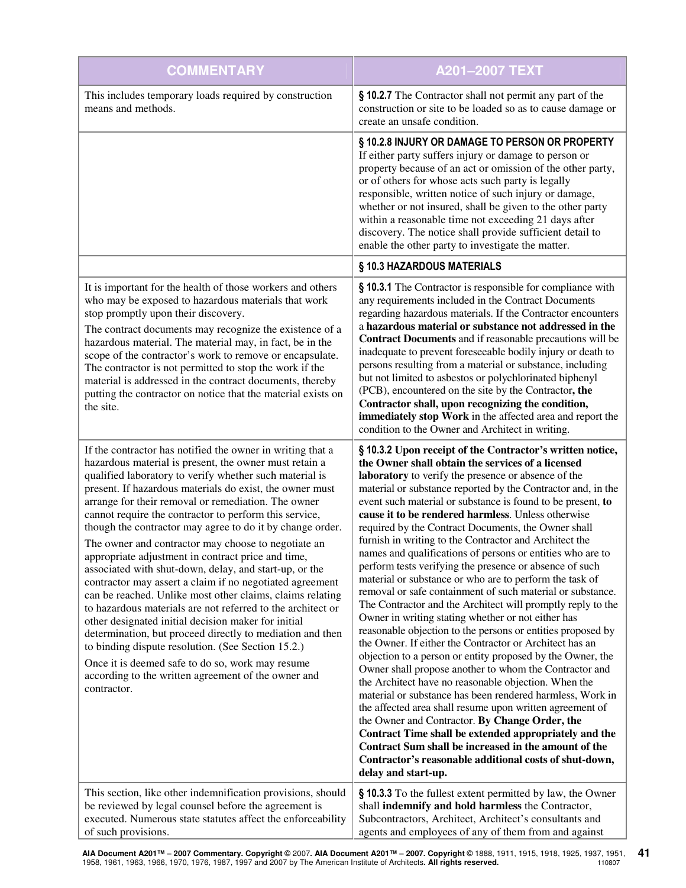| COMMENTARY | A201–2007 TEXT |
| --- | --- |
| This includes temporary loads required by construction means and methods. | **§ 10.2.7** The Contractor shall not permit any part of the construction or site to be loaded so as to cause damage or create an unsafe condition. |
| | **§ 10.2.8 INJURY OR DAMAGE TO PERSON OR PROPERTY** If either party suffers injury or damage to person or property because of an act or omission of the other party, or of others for whose acts such party is legally responsible, written notice of such injury or damage, whether or not insured, shall be given to the other party within a reasonable time not exceeding 21 days after discovery. The notice shall provide sufficient detail to enable the other party to investigate the matter. |
| | **§ 10.3 HAZARDOUS MATERIALS** |
| It is important for the health of those workers and others who may be exposed to hazardous materials that work stop promptly upon their discovery.<br><br>The contract documents may recognize the existence of a hazardous material. The material may, in fact, be in the scope of the contractor's work to remove or encapsulate. The contractor is not permitted to stop the work if the material is addressed in the contract documents, thereby putting the contractor on notice that the material exists on the site. | **§ 10.3.1** The Contractor is responsible for compliance with any requirements included in the Contract Documents regarding hazardous materials. If the Contractor encounters a **hazardous material or substance not addressed in the Contract Documents** and if reasonable precautions will be inadequate to prevent foreseeable bodily injury or death to persons resulting from a material or substance, including but not limited to asbestos or polychlorinated biphenyl (PCB), encountered on the site by the Contractor**, the Contractor shall, upon recognizing the condition, immediately stop Work** in the affected area and report the condition to the Owner and Architect in writing. |
| If the contractor has notified the owner in writing that a hazardous material is present, the owner must retain a qualified laboratory to verify whether such material is present. If hazardous materials do exist, the owner must arrange for their removal or remediation. The owner cannot require the contractor to perform this service, though the contractor may agree to do it by change order.<br><br>The owner and contractor may choose to negotiate an appropriate adjustment in contract price and time, associated with shut-down, delay, and start-up, or the contractor may assert a claim if no negotiated agreement can be reached. Unlike most other claims, claims relating to hazardous materials are not referred to the architect or other designated initial decision maker for initial determination, but proceed directly to mediation and then to binding dispute resolution. (See Section 15.2.)<br><br>Once it is deemed safe to do so, work may resume according to the written agreement of the owner and contractor. | **§ 10.3.2 Upon receipt of the Contractor's written notice, the Owner shall obtain the services of a licensed laboratory** to verify the presence or absence of the material or substance reported by the Contractor and, in the event such material or substance is found to be present, **to cause it to be rendered harmless**. Unless otherwise required by the Contract Documents, the Owner shall furnish in writing to the Contractor and Architect the names and qualifications of persons or entities who are to perform tests verifying the presence or absence of such material or substance or who are to perform the task of removal or safe containment of such material or substance. The Contractor and the Architect will promptly reply to the Owner in writing stating whether or not either has reasonable objection to the persons or entities proposed by the Owner. If either the Contractor or Architect has an objection to a person or entity proposed by the Owner, the Owner shall propose another to whom the Contractor and the Architect have no reasonable objection. When the material or substance has been rendered harmless, Work in the affected area shall resume upon written agreement of the Owner and Contractor. **By Change Order, the Contract Time shall be extended appropriately and the Contract Sum shall be increased in the amount of the Contractor's reasonable additional costs of shut-down, delay and start-up.** |
| This section, like other indemnification provisions, should be reviewed by legal counsel before the agreement is executed. Numerous state statutes affect the enforceability of such provisions. | **§ 10.3.3** To the fullest extent permitted by law, the Owner shall **indemnify and hold harmless** the Contractor, Subcontractors, Architect, Architect's consultants and agents and employees of any of them from and against |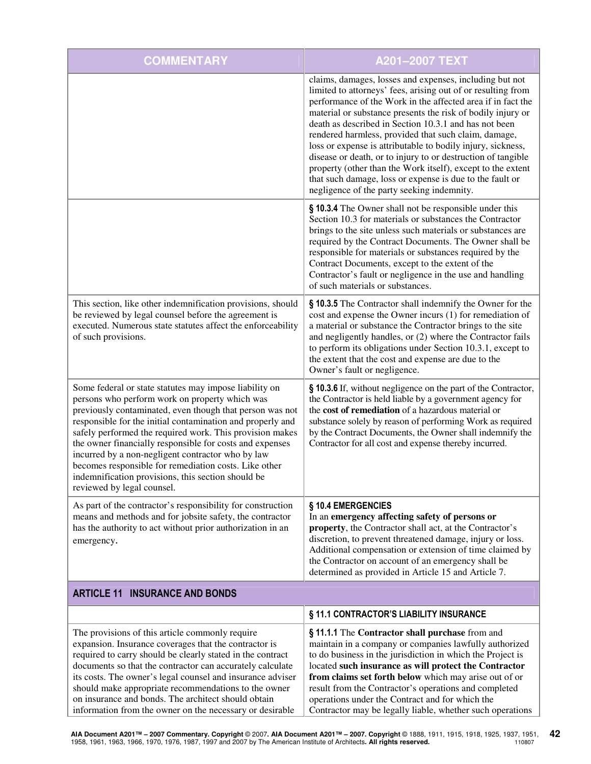| COMMENTARY | A201–2007 TEXT |
|---|---|
| | claims, damages, losses and expenses, including but not limited to attorneys' fees, arising out of or resulting from performance of the Work in the affected area if in fact the material or substance presents the risk of bodily injury or death as described in Section 10.3.1 and has not been rendered harmless, provided that such claim, damage, loss or expense is attributable to bodily injury, sickness, disease or death, or to injury to or destruction of tangible property (other than the Work itself), except to the extent that such damage, loss or expense is due to the fault or negligence of the party seeking indemnity. |
| | **§ 10.3.4** The Owner shall not be responsible under this Section 10.3 for materials or substances the Contractor brings to the site unless such materials or substances are required by the Contract Documents. The Owner shall be responsible for materials or substances required by the Contract Documents, except to the extent of the Contractor's fault or negligence in the use and handling of such materials or substances. |
| This section, like other indemnification provisions, should be reviewed by legal counsel before the agreement is executed. Numerous state statutes affect the enforceability of such provisions. | **§ 10.3.5** The Contractor shall indemnify the Owner for the cost and expense the Owner incurs (1) for remediation of a material or substance the Contractor brings to the site and negligently handles, or (2) where the Contractor fails to perform its obligations under Section 10.3.1, except to the extent that the cost and expense are due to the Owner's fault or negligence. |
| Some federal or state statutes may impose liability on persons who perform work on property which was previously contaminated, even though that person was not responsible for the initial contamination and properly and safely performed the required work. This provision makes the owner financially responsible for costs and expenses incurred by a non-negligent contractor who by law becomes responsible for remediation costs. Like other indemnification provisions, this section should be reviewed by legal counsel. | **§ 10.3.6** If, without negligence on the part of the Contractor, the Contractor is held liable by a government agency for the **cost of remediation** of a hazardous material or substance solely by reason of performing Work as required by the Contract Documents, the Owner shall indemnify the Contractor for all cost and expense thereby incurred. |
| As part of the contractor's responsibility for construction means and methods and for jobsite safety, the contractor has the authority to act without prior authorization in an emergency. | **§ 10.4 EMERGENCIES**<br>In an **emergency affecting safety of persons or property**, the Contractor shall act, at the Contractor's discretion, to prevent threatened damage, injury or loss. Additional compensation or extension of time claimed by the Contractor on account of an emergency shall be determined as provided in Article 15 and Article 7. |
| **ARTICLE 11 INSURANCE AND BONDS** | |
| | **§ 11.1 CONTRACTOR'S LIABILITY INSURANCE** |
| The provisions of this article commonly require expansion. Insurance coverages that the contractor is required to carry should be clearly stated in the contract documents so that the contractor can accurately calculate its costs. The owner's legal counsel and insurance adviser should make appropriate recommendations to the owner on insurance and bonds. The architect should obtain information from the owner on the necessary or desirable | **§ 11.1.1** The **Contractor shall purchase** from and maintain in a company or companies lawfully authorized to do business in the jurisdiction in which the Project is located **such insurance as will protect the Contractor from claims set forth below** which may arise out of or result from the Contractor's operations and completed operations under the Contract and for which the Contractor may be legally liable, whether such operations |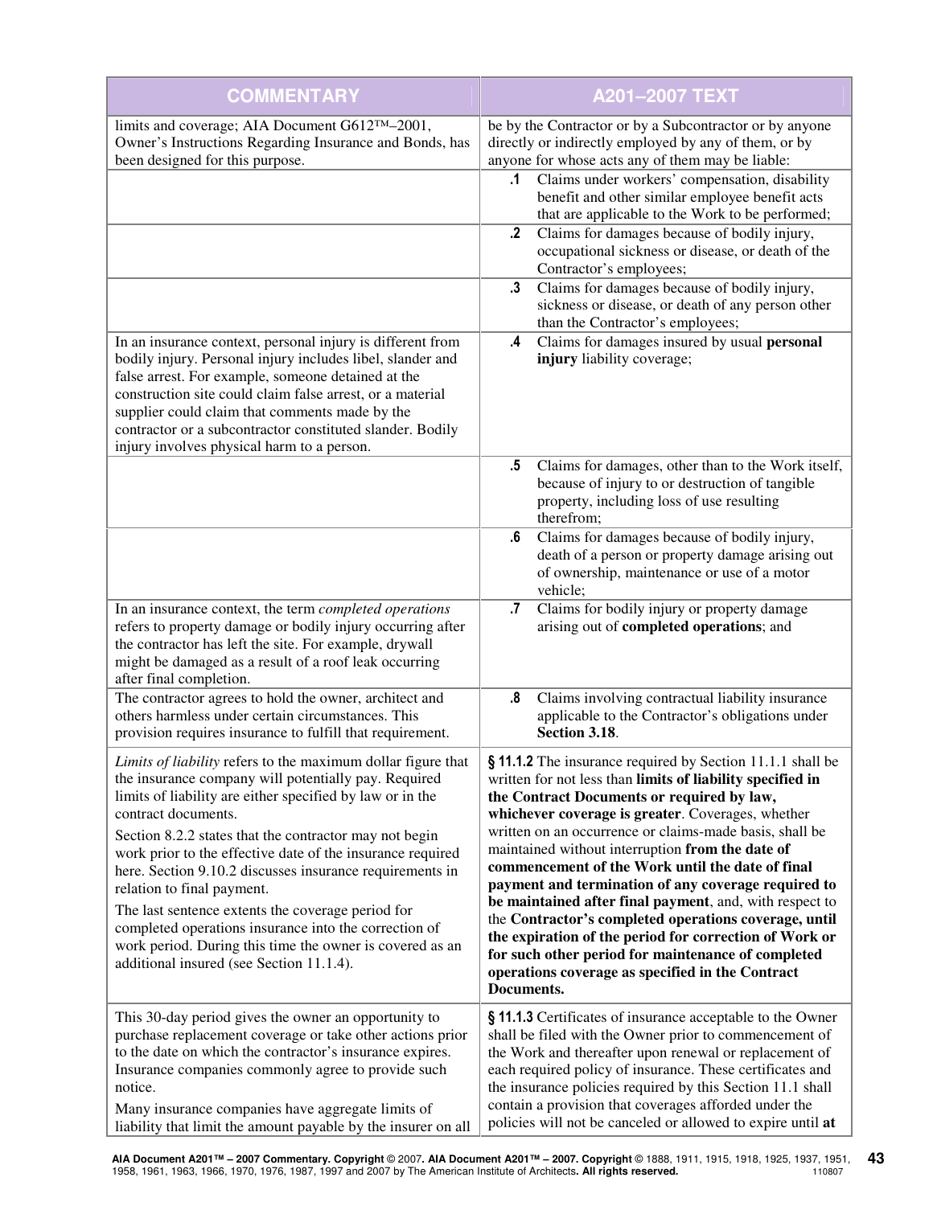| COMMENTARY | A201–2007 TEXT |
|---|---|
| limits and coverage; AIA Document G612™–2001, Owner's Instructions Regarding Insurance and Bonds, has been designed for this purpose. | be by the Contractor or by a Subcontractor or by anyone directly or indirectly employed by any of them, or by anyone for whose acts any of them may be liable: |
| | **.1** Claims under workers' compensation, disability benefit and other similar employee benefit acts that are applicable to the Work to be performed; |
| | **.2** Claims for damages because of bodily injury, occupational sickness or disease, or death of the Contractor's employees; |
| | **.3** Claims for damages because of bodily injury, sickness or disease, or death of any person other than the Contractor's employees; |
| In an insurance context, personal injury is different from bodily injury. Personal injury includes libel, slander and false arrest. For example, someone detained at the construction site could claim false arrest, or a material supplier could claim that comments made by the contractor or a subcontractor constituted slander. Bodily injury involves physical harm to a person. | **.4** Claims for damages insured by usual **personal injury** liability coverage; |
| | **.5** Claims for damages, other than to the Work itself, because of injury to or destruction of tangible property, including loss of use resulting therefrom; |
| | **.6** Claims for damages because of bodily injury, death of a person or property damage arising out of ownership, maintenance or use of a motor vehicle; |
| In an insurance context, the term *completed operations* refers to property damage or bodily injury occurring after the contractor has left the site. For example, drywall might be damaged as a result of a roof leak occurring after final completion. | **.7** Claims for bodily injury or property damage arising out of **completed operations**; and |
| The contractor agrees to hold the owner, architect and others harmless under certain circumstances. This provision requires insurance to fulfill that requirement. | **.8** Claims involving contractual liability insurance applicable to the Contractor's obligations under **Section 3.18**. |
| *Limits of liability* refers to the maximum dollar figure that the insurance company will potentially pay. Required limits of liability are either specified by law or in the contract documents.<br><br>Section 8.2.2 states that the contractor may not begin work prior to the effective date of the insurance required here. Section 9.10.2 discusses insurance requirements in relation to final payment.<br><br>The last sentence extents the coverage period for completed operations insurance into the correction of work period. During this time the owner is covered as an additional insured (see Section 11.1.4). | **§ 11.1.2** The insurance required by Section 11.1.1 shall be written for not less than **limits of liability specified in the Contract Documents or required by law, whichever coverage is greater**. Coverages, whether written on an occurrence or claims-made basis, shall be maintained without interruption **from the date of commencement of the Work until the date of final payment and termination of any coverage required to be maintained after final payment**, and, with respect to the **Contractor's completed operations coverage, until the expiration of the period for correction of Work or for such other period for maintenance of completed operations coverage as specified in the Contract Documents.** |
| This 30-day period gives the owner an opportunity to purchase replacement coverage or take other actions prior to the date on which the contractor's insurance expires. Insurance companies commonly agree to provide such notice.<br><br>Many insurance companies have aggregate limits of liability that limit the amount payable by the insurer on all | **§ 11.1.3** Certificates of insurance acceptable to the Owner shall be filed with the Owner prior to commencement of the Work and thereafter upon renewal or replacement of each required policy of insurance. These certificates and the insurance policies required by this Section 11.1 shall contain a provision that coverages afforded under the policies will not be canceled or allowed to expire until **at** |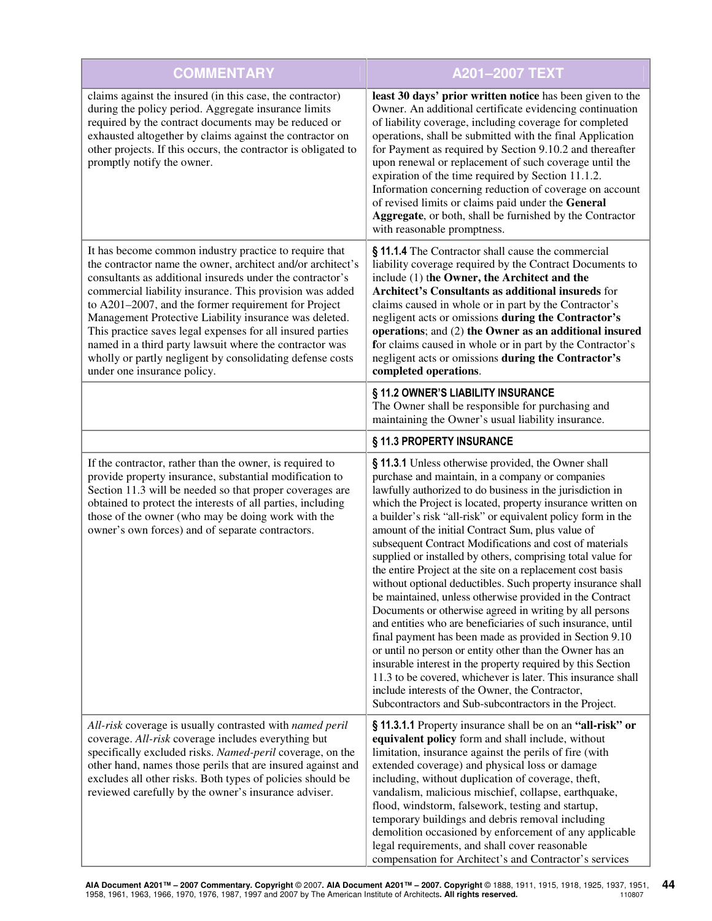| COMMENTARY | A201–2007 TEXT |
|---|---|
| claims against the insured (in this case, the contractor) during the policy period. Aggregate insurance limits required by the contract documents may be reduced or exhausted altogether by claims against the contractor on other projects. If this occurs, the contractor is obligated to promptly notify the owner. | **least 30 days' prior written notice** has been given to the Owner. An additional certificate evidencing continuation of liability coverage, including coverage for completed operations, shall be submitted with the final Application for Payment as required by Section 9.10.2 and thereafter upon renewal or replacement of such coverage until the expiration of the time required by Section 11.1.2. Information concerning reduction of coverage on account of revised limits or claims paid under the **General Aggregate**, or both, shall be furnished by the Contractor with reasonable promptness. |
| It has become common industry practice to require that the contractor name the owner, architect and/or architect's consultants as additional insureds under the contractor's commercial liability insurance. This provision was added to A201–2007, and the former requirement for Project Management Protective Liability insurance was deleted. This practice saves legal expenses for all insured parties named in a third party lawsuit where the contractor was wholly or partly negligent by consolidating defense costs under one insurance policy. | **§ 11.1.4** The Contractor shall cause the commercial liability coverage required by the Contract Documents to include (1) **the Owner, the Architect and the Architect's Consultants as additional insureds** for claims caused in whole or in part by the Contractor's negligent acts or omissions **during the Contractor's operations**; and (2) **the Owner as an additional insured for** claims caused in whole or in part by the Contractor's negligent acts or omissions **during the Contractor's completed operations**. |
| | **§ 11.2 OWNER'S LIABILITY INSURANCE**<br>The Owner shall be responsible for purchasing and maintaining the Owner's usual liability insurance. |
| | **§ 11.3 PROPERTY INSURANCE** |
| If the contractor, rather than the owner, is required to provide property insurance, substantial modification to Section 11.3 will be needed so that proper coverages are obtained to protect the interests of all parties, including those of the owner (who may be doing work with the owner's own forces) and of separate contractors. | **§ 11.3.1** Unless otherwise provided, the Owner shall purchase and maintain, in a company or companies lawfully authorized to do business in the jurisdiction in which the Project is located, property insurance written on a builder's risk "all-risk" or equivalent policy form in the amount of the initial Contract Sum, plus value of subsequent Contract Modifications and cost of materials supplied or installed by others, comprising total value for the entire Project at the site on a replacement cost basis without optional deductibles. Such property insurance shall be maintained, unless otherwise provided in the Contract Documents or otherwise agreed in writing by all persons and entities who are beneficiaries of such insurance, until final payment has been made as provided in Section 9.10 or until no person or entity other than the Owner has an insurable interest in the property required by this Section 11.3 to be covered, whichever is later. This insurance shall include interests of the Owner, the Contractor, Subcontractors and Sub-subcontractors in the Project. |
| *All-risk* coverage is usually contrasted with *named peril* coverage. *All-risk* coverage includes everything but specifically excluded risks. *Named-peril* coverage, on the other hand, names those perils that are insured against and excludes all other risks. Both types of policies should be reviewed carefully by the owner's insurance adviser. | **§ 11.3.1.1** Property insurance shall be on an **"all-risk" or equivalent policy** form and shall include, without limitation, insurance against the perils of fire (with extended coverage) and physical loss or damage including, without duplication of coverage, theft, vandalism, malicious mischief, collapse, earthquake, flood, windstorm, falsework, testing and startup, temporary buildings and debris removal including demolition occasioned by enforcement of any applicable legal requirements, and shall cover reasonable compensation for Architect's and Contractor's services |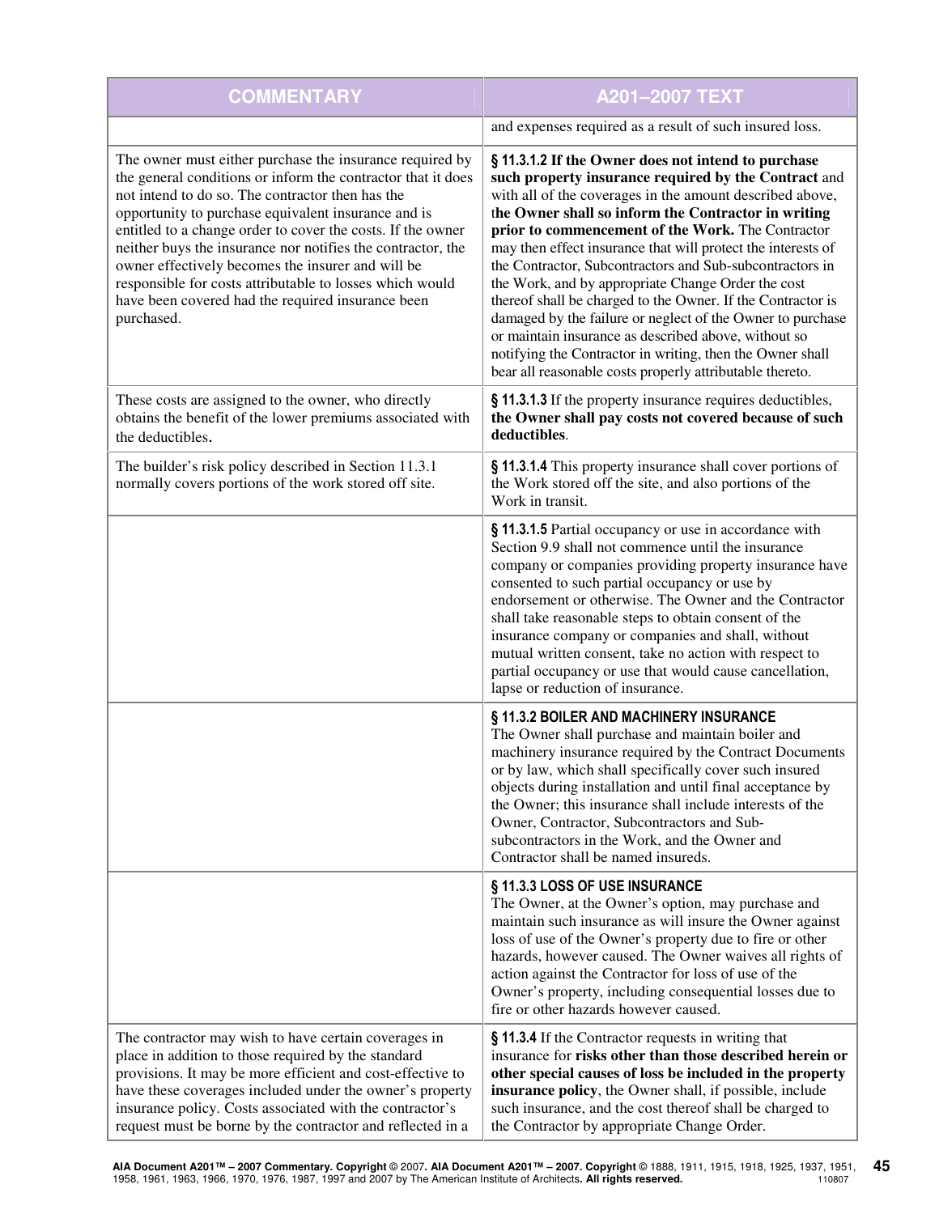| COMMENTARY | A201–2007 TEXT |
| --- | --- |
| | and expenses required as a result of such insured loss. |
| The owner must either purchase the insurance required by the general conditions or inform the contractor that it does not intend to do so. The contractor then has the opportunity to purchase equivalent insurance and is entitled to a change order to cover the costs. If the owner neither buys the insurance nor notifies the contractor, the owner effectively becomes the insurer and will be responsible for costs attributable to losses which would have been covered had the required insurance been purchased. | **§ 11.3.1.2 If the Owner does not intend to purchase such property insurance required by the Contract** and with all of the coverages in the amount described above, **the Owner shall so inform the Contractor in writing prior to commencement of the Work.** The Contractor may then effect insurance that will protect the interests of the Contractor, Subcontractors and Sub-subcontractors in the Work, and by appropriate Change Order the cost thereof shall be charged to the Owner. If the Contractor is damaged by the failure or neglect of the Owner to purchase or maintain insurance as described above, without so notifying the Contractor in writing, then the Owner shall bear all reasonable costs properly attributable thereto. |
| These costs are assigned to the owner, who directly obtains the benefit of the lower premiums associated with the deductibles. | **§ 11.3.1.3** If the property insurance requires deductibles, **the Owner shall pay costs not covered because of such deductibles**. |
| The builder's risk policy described in Section 11.3.1 normally covers portions of the work stored off site. | **§ 11.3.1.4** This property insurance shall cover portions of the Work stored off the site, and also portions of the Work in transit. |
| | **§ 11.3.1.5** Partial occupancy or use in accordance with Section 9.9 shall not commence until the insurance company or companies providing property insurance have consented to such partial occupancy or use by endorsement or otherwise. The Owner and the Contractor shall take reasonable steps to obtain consent of the insurance company or companies and shall, without mutual written consent, take no action with respect to partial occupancy or use that would cause cancellation, lapse or reduction of insurance. |
| | **§ 11.3.2 BOILER AND MACHINERY INSURANCE** The Owner shall purchase and maintain boiler and machinery insurance required by the Contract Documents or by law, which shall specifically cover such insured objects during installation and until final acceptance by the Owner; this insurance shall include interests of the Owner, Contractor, Subcontractors and Sub-subcontractors in the Work, and the Owner and Contractor shall be named insureds. |
| | **§ 11.3.3 LOSS OF USE INSURANCE** The Owner, at the Owner's option, may purchase and maintain such insurance as will insure the Owner against loss of use of the Owner's property due to fire or other hazards, however caused. The Owner waives all rights of action against the Contractor for loss of use of the Owner's property, including consequential losses due to fire or other hazards however caused. |
| The contractor may wish to have certain coverages in place in addition to those required by the standard provisions. It may be more efficient and cost-effective to have these coverages included under the owner's property insurance policy. Costs associated with the contractor's request must be borne by the contractor and reflected in a | **§ 11.3.4** If the Contractor requests in writing that insurance for **risks other than those described herein or other special causes of loss be included in the property insurance policy**, the Owner shall, if possible, include such insurance, and the cost thereof shall be charged to the Contractor by appropriate Change Order. |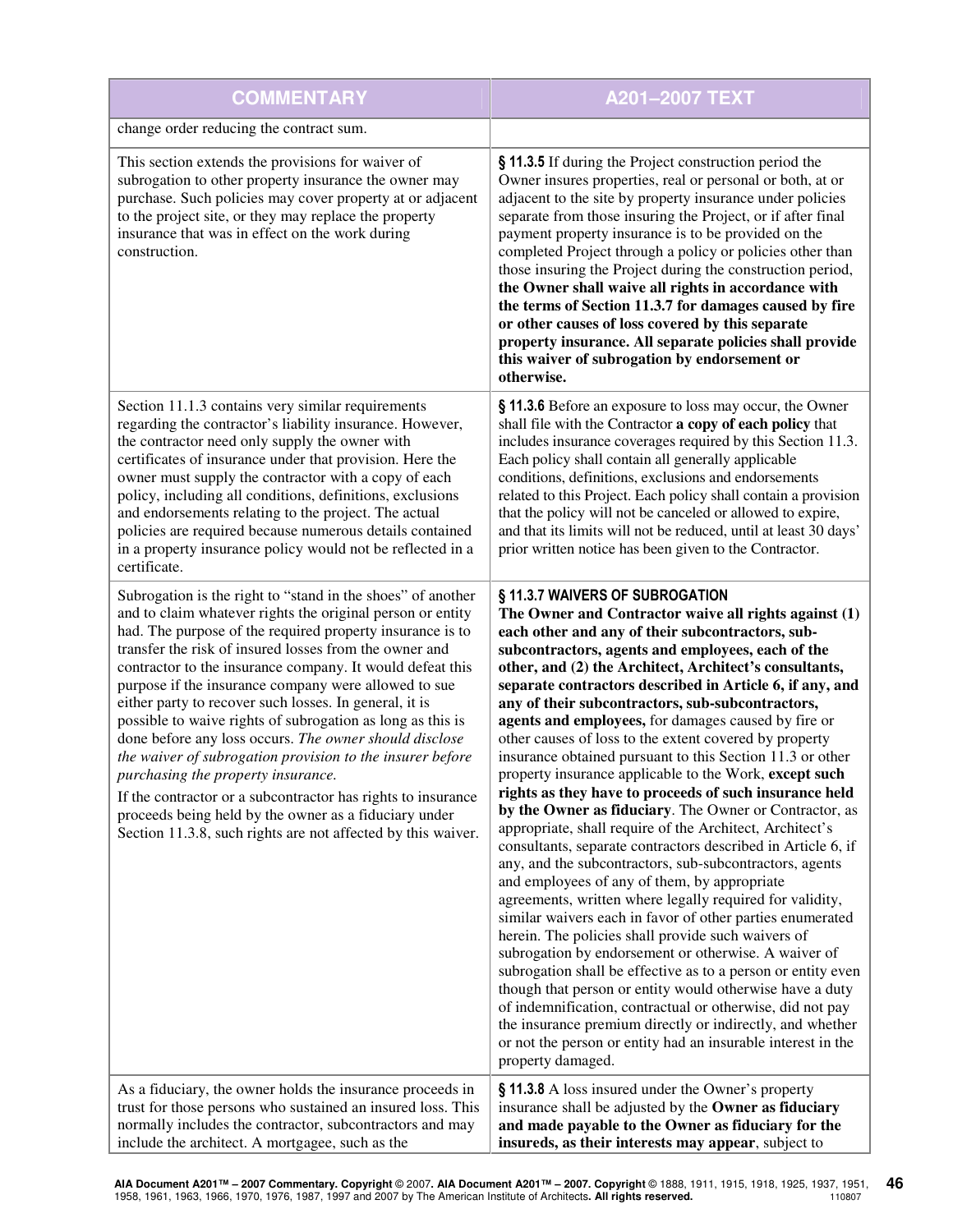| COMMENTARY | A201–2007 TEXT |
|---|---|
| change order reducing the contract sum. | |
| This section extends the provisions for waiver of subrogation to other property insurance the owner may purchase. Such policies may cover property at or adjacent to the project site, or they may replace the property insurance that was in effect on the work during construction. | **§ 11.3.5** If during the Project construction period the Owner insures properties, real or personal or both, at or adjacent to the site by property insurance under policies separate from those insuring the Project, or if after final payment property insurance is to be provided on the completed Project through a policy or policies other than those insuring the Project during the construction period, **the Owner shall waive all rights in accordance with the terms of Section 11.3.7 for damages caused by fire or other causes of loss covered by this separate property insurance. All separate policies shall provide this waiver of subrogation by endorsement or otherwise.** |
| Section 11.1.3 contains very similar requirements regarding the contractor's liability insurance. However, the contractor need only supply the owner with certificates of insurance under that provision. Here the owner must supply the contractor with a copy of each policy, including all conditions, definitions, exclusions and endorsements relating to the project. The actual policies are required because numerous details contained in a property insurance policy would not be reflected in a certificate. | **§ 11.3.6** Before an exposure to loss may occur, the Owner shall file with the Contractor **a copy of each policy** that includes insurance coverages required by this Section 11.3. Each policy shall contain all generally applicable conditions, definitions, exclusions and endorsements related to this Project. Each policy shall contain a provision that the policy will not be canceled or allowed to expire, and that its limits will not be reduced, until at least 30 days' prior written notice has been given to the Contractor. |
| Subrogation is the right to "stand in the shoes" of another and to claim whatever rights the original person or entity had. The purpose of the required property insurance is to transfer the risk of insured losses from the owner and contractor to the insurance company. It would defeat this purpose if the insurance company were allowed to sue either party to recover such losses. In general, it is possible to waive rights of subrogation as long as this is done before any loss occurs. *The owner should disclose the waiver of subrogation provision to the insurer before purchasing the property insurance.*<br><br>If the contractor or a subcontractor has rights to insurance proceeds being held by the owner as a fiduciary under Section 11.3.8, such rights are not affected by this waiver. | **§ 11.3.7 WAIVERS OF SUBROGATION**<br>**The Owner and Contractor waive all rights against (1) each other and any of their subcontractors, sub-subcontractors, agents and employees, each of the other, and (2) the Architect, Architect's consultants, separate contractors described in Article 6, if any, and any of their subcontractors, sub-subcontractors, agents and employees,** for damages caused by fire or other causes of loss to the extent covered by property insurance obtained pursuant to this Section 11.3 or other property insurance applicable to the Work, **except such rights as they have to proceeds of such insurance held by the Owner as fiduciary**. The Owner or Contractor, as appropriate, shall require of the Architect, Architect's consultants, separate contractors described in Article 6, if any, and the subcontractors, sub-subcontractors, agents and employees of any of them, by appropriate agreements, written where legally required for validity, similar waivers each in favor of other parties enumerated herein. The policies shall provide such waivers of subrogation by endorsement or otherwise. A waiver of subrogation shall be effective as to a person or entity even though that person or entity would otherwise have a duty of indemnification, contractual or otherwise, did not pay the insurance premium directly or indirectly, and whether or not the person or entity had an insurable interest in the property damaged. |
| As a fiduciary, the owner holds the insurance proceeds in trust for those persons who sustained an insured loss. This normally includes the contractor, subcontractors and may include the architect. A mortgagee, such as the | **§ 11.3.8** A loss insured under the Owner's property insurance shall be adjusted by the **Owner as fiduciary and made payable to the Owner as fiduciary for the insureds, as their interests may appear**, subject to |

**AIA Document A201™ – 2007 Commentary. Copyright** © 2007**. AIA Document A201™ – 2007. Copyright** © 1888, 1911, 1915, 1918, 1925, 1937, 1951, 1958, 1961, 1963, 1966, 1970, 1976, 1987, 1997 and 2007 by The American Institute of Architects**. All rights reserved.** 110807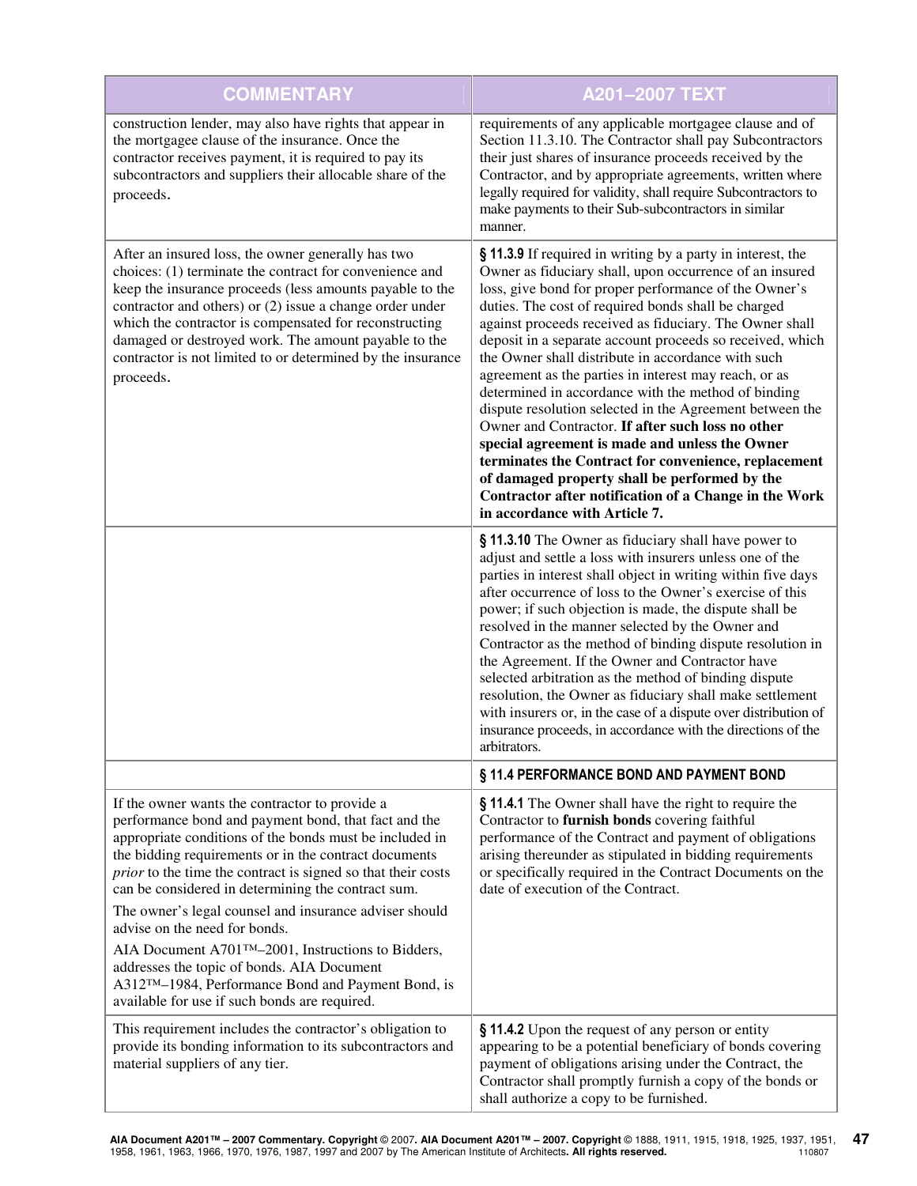| COMMENTARY | A201–2007 TEXT |
|---|---|
| construction lender, may also have rights that appear in the mortgagee clause of the insurance. Once the contractor receives payment, it is required to pay its subcontractors and suppliers their allocable share of the proceeds. | requirements of any applicable mortgagee clause and of Section 11.3.10. The Contractor shall pay Subcontractors their just shares of insurance proceeds received by the Contractor, and by appropriate agreements, written where legally required for validity, shall require Subcontractors to make payments to their Sub-subcontractors in similar manner. |
| After an insured loss, the owner generally has two choices: (1) terminate the contract for convenience and keep the insurance proceeds (less amounts payable to the contractor and others) or (2) issue a change order under which the contractor is compensated for reconstructing damaged or destroyed work. The amount payable to the contractor is not limited to or determined by the insurance proceeds. | **§ 11.3.9** If required in writing by a party in interest, the Owner as fiduciary shall, upon occurrence of an insured loss, give bond for proper performance of the Owner's duties. The cost of required bonds shall be charged against proceeds received as fiduciary. The Owner shall deposit in a separate account proceeds so received, which the Owner shall distribute in accordance with such agreement as the parties in interest may reach, or as determined in accordance with the method of binding dispute resolution selected in the Agreement between the Owner and Contractor. **If after such loss no other special agreement is made and unless the Owner terminates the Contract for convenience, replacement of damaged property shall be performed by the Contractor after notification of a Change in the Work in accordance with Article 7.** |
| | **§ 11.3.10** The Owner as fiduciary shall have power to adjust and settle a loss with insurers unless one of the parties in interest shall object in writing within five days after occurrence of loss to the Owner's exercise of this power; if such objection is made, the dispute shall be resolved in the manner selected by the Owner and Contractor as the method of binding dispute resolution in the Agreement. If the Owner and Contractor have selected arbitration as the method of binding dispute resolution, the Owner as fiduciary shall make settlement with insurers or, in the case of a dispute over distribution of insurance proceeds, in accordance with the directions of the arbitrators. |
| | **§ 11.4 PERFORMANCE BOND AND PAYMENT BOND** |
| If the owner wants the contractor to provide a performance bond and payment bond, that fact and the appropriate conditions of the bonds must be included in the bidding requirements or in the contract documents *prior* to the time the contract is signed so that their costs can be considered in determining the contract sum.<br><br>The owner's legal counsel and insurance adviser should advise on the need for bonds.<br><br>AIA Document A701™–2001, Instructions to Bidders, addresses the topic of bonds. AIA Document A312™–1984, Performance Bond and Payment Bond, is available for use if such bonds are required. | **§ 11.4.1** The Owner shall have the right to require the Contractor to **furnish bonds** covering faithful performance of the Contract and payment of obligations arising thereunder as stipulated in bidding requirements or specifically required in the Contract Documents on the date of execution of the Contract. |
| This requirement includes the contractor's obligation to provide its bonding information to its subcontractors and material suppliers of any tier. | **§ 11.4.2** Upon the request of any person or entity appearing to be a potential beneficiary of bonds covering payment of obligations arising under the Contract, the Contractor shall promptly furnish a copy of the bonds or shall authorize a copy to be furnished. |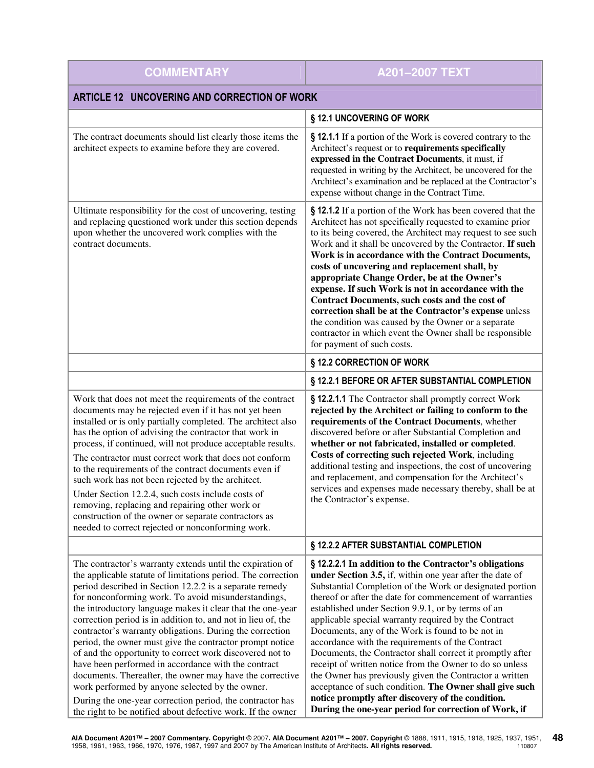| COMMENTARY | A201–2007 TEXT |
|---|---|
| **ARTICLE 12 UNCOVERING AND CORRECTION OF WORK** | |
| | **§ 12.1 UNCOVERING OF WORK** |
| The contract documents should list clearly those items the architect expects to examine before they are covered. | **§ 12.1.1** If a portion of the Work is covered contrary to the Architect's request or to **requirements specifically expressed in the Contract Documents**, it must, if requested in writing by the Architect, be uncovered for the Architect's examination and be replaced at the Contractor's expense without change in the Contract Time. |
| Ultimate responsibility for the cost of uncovering, testing and replacing questioned work under this section depends upon whether the uncovered work complies with the contract documents. | **§ 12.1.2** If a portion of the Work has been covered that the Architect has not specifically requested to examine prior to its being covered, the Architect may request to see such Work and it shall be uncovered by the Contractor. **If such Work is in accordance with the Contract Documents, costs of uncovering and replacement shall, by appropriate Change Order, be at the Owner's expense. If such Work is not in accordance with the Contract Documents, such costs and the cost of correction shall be at the Contractor's expense** unless the condition was caused by the Owner or a separate contractor in which event the Owner shall be responsible for payment of such costs. |
| | **§ 12.2 CORRECTION OF WORK** |
| | **§ 12.2.1 BEFORE OR AFTER SUBSTANTIAL COMPLETION** |
| Work that does not meet the requirements of the contract documents may be rejected even if it has not yet been installed or is only partially completed. The architect also has the option of advising the contractor that work in process, if continued, will not produce acceptable results.<br><br>The contractor must correct work that does not conform to the requirements of the contract documents even if such work has not been rejected by the architect.<br><br>Under Section 12.2.4, such costs include costs of removing, replacing and repairing other work or construction of the owner or separate contractors as needed to correct rejected or nonconforming work. | **§ 12.2.1.1** The Contractor shall promptly correct Work **rejected by the Architect or failing to conform to the requirements of the Contract Documents**, whether discovered before or after Substantial Completion and **whether or not fabricated, installed or completed**. **Costs of correcting such rejected Work**, including additional testing and inspections, the cost of uncovering and replacement, and compensation for the Architect's services and expenses made necessary thereby, shall be at the Contractor's expense. |
| | **§ 12.2.2 AFTER SUBSTANTIAL COMPLETION** |
| The contractor's warranty extends until the expiration of the applicable statute of limitations period. The correction period described in Section 12.2.2 is a separate remedy for nonconforming work. To avoid misunderstandings, the introductory language makes it clear that the one-year correction period is in addition to, and not in lieu of, the contractor's warranty obligations. During the correction period, the owner must give the contractor prompt notice of and the opportunity to correct work discovered not to have been performed in accordance with the contract documents. Thereafter, the owner may have the corrective work performed by anyone selected by the owner.<br><br>During the one-year correction period, the contractor has the right to be notified about defective work. If the owner | **§ 12.2.2.1 In addition to the Contractor's obligations under Section 3.5,** if, within one year after the date of Substantial Completion of the Work or designated portion thereof or after the date for commencement of warranties established under Section 9.9.1, or by terms of an applicable special warranty required by the Contract Documents, any of the Work is found to be not in accordance with the requirements of the Contract Documents, the Contractor shall correct it promptly after receipt of written notice from the Owner to do so unless the Owner has previously given the Contractor a written acceptance of such condition. **The Owner shall give such notice promptly after discovery of the condition. During the one-year period for correction of Work, if** |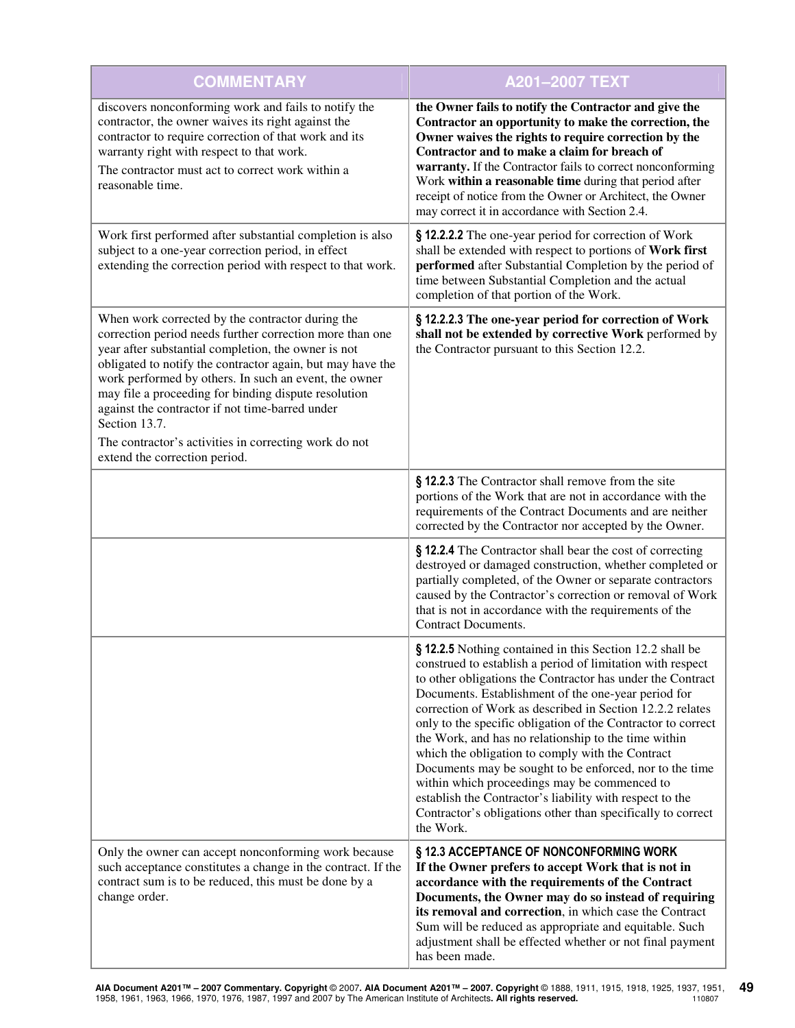| COMMENTARY | A201–2007 TEXT |
| --- | --- |
| discovers nonconforming work and fails to notify the contractor, the owner waives its right against the contractor to require correction of that work and its warranty right with respect to that work. The contractor must act to correct work within a reasonable time. | **the Owner fails to notify the Contractor and give the Contractor an opportunity to make the correction, the Owner waives the rights to require correction by the Contractor and to make a claim for breach of warranty.** If the Contractor fails to correct nonconforming Work **within a reasonable time** during that period after receipt of notice from the Owner or Architect, the Owner may correct it in accordance with Section 2.4. |
| Work first performed after substantial completion is also subject to a one-year correction period, in effect extending the correction period with respect to that work. | **§ 12.2.2.2** The one-year period for correction of Work shall be extended with respect to portions of **Work first performed** after Substantial Completion by the period of time between Substantial Completion and the actual completion of that portion of the Work. |
| When work corrected by the contractor during the correction period needs further correction more than one year after substantial completion, the owner is not obligated to notify the contractor again, but may have the work performed by others. In such an event, the owner may file a proceeding for binding dispute resolution against the contractor if not time-barred under Section 13.7. The contractor's activities in correcting work do not extend the correction period. | **§ 12.2.2.3 The one-year period for correction of Work shall not be extended by corrective Work** performed by the Contractor pursuant to this Section 12.2. |
| | **§ 12.2.3** The Contractor shall remove from the site portions of the Work that are not in accordance with the requirements of the Contract Documents and are neither corrected by the Contractor nor accepted by the Owner. |
| | **§ 12.2.4** The Contractor shall bear the cost of correcting destroyed or damaged construction, whether completed or partially completed, of the Owner or separate contractors caused by the Contractor's correction or removal of Work that is not in accordance with the requirements of the Contract Documents. |
| | **§ 12.2.5** Nothing contained in this Section 12.2 shall be construed to establish a period of limitation with respect to other obligations the Contractor has under the Contract Documents. Establishment of the one-year period for correction of Work as described in Section 12.2.2 relates only to the specific obligation of the Contractor to correct the Work, and has no relationship to the time within which the obligation to comply with the Contract Documents may be sought to be enforced, nor to the time within which proceedings may be commenced to establish the Contractor's liability with respect to the Contractor's obligations other than specifically to correct the Work. |
| Only the owner can accept nonconforming work because such acceptance constitutes a change in the contract. If the contract sum is to be reduced, this must be done by a change order. | **§ 12.3 ACCEPTANCE OF NONCONFORMING WORK** **If the Owner prefers to accept Work that is not in accordance with the requirements of the Contract Documents, the Owner may do so instead of requiring its removal and correction**, in which case the Contract Sum will be reduced as appropriate and equitable. Such adjustment shall be effected whether or not final payment has been made. |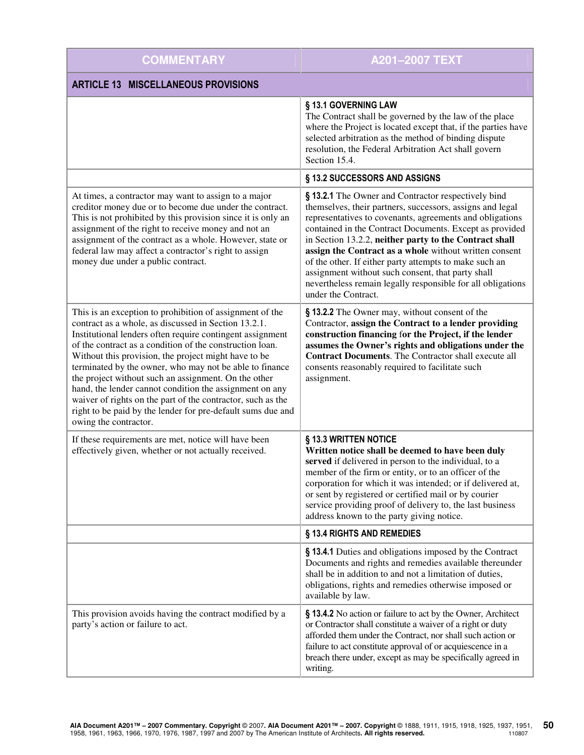| COMMENTARY | A201–2007 TEXT |
|---|---|
| **ARTICLE 13 MISCELLANEOUS PROVISIONS** | |
| | **§ 13.1 GOVERNING LAW** The Contract shall be governed by the law of the place where the Project is located except that, if the parties have selected arbitration as the method of binding dispute resolution, the Federal Arbitration Act shall govern Section 15.4. |
| | **§ 13.2 SUCCESSORS AND ASSIGNS** |
| At times, a contractor may want to assign to a major creditor money due or to become due under the contract. This is not prohibited by this provision since it is only an assignment of the right to receive money and not an assignment of the contract as a whole. However, state or federal law may affect a contractor's right to assign money due under a public contract. | **§ 13.2.1** The Owner and Contractor respectively bind themselves, their partners, successors, assigns and legal representatives to covenants, agreements and obligations contained in the Contract Documents. Except as provided in Section 13.2.2, **neither party to the Contract shall assign the Contract as a whole** without written consent of the other. If either party attempts to make such an assignment without such consent, that party shall nevertheless remain legally responsible for all obligations under the Contract. |
| This is an exception to prohibition of assignment of the contract as a whole, as discussed in Section 13.2.1. Institutional lenders often require contingent assignment of the contract as a condition of the construction loan. Without this provision, the project might have to be terminated by the owner, who may not be able to finance the project without such an assignment. On the other hand, the lender cannot condition the assignment on any waiver of rights on the part of the contractor, such as the right to be paid by the lender for pre-default sums due and owing the contractor. | **§ 13.2.2** The Owner may, without consent of the Contractor, **assign the Contract to a lender providing construction financing for the Project, if the lender assumes the Owner's rights and obligations under the Contract Documents**. The Contractor shall execute all consents reasonably required to facilitate such assignment. |
| If these requirements are met, notice will have been effectively given, whether or not actually received. | **§ 13.3 WRITTEN NOTICE** **Written notice shall be deemed to have been duly served** if delivered in person to the individual, to a member of the firm or entity, or to an officer of the corporation for which it was intended; or if delivered at, or sent by registered or certified mail or by courier service providing proof of delivery to, the last business address known to the party giving notice. |
| | **§ 13.4 RIGHTS AND REMEDIES** |
| | **§ 13.4.1** Duties and obligations imposed by the Contract Documents and rights and remedies available thereunder shall be in addition to and not a limitation of duties, obligations, rights and remedies otherwise imposed or available by law. |
| This provision avoids having the contract modified by a party's action or failure to act. | **§ 13.4.2** No action or failure to act by the Owner, Architect or Contractor shall constitute a waiver of a right or duty afforded them under the Contract, nor shall such action or failure to act constitute approval of or acquiescence in a breach there under, except as may be specifically agreed in writing. |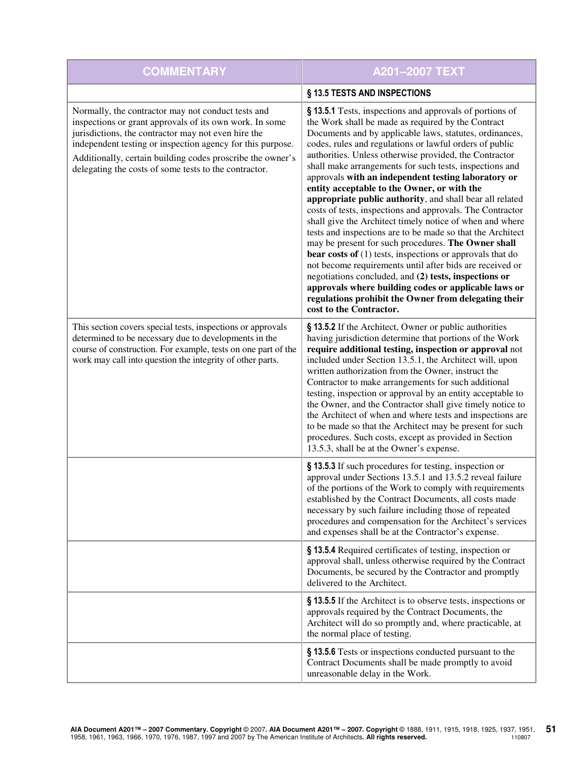| COMMENTARY | A201–2007 TEXT |
| --- | --- |
| | **§ 13.5 TESTS AND INSPECTIONS** |
| Normally, the contractor may not conduct tests and inspections or grant approvals of its own work. In some jurisdictions, the contractor may not even hire the independent testing or inspection agency for this purpose. Additionally, certain building codes proscribe the owner's delegating the costs of some tests to the contractor. | **§ 13.5.1** Tests, inspections and approvals of portions of the Work shall be made as required by the Contract Documents and by applicable laws, statutes, ordinances, codes, rules and regulations or lawful orders of public authorities. Unless otherwise provided, the Contractor shall make arrangements for such tests, inspections and approvals **with an independent testing laboratory or entity acceptable to the Owner, or with the appropriate public authority**, and shall bear all related costs of tests, inspections and approvals. The Contractor shall give the Architect timely notice of when and where tests and inspections are to be made so that the Architect may be present for such procedures. **The Owner shall bear costs of** (1) tests, inspections or approvals that do not become requirements until after bids are received or negotiations concluded, and **(2) tests, inspections or approvals where building codes or applicable laws or regulations prohibit the Owner from delegating their cost to the Contractor.** |
| This section covers special tests, inspections or approvals determined to be necessary due to developments in the course of construction. For example, tests on one part of the work may call into question the integrity of other parts. | **§ 13.5.2** If the Architect, Owner or public authorities having jurisdiction determine that portions of the Work **require additional testing, inspection or approval** not included under Section 13.5.1, the Architect will, upon written authorization from the Owner, instruct the Contractor to make arrangements for such additional testing, inspection or approval by an entity acceptable to the Owner, and the Contractor shall give timely notice to the Architect of when and where tests and inspections are to be made so that the Architect may be present for such procedures. Such costs, except as provided in Section 13.5.3, shall be at the Owner's expense. |
| | **§ 13.5.3** If such procedures for testing, inspection or approval under Sections 13.5.1 and 13.5.2 reveal failure of the portions of the Work to comply with requirements established by the Contract Documents, all costs made necessary by such failure including those of repeated procedures and compensation for the Architect's services and expenses shall be at the Contractor's expense. |
| | **§ 13.5.4** Required certificates of testing, inspection or approval shall, unless otherwise required by the Contract Documents, be secured by the Contractor and promptly delivered to the Architect. |
| | **§ 13.5.5** If the Architect is to observe tests, inspections or approvals required by the Contract Documents, the Architect will do so promptly and, where practicable, at the normal place of testing. |
| | **§ 13.5.6** Tests or inspections conducted pursuant to the Contract Documents shall be made promptly to avoid unreasonable delay in the Work. |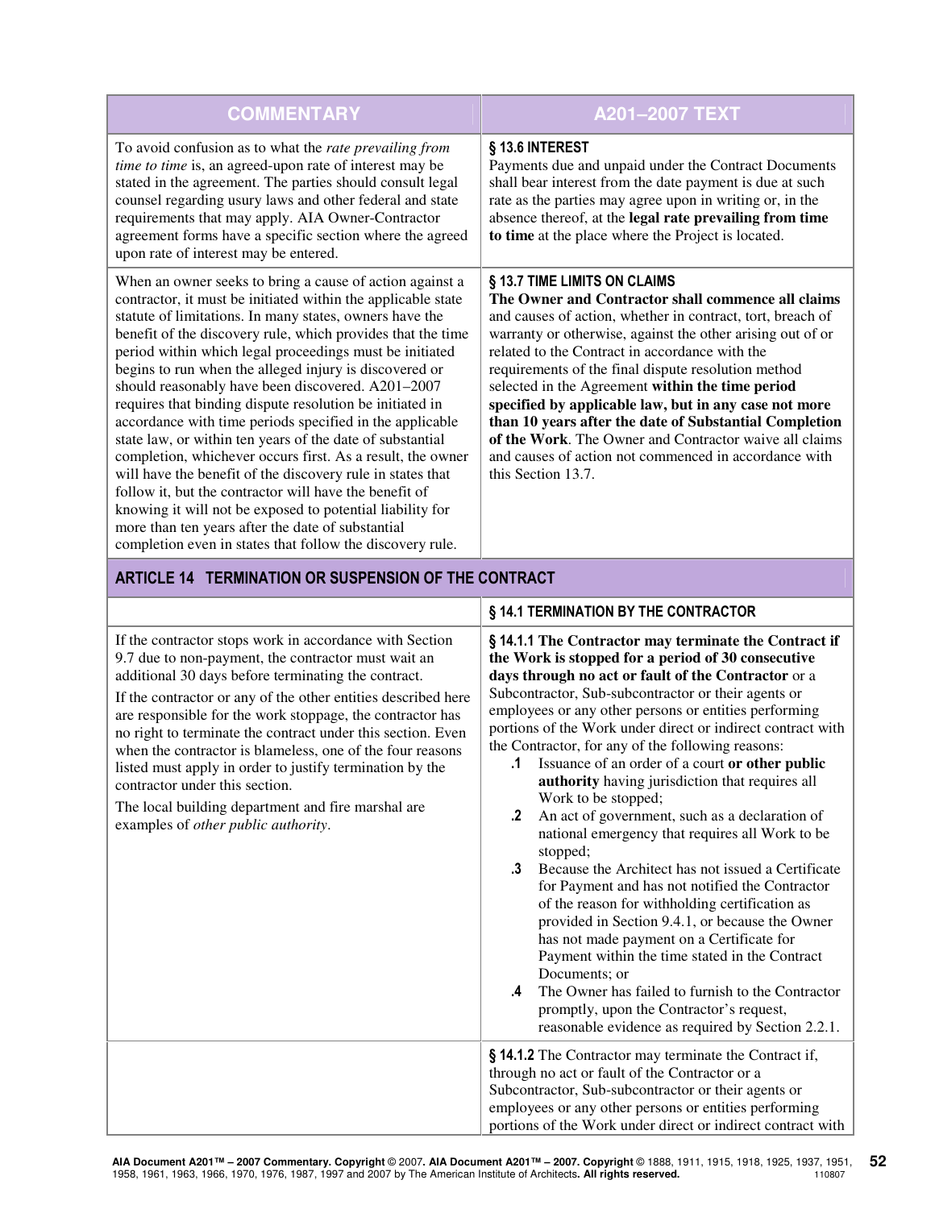| COMMENTARY | A201–2007 TEXT |
| --- | --- |
| To avoid confusion as to what the *rate prevailing from time to time* is, an agreed-upon rate of interest may be stated in the agreement. The parties should consult legal counsel regarding usury laws and other federal and state requirements that may apply. AIA Owner-Contractor agreement forms have a specific section where the agreed upon rate of interest may be entered. | **§ 13.6 INTEREST**<br>Payments due and unpaid under the Contract Documents shall bear interest from the date payment is due at such rate as the parties may agree upon in writing or, in the absence thereof, at the **legal rate prevailing from time to time** at the place where the Project is located. |
| When an owner seeks to bring a cause of action against a contractor, it must be initiated within the applicable state statute of limitations. In many states, owners have the benefit of the discovery rule, which provides that the time period within which legal proceedings must be initiated begins to run when the alleged injury is discovered or should reasonably have been discovered. A201–2007 requires that binding dispute resolution be initiated in accordance with time periods specified in the applicable state law, or within ten years of the date of substantial completion, whichever occurs first. As a result, the owner will have the benefit of the discovery rule in states that follow it, but the contractor will have the benefit of knowing it will not be exposed to potential liability for more than ten years after the date of substantial completion even in states that follow the discovery rule. | **§ 13.7 TIME LIMITS ON CLAIMS**<br>**The Owner and Contractor shall commence all claims** and causes of action, whether in contract, tort, breach of warranty or otherwise, against the other arising out of or related to the Contract in accordance with the requirements of the final dispute resolution method selected in the Agreement **within the time period specified by applicable law, but in any case not more than 10 years after the date of Substantial Completion of the Work**. The Owner and Contractor waive all claims and causes of action not commenced in accordance with this Section 13.7. |

## ARTICLE 14 TERMINATION OR SUSPENSION OF THE CONTRACT

| COMMENTARY | A201–2007 TEXT |
| --- | --- |
| | **§ 14.1 TERMINATION BY THE CONTRACTOR** |
| If the contractor stops work in accordance with Section 9.7 due to non-payment, the contractor must wait an additional 30 days before terminating the contract.<br><br>If the contractor or any of the other entities described here are responsible for the work stoppage, the contractor has no right to terminate the contract under this section. Even when the contractor is blameless, one of the four reasons listed must apply in order to justify termination by the contractor under this section.<br><br>The local building department and fire marshal are examples of *other public authority*. | **§ 14.1.1 The Contractor may terminate the Contract if the Work is stopped for a period of 30 consecutive days through no act or fault of the Contractor** or a Subcontractor, Sub-subcontractor or their agents or employees or any other persons or entities performing portions of the Work under direct or indirect contract with the Contractor, for any of the following reasons:<br>**.1** Issuance of an order of a court **or other public authority** having jurisdiction that requires all Work to be stopped;<br>**.2** An act of government, such as a declaration of national emergency that requires all Work to be stopped;<br>**.3** Because the Architect has not issued a Certificate for Payment and has not notified the Contractor of the reason for withholding certification as provided in Section 9.4.1, or because the Owner has not made payment on a Certificate for Payment within the time stated in the Contract Documents; or<br>**.4** The Owner has failed to furnish to the Contractor promptly, upon the Contractor's request, reasonable evidence as required by Section 2.2.1. |
| | **§ 14.1.2** The Contractor may terminate the Contract if, through no act or fault of the Contractor or a Subcontractor, Sub-subcontractor or their agents or employees or any other persons or entities performing portions of the Work under direct or indirect contract with |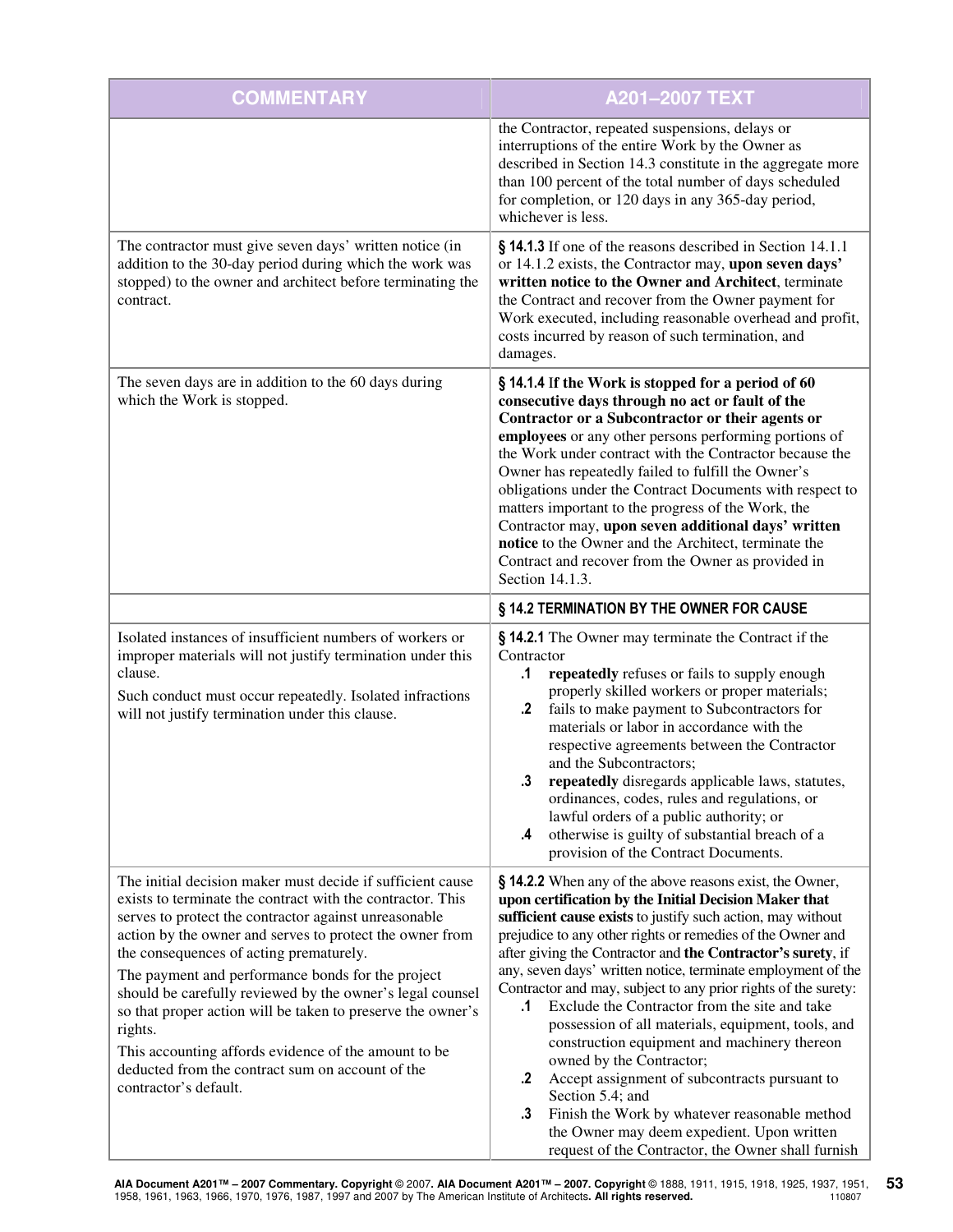| COMMENTARY | A201–2007 TEXT |
|---|---|
| | the Contractor, repeated suspensions, delays or interruptions of the entire Work by the Owner as described in Section 14.3 constitute in the aggregate more than 100 percent of the total number of days scheduled for completion, or 120 days in any 365-day period, whichever is less. |
| The contractor must give seven days' written notice (in addition to the 30-day period during which the work was stopped) to the owner and architect before terminating the contract. | **§ 14.1.3** If one of the reasons described in Section 14.1.1 or 14.1.2 exists, the Contractor may, **upon seven days' written notice to the Owner and Architect**, terminate the Contract and recover from the Owner payment for Work executed, including reasonable overhead and profit, costs incurred by reason of such termination, and damages. |
| The seven days are in addition to the 60 days during which the Work is stopped. | **§ 14.1.4 If the Work is stopped for a period of 60 consecutive days through no act or fault of the Contractor or a Subcontractor or their agents or employees** or any other persons performing portions of the Work under contract with the Contractor because the Owner has repeatedly failed to fulfill the Owner's obligations under the Contract Documents with respect to matters important to the progress of the Work, the Contractor may, **upon seven additional days' written notice** to the Owner and the Architect, terminate the Contract and recover from the Owner as provided in Section 14.1.3. |
| | **§ 14.2 TERMINATION BY THE OWNER FOR CAUSE** |
| Isolated instances of insufficient numbers of workers or improper materials will not justify termination under this clause.<br><br>Such conduct must occur repeatedly. Isolated infractions will not justify termination under this clause. | **§ 14.2.1** The Owner may terminate the Contract if the Contractor<br>**.1** **repeatedly** refuses or fails to supply enough properly skilled workers or proper materials;<br>**.2** fails to make payment to Subcontractors for materials or labor in accordance with the respective agreements between the Contractor and the Subcontractors;<br>**.3** **repeatedly** disregards applicable laws, statutes, ordinances, codes, rules and regulations, or lawful orders of a public authority; or<br>**.4** otherwise is guilty of substantial breach of a provision of the Contract Documents. |
| The initial decision maker must decide if sufficient cause exists to terminate the contract with the contractor. This serves to protect the contractor against unreasonable action by the owner and serves to protect the owner from the consequences of acting prematurely.<br><br>The payment and performance bonds for the project should be carefully reviewed by the owner's legal counsel so that proper action will be taken to preserve the owner's rights.<br><br>This accounting affords evidence of the amount to be deducted from the contract sum on account of the contractor's default. | **§ 14.2.2** When any of the above reasons exist, the Owner, **upon certification by the Initial Decision Maker that sufficient cause exists** to justify such action, may without prejudice to any other rights or remedies of the Owner and after giving the Contractor and **the Contractor's surety**, if any, seven days' written notice, terminate employment of the Contractor and may, subject to any prior rights of the surety:<br>**.1** Exclude the Contractor from the site and take possession of all materials, equipment, tools, and construction equipment and machinery thereon owned by the Contractor;<br>**.2** Accept assignment of subcontracts pursuant to Section 5.4; and<br>**.3** Finish the Work by whatever reasonable method the Owner may deem expedient. Upon written request of the Contractor, the Owner shall furnish |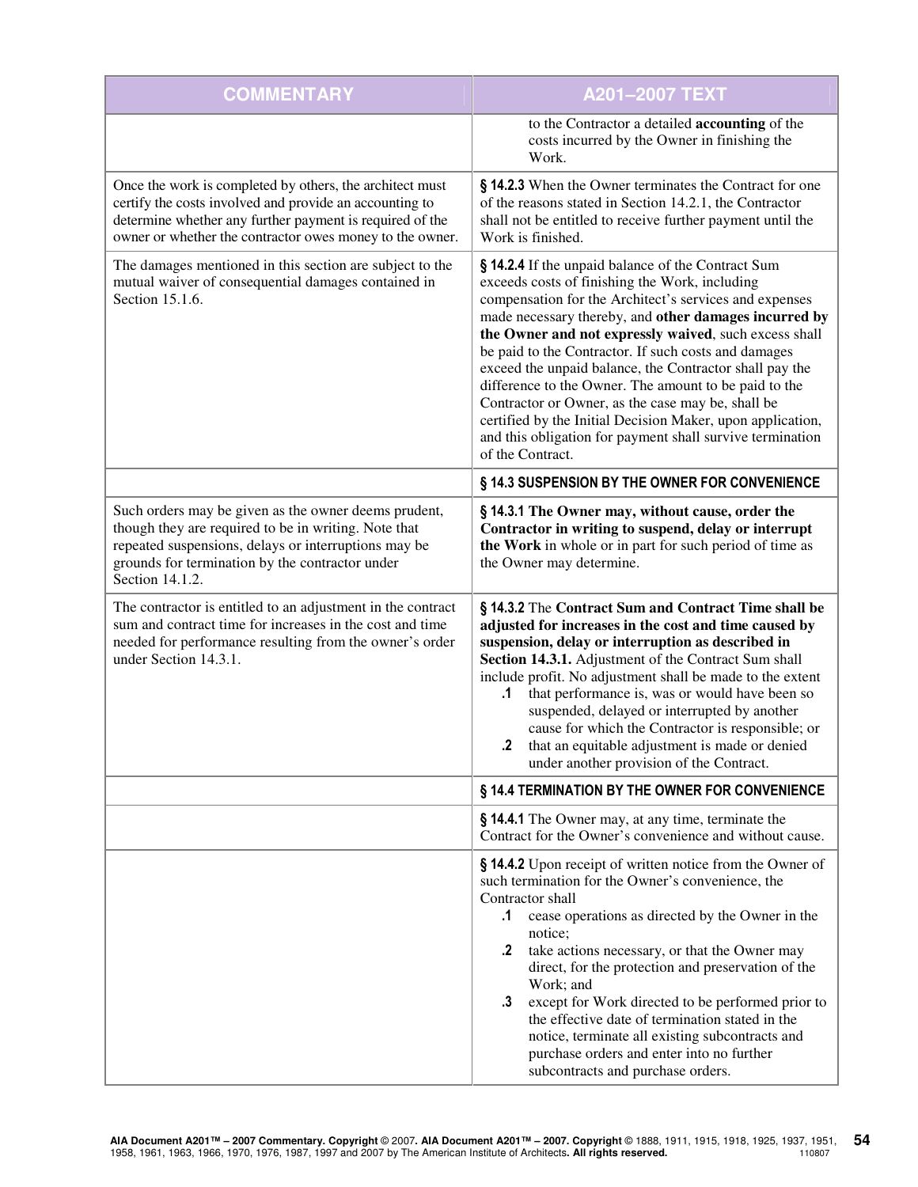| COMMENTARY | A201–2007 TEXT |
| --- | --- |
| | to the Contractor a detailed **accounting** of the costs incurred by the Owner in finishing the Work. |
| Once the work is completed by others, the architect must certify the costs involved and provide an accounting to determine whether any further payment is required of the owner or whether the contractor owes money to the owner. | **§ 14.2.3** When the Owner terminates the Contract for one of the reasons stated in Section 14.2.1, the Contractor shall not be entitled to receive further payment until the Work is finished. |
| The damages mentioned in this section are subject to the mutual waiver of consequential damages contained in Section 15.1.6. | **§ 14.2.4** If the unpaid balance of the Contract Sum exceeds costs of finishing the Work, including compensation for the Architect's services and expenses made necessary thereby, and **other damages incurred by the Owner and not expressly waived**, such excess shall be paid to the Contractor. If such costs and damages exceed the unpaid balance, the Contractor shall pay the difference to the Owner. The amount to be paid to the Contractor or Owner, as the case may be, shall be certified by the Initial Decision Maker, upon application, and this obligation for payment shall survive termination of the Contract. |
| | **§ 14.3 SUSPENSION BY THE OWNER FOR CONVENIENCE** |
| Such orders may be given as the owner deems prudent, though they are required to be in writing. Note that repeated suspensions, delays or interruptions may be grounds for termination by the contractor under Section 14.1.2. | **§ 14.3.1 The Owner may, without cause, order the Contractor in writing to suspend, delay or interrupt the Work** in whole or in part for such period of time as the Owner may determine. |
| The contractor is entitled to an adjustment in the contract sum and contract time for increases in the cost and time needed for performance resulting from the owner's order under Section 14.3.1. | **§ 14.3.2** The **Contract Sum and Contract Time shall be adjusted for increases in the cost and time caused by suspension, delay or interruption as described in Section 14.3.1.** Adjustment of the Contract Sum shall include profit. No adjustment shall be made to the extent<br>**.1** that performance is, was or would have been so suspended, delayed or interrupted by another cause for which the Contractor is responsible; or<br>**.2** that an equitable adjustment is made or denied under another provision of the Contract. |
| | **§ 14.4 TERMINATION BY THE OWNER FOR CONVENIENCE** |
| | **§ 14.4.1** The Owner may, at any time, terminate the Contract for the Owner's convenience and without cause. |
| | **§ 14.4.2** Upon receipt of written notice from the Owner of such termination for the Owner's convenience, the Contractor shall<br>**.1** cease operations as directed by the Owner in the notice;<br>**.2** take actions necessary, or that the Owner may direct, for the protection and preservation of the Work; and<br>**.3** except for Work directed to be performed prior to the effective date of termination stated in the notice, terminate all existing subcontracts and purchase orders and enter into no further subcontracts and purchase orders. |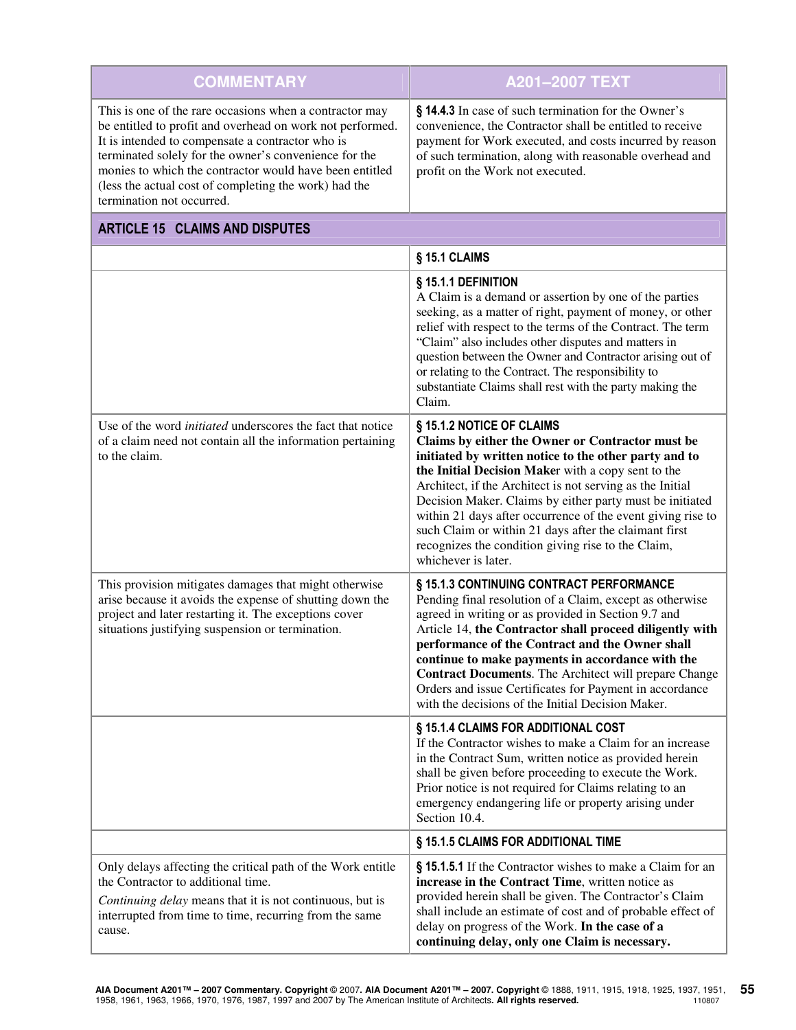| COMMENTARY | A201–2007 TEXT |
|---|---|
| This is one of the rare occasions when a contractor may be entitled to profit and overhead on work not performed. It is intended to compensate a contractor who is terminated solely for the owner's convenience for the monies to which the contractor would have been entitled (less the actual cost of completing the work) had the termination not occurred. | **§ 14.4.3** In case of such termination for the Owner's convenience, the Contractor shall be entitled to receive payment for Work executed, and costs incurred by reason of such termination, along with reasonable overhead and profit on the Work not executed. |
| **ARTICLE 15 CLAIMS AND DISPUTES** | |
| | **§ 15.1 CLAIMS** |
| | **§ 15.1.1 DEFINITION**<br>A Claim is a demand or assertion by one of the parties seeking, as a matter of right, payment of money, or other relief with respect to the terms of the Contract. The term "Claim" also includes other disputes and matters in question between the Owner and Contractor arising out of or relating to the Contract. The responsibility to substantiate Claims shall rest with the party making the Claim. |
| Use of the word *initiated* underscores the fact that notice of a claim need not contain all the information pertaining to the claim. | **§ 15.1.2 NOTICE OF CLAIMS**<br>**Claims by either the Owner or Contractor must be initiated by written notice to the other party and to the Initial Decision Make**r with a copy sent to the Architect, if the Architect is not serving as the Initial Decision Maker. Claims by either party must be initiated within 21 days after occurrence of the event giving rise to such Claim or within 21 days after the claimant first recognizes the condition giving rise to the Claim, whichever is later. |
| This provision mitigates damages that might otherwise arise because it avoids the expense of shutting down the project and later restarting it. The exceptions cover situations justifying suspension or termination. | **§ 15.1.3 CONTINUING CONTRACT PERFORMANCE**<br>Pending final resolution of a Claim, except as otherwise agreed in writing or as provided in Section 9.7 and Article 14, **the Contractor shall proceed diligently with performance of the Contract and the Owner shall continue to make payments in accordance with the Contract Documents**. The Architect will prepare Change Orders and issue Certificates for Payment in accordance with the decisions of the Initial Decision Maker. |
| | **§ 15.1.4 CLAIMS FOR ADDITIONAL COST**<br>If the Contractor wishes to make a Claim for an increase in the Contract Sum, written notice as provided herein shall be given before proceeding to execute the Work. Prior notice is not required for Claims relating to an emergency endangering life or property arising under Section 10.4. |
| | **§ 15.1.5 CLAIMS FOR ADDITIONAL TIME** |
| Only delays affecting the critical path of the Work entitle the Contractor to additional time.<br>*Continuing delay* means that it is not continuous, but is interrupted from time to time, recurring from the same cause. | **§ 15.1.5.1** If the Contractor wishes to make a Claim for an **increase in the Contract Time**, written notice as provided herein shall be given. The Contractor's Claim shall include an estimate of cost and of probable effect of delay on progress of the Work. **In the case of a continuing delay, only one Claim is necessary.** |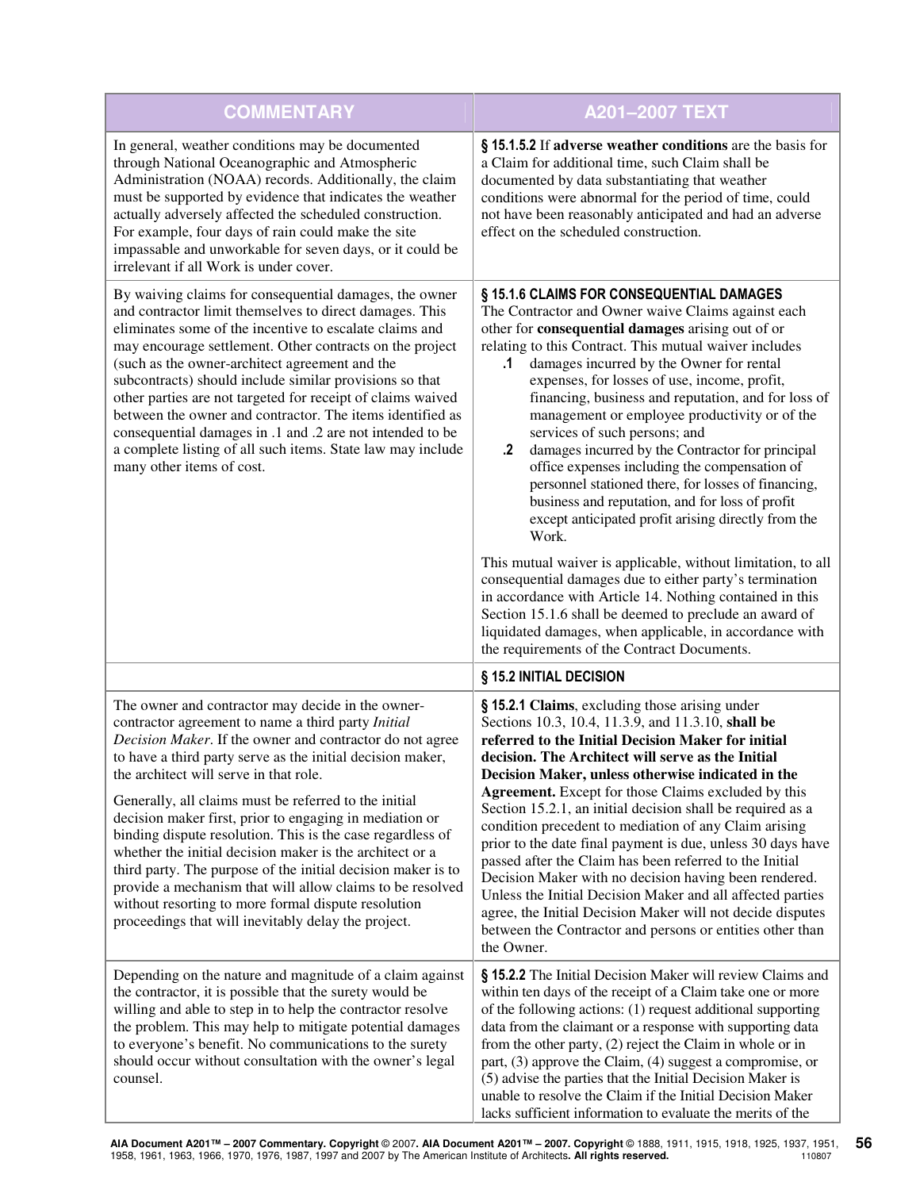| COMMENTARY | A201–2007 TEXT |
|---|---|
| In general, weather conditions may be documented through National Oceanographic and Atmospheric Administration (NOAA) records. Additionally, the claim must be supported by evidence that indicates the weather actually adversely affected the scheduled construction. For example, four days of rain could make the site impassable and unworkable for seven days, or it could be irrelevant if all Work is under cover. | **§ 15.1.5.2** If **adverse weather conditions** are the basis for a Claim for additional time, such Claim shall be documented by data substantiating that weather conditions were abnormal for the period of time, could not have been reasonably anticipated and had an adverse effect on the scheduled construction. |
| By waiving claims for consequential damages, the owner and contractor limit themselves to direct damages. This eliminates some of the incentive to escalate claims and may encourage settlement. Other contracts on the project (such as the owner-architect agreement and the subcontracts) should include similar provisions so that other parties are not targeted for receipt of claims waived between the owner and contractor. The items identified as consequential damages in .1 and .2 are not intended to be a complete listing of all such items. State law may include many other items of cost. | **§ 15.1.6 CLAIMS FOR CONSEQUENTIAL DAMAGES**<br>The Contractor and Owner waive Claims against each other for **consequential damages** arising out of or relating to this Contract. This mutual waiver includes<br>**.1** damages incurred by the Owner for rental expenses, for losses of use, income, profit, financing, business and reputation, and for loss of management or employee productivity or of the services of such persons; and<br>**.2** damages incurred by the Contractor for principal office expenses including the compensation of personnel stationed there, for losses of financing, business and reputation, and for loss of profit except anticipated profit arising directly from the Work.<br><br>This mutual waiver is applicable, without limitation, to all consequential damages due to either party's termination in accordance with Article 14. Nothing contained in this Section 15.1.6 shall be deemed to preclude an award of liquidated damages, when applicable, in accordance with the requirements of the Contract Documents. |
| | **§ 15.2 INITIAL DECISION** |
| The owner and contractor may decide in the owner-contractor agreement to name a third party *Initial Decision Maker*. If the owner and contractor do not agree to have a third party serve as the initial decision maker, the architect will serve in that role.<br><br>Generally, all claims must be referred to the initial decision maker first, prior to engaging in mediation or binding dispute resolution. This is the case regardless of whether the initial decision maker is the architect or a third party. The purpose of the initial decision maker is to provide a mechanism that will allow claims to be resolved without resorting to more formal dispute resolution proceedings that will inevitably delay the project. | **§ 15.2.1 Claims**, excluding those arising under Sections 10.3, 10.4, 11.3.9, and 11.3.10, **shall be referred to the Initial Decision Maker for initial decision. The Architect will serve as the Initial Decision Maker, unless otherwise indicated in the Agreement.** Except for those Claims excluded by this Section 15.2.1, an initial decision shall be required as a condition precedent to mediation of any Claim arising prior to the date final payment is due, unless 30 days have passed after the Claim has been referred to the Initial Decision Maker with no decision having been rendered. Unless the Initial Decision Maker and all affected parties agree, the Initial Decision Maker will not decide disputes between the Contractor and persons or entities other than the Owner. |
| Depending on the nature and magnitude of a claim against the contractor, it is possible that the surety would be willing and able to step in to help the contractor resolve the problem. This may help to mitigate potential damages to everyone's benefit. No communications to the surety should occur without consultation with the owner's legal counsel. | **§ 15.2.2** The Initial Decision Maker will review Claims and within ten days of the receipt of a Claim take one or more of the following actions: (1) request additional supporting data from the claimant or a response with supporting data from the other party, (2) reject the Claim in whole or in part, (3) approve the Claim, (4) suggest a compromise, or (5) advise the parties that the Initial Decision Maker is unable to resolve the Claim if the Initial Decision Maker lacks sufficient information to evaluate the merits of the |

**AIA Document A201™ – 2007 Commentary. Copyright** © 2007**. AIA Document A201™ – 2007. Copyright** © 1888, 1911, 1915, 1918, 1925, 1937, 1951, 1958, 1961, 1963, 1966, 1970, 1976, 1987, 1997 and 2007 by The American Institute of Architects**. All rights reserved.** 110807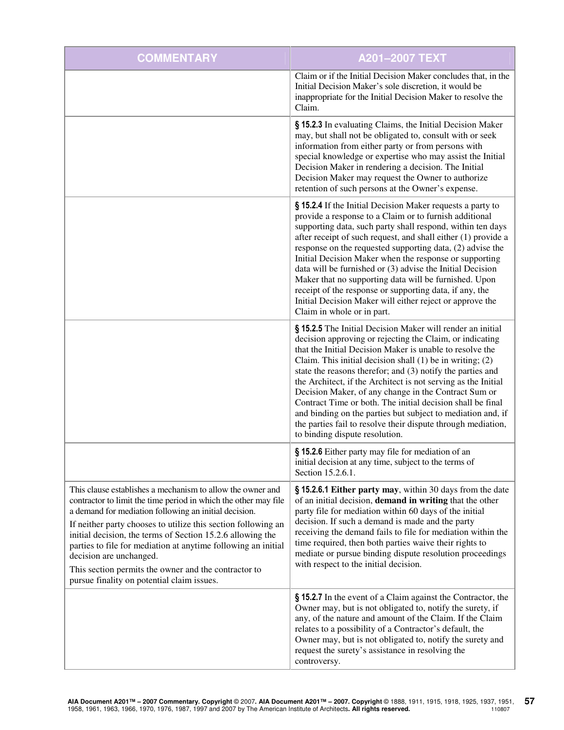| COMMENTARY | A201–2007 TEXT |
| --- | --- |
| | Claim or if the Initial Decision Maker concludes that, in the Initial Decision Maker's sole discretion, it would be inappropriate for the Initial Decision Maker to resolve the Claim. |
| | **§ 15.2.3** In evaluating Claims, the Initial Decision Maker may, but shall not be obligated to, consult with or seek information from either party or from persons with special knowledge or expertise who may assist the Initial Decision Maker in rendering a decision. The Initial Decision Maker may request the Owner to authorize retention of such persons at the Owner's expense. |
| | **§ 15.2.4** If the Initial Decision Maker requests a party to provide a response to a Claim or to furnish additional supporting data, such party shall respond, within ten days after receipt of such request, and shall either (1) provide a response on the requested supporting data, (2) advise the Initial Decision Maker when the response or supporting data will be furnished or (3) advise the Initial Decision Maker that no supporting data will be furnished. Upon receipt of the response or supporting data, if any, the Initial Decision Maker will either reject or approve the Claim in whole or in part. |
| | **§ 15.2.5** The Initial Decision Maker will render an initial decision approving or rejecting the Claim, or indicating that the Initial Decision Maker is unable to resolve the Claim. This initial decision shall (1) be in writing; (2) state the reasons therefor; and (3) notify the parties and the Architect, if the Architect is not serving as the Initial Decision Maker, of any change in the Contract Sum or Contract Time or both. The initial decision shall be final and binding on the parties but subject to mediation and, if the parties fail to resolve their dispute through mediation, to binding dispute resolution. |
| | **§ 15.2.6** Either party may file for mediation of an initial decision at any time, subject to the terms of Section 15.2.6.1. |
| This clause establishes a mechanism to allow the owner and contractor to limit the time period in which the other may file a demand for mediation following an initial decision.<br><br>If neither party chooses to utilize this section following an initial decision, the terms of Section 15.2.6 allowing the parties to file for mediation at anytime following an initial decision are unchanged.<br><br>This section permits the owner and the contractor to pursue finality on potential claim issues. | **§ 15.2.6.1 Either party may**, within 30 days from the date of an initial decision, **demand in writing** that the other party file for mediation within 60 days of the initial decision. If such a demand is made and the party receiving the demand fails to file for mediation within the time required, then both parties waive their rights to mediate or pursue binding dispute resolution proceedings with respect to the initial decision. |
| | **§ 15.2.7** In the event of a Claim against the Contractor, the Owner may, but is not obligated to, notify the surety, if any, of the nature and amount of the Claim. If the Claim relates to a possibility of a Contractor's default, the Owner may, but is not obligated to, notify the surety and request the surety's assistance in resolving the controversy. |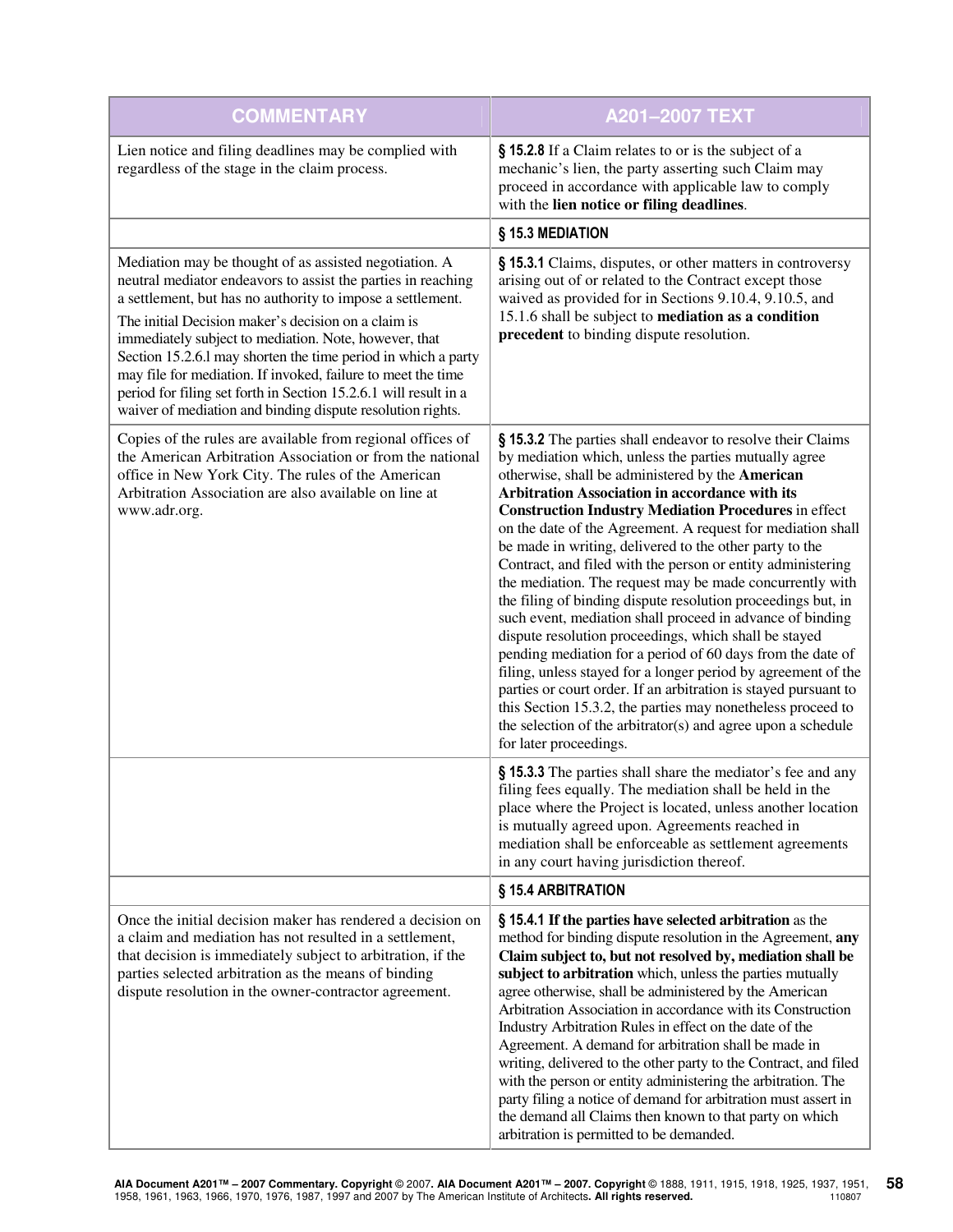| COMMENTARY | A201–2007 TEXT |
|---|---|
| Lien notice and filing deadlines may be complied with regardless of the stage in the claim process. | **§ 15.2.8** If a Claim relates to or is the subject of a mechanic's lien, the party asserting such Claim may proceed in accordance with applicable law to comply with the **lien notice or filing deadlines**. |
| | **§ 15.3 MEDIATION** |
| Mediation may be thought of as assisted negotiation. A neutral mediator endeavors to assist the parties in reaching a settlement, but has no authority to impose a settlement. The initial Decision maker's decision on a claim is immediately subject to mediation. Note, however, that Section 15.2.6.l may shorten the time period in which a party may file for mediation. If invoked, failure to meet the time period for filing set forth in Section 15.2.6.1 will result in a waiver of mediation and binding dispute resolution rights. | **§ 15.3.1** Claims, disputes, or other matters in controversy arising out of or related to the Contract except those waived as provided for in Sections 9.10.4, 9.10.5, and 15.1.6 shall be subject to **mediation as a condition precedent** to binding dispute resolution. |
| Copies of the rules are available from regional offices of the American Arbitration Association or from the national office in New York City. The rules of the American Arbitration Association are also available on line at www.adr.org. | **§ 15.3.2** The parties shall endeavor to resolve their Claims by mediation which, unless the parties mutually agree otherwise, shall be administered by the **American Arbitration Association in accordance with its Construction Industry Mediation Procedures** in effect on the date of the Agreement. A request for mediation shall be made in writing, delivered to the other party to the Contract, and filed with the person or entity administering the mediation. The request may be made concurrently with the filing of binding dispute resolution proceedings but, in such event, mediation shall proceed in advance of binding dispute resolution proceedings, which shall be stayed pending mediation for a period of 60 days from the date of filing, unless stayed for a longer period by agreement of the parties or court order. If an arbitration is stayed pursuant to this Section 15.3.2, the parties may nonetheless proceed to the selection of the arbitrator(s) and agree upon a schedule for later proceedings. |
| | **§ 15.3.3** The parties shall share the mediator's fee and any filing fees equally. The mediation shall be held in the place where the Project is located, unless another location is mutually agreed upon. Agreements reached in mediation shall be enforceable as settlement agreements in any court having jurisdiction thereof. |
| | **§ 15.4 ARBITRATION** |
| Once the initial decision maker has rendered a decision on a claim and mediation has not resulted in a settlement, that decision is immediately subject to arbitration, if the parties selected arbitration as the means of binding dispute resolution in the owner-contractor agreement. | **§ 15.4.1 If the parties have selected arbitration** as the method for binding dispute resolution in the Agreement, **any Claim subject to, but not resolved by, mediation shall be subject to arbitration** which, unless the parties mutually agree otherwise, shall be administered by the American Arbitration Association in accordance with its Construction Industry Arbitration Rules in effect on the date of the Agreement. A demand for arbitration shall be made in writing, delivered to the other party to the Contract, and filed with the person or entity administering the arbitration. The party filing a notice of demand for arbitration must assert in the demand all Claims then known to that party on which arbitration is permitted to be demanded. |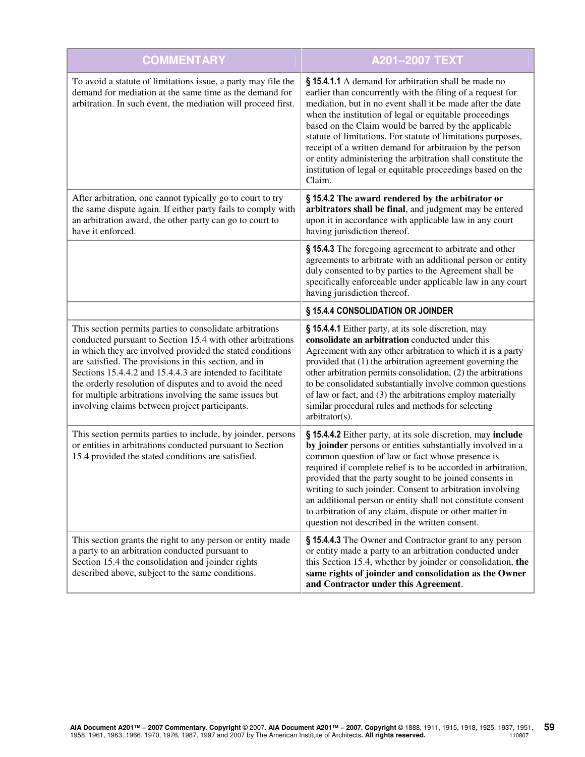| COMMENTARY | A201–2007 TEXT |
| --- | --- |
| To avoid a statute of limitations issue, a party may file the demand for mediation at the same time as the demand for arbitration. In such event, the mediation will proceed first. | **§ 15.4.1.1** A demand for arbitration shall be made no earlier than concurrently with the filing of a request for mediation, but in no event shall it be made after the date when the institution of legal or equitable proceedings based on the Claim would be barred by the applicable statute of limitations. For statute of limitations purposes, receipt of a written demand for arbitration by the person or entity administering the arbitration shall constitute the institution of legal or equitable proceedings based on the Claim. |
| After arbitration, one cannot typically go to court to try the same dispute again. If either party fails to comply with an arbitration award, the other party can go to court to have it enforced. | **§ 15.4.2 The award rendered by the arbitrator or arbitrators shall be final**, and judgment may be entered upon it in accordance with applicable law in any court having jurisdiction thereof. |
| | **§ 15.4.3** The foregoing agreement to arbitrate and other agreements to arbitrate with an additional person or entity duly consented to by parties to the Agreement shall be specifically enforceable under applicable law in any court having jurisdiction thereof. |
| | **§ 15.4.4 CONSOLIDATION OR JOINDER** |
| This section permits parties to consolidate arbitrations conducted pursuant to Section 15.4 with other arbitrations in which they are involved provided the stated conditions are satisfied. The provisions in this section, and in Sections 15.4.4.2 and 15.4.4.3 are intended to facilitate the orderly resolution of disputes and to avoid the need for multiple arbitrations involving the same issues but involving claims between project participants. | **§ 15.4.4.1** Either party, at its sole discretion, may **consolidate an arbitration** conducted under this Agreement with any other arbitration to which it is a party provided that (1) the arbitration agreement governing the other arbitration permits consolidation, (2) the arbitrations to be consolidated substantially involve common questions of law or fact, and (3) the arbitrations employ materially similar procedural rules and methods for selecting arbitrator(s). |
| This section permits parties to include, by joinder, persons or entities in arbitrations conducted pursuant to Section 15.4 provided the stated conditions are satisfied. | **§ 15.4.4.2** Either party, at its sole discretion, may **include by joinder** persons or entities substantially involved in a common question of law or fact whose presence is required if complete relief is to be accorded in arbitration, provided that the party sought to be joined consents in writing to such joinder. Consent to arbitration involving an additional person or entity shall not constitute consent to arbitration of any claim, dispute or other matter in question not described in the written consent. |
| This section grants the right to any person or entity made a party to an arbitration conducted pursuant to Section 15.4 the consolidation and joinder rights described above, subject to the same conditions. | **§ 15.4.4.3** The Owner and Contractor grant to any person or entity made a party to an arbitration conducted under this Section 15.4, whether by joinder or consolidation, **the same rights of joinder and consolidation as the Owner and Contractor under this Agreement**. |